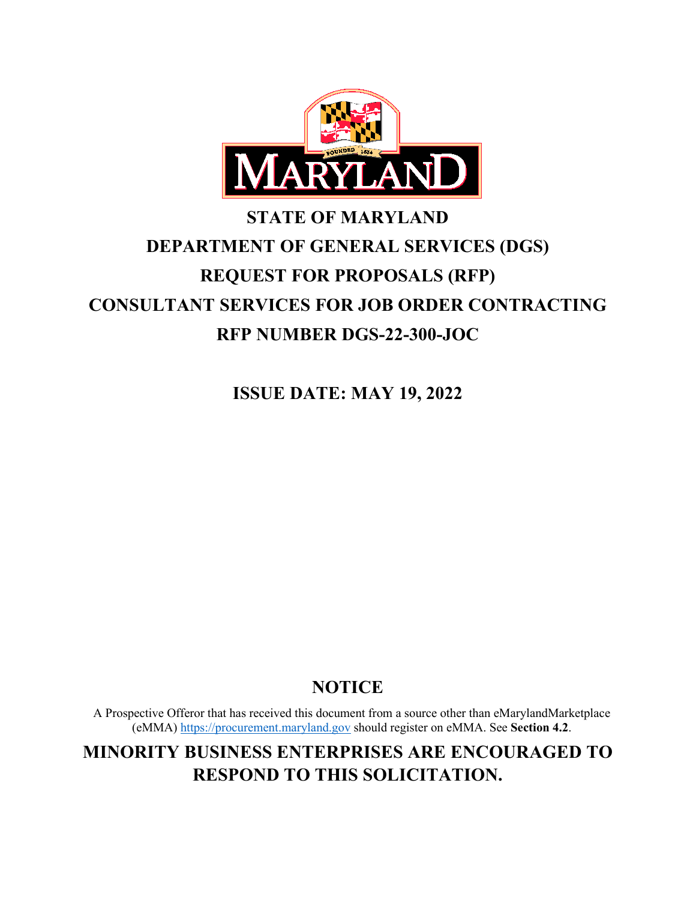# STATE OF MARYLAND

# DEPARTMENT OF GENERAL SERVICES (DGS)

# REQUEST FOR PROPOSALS (RFP)

# CONSULTANT SERVICES FOR JOB ORDER CONTRACTING

# RFP NUMBER DGS-22-300-JOC

**ISSUE DATE: MAY 19, 2022**

## NOTICE

A Prospective Offeror that has received this document from a source other than eMarylandMarketplace (eMMA) https://procurement.maryland.gov should register on eMMA. See **Section 4.2**.

**MINORITY BUSINESS ENTERPRISES ARE ENCOURAGED TO RESPOND TO THIS SOLICITATION.**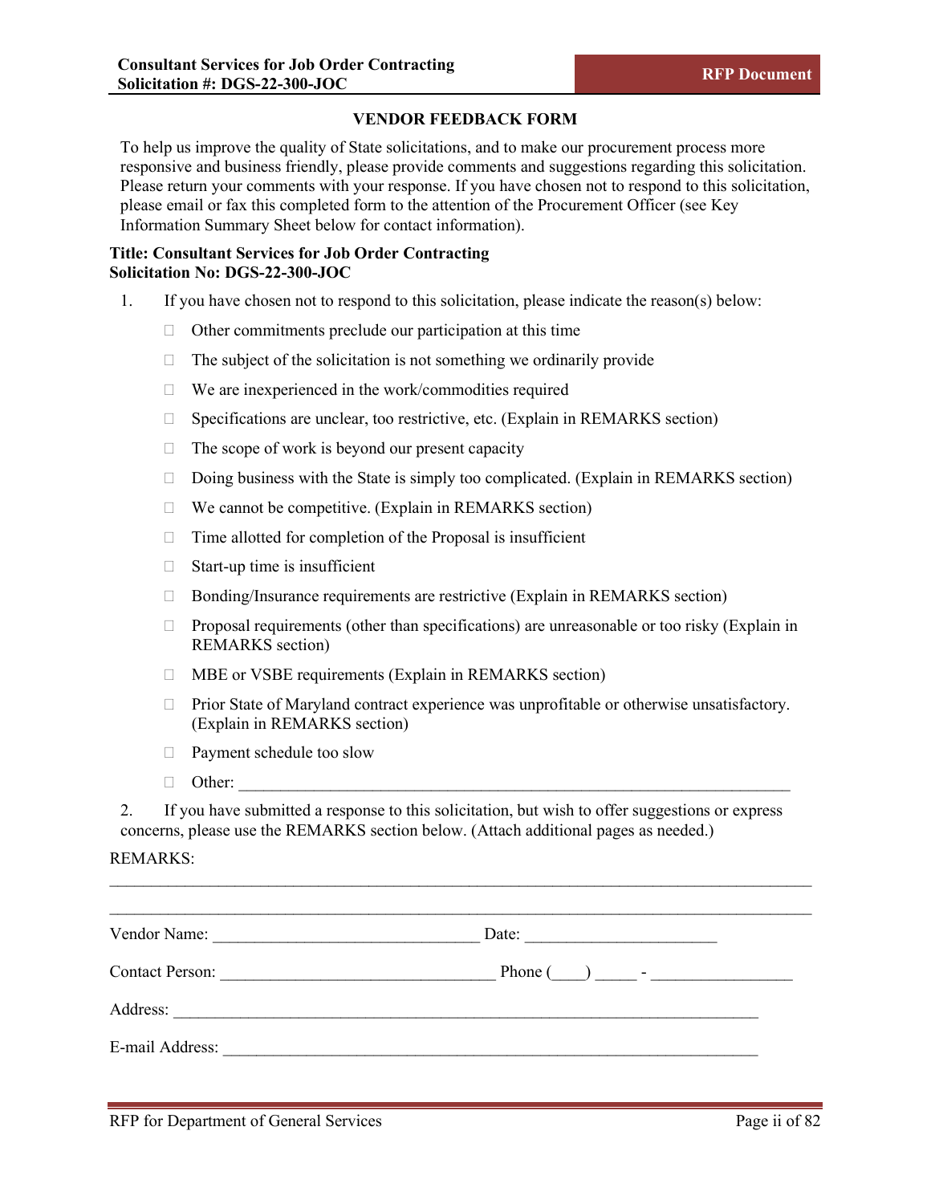## VENDOR FEEDBACK FORM

To help us improve the quality of State solicitations, and to make our procurement process more responsive and business friendly, please provide comments and suggestions regarding this solicitation. Please return your comments with your response. If you have chosen not to respond to this solicitation, please email or fax this completed form to the attention of the Procurement Officer (see Key Information Summary Sheet below for contact information).

**Title: Consultant Services for Job Order Contracting**
**Solicitation No: DGS-22-300-JOC**

1. If you have chosen not to respond to this solicitation, please indicate the reason(s) below:

   - ☐ Other commitments preclude our participation at this time
   - ☐ The subject of the solicitation is not something we ordinarily provide
   - ☐ We are inexperienced in the work/commodities required
   - ☐ Specifications are unclear, too restrictive, etc. (Explain in REMARKS section)
   - ☐ The scope of work is beyond our present capacity
   - ☐ Doing business with the State is simply too complicated. (Explain in REMARKS section)
   - ☐ We cannot be competitive. (Explain in REMARKS section)
   - ☐ Time allotted for completion of the Proposal is insufficient
   - ☐ Start-up time is insufficient
   - ☐ Bonding/Insurance requirements are restrictive (Explain in REMARKS section)
   - ☐ Proposal requirements (other than specifications) are unreasonable or too risky (Explain in REMARKS section)
   - ☐ MBE or VSBE requirements (Explain in REMARKS section)
   - ☐ Prior State of Maryland contract experience was unprofitable or otherwise unsatisfactory. (Explain in REMARKS section)
   - ☐ Payment schedule too slow
   - ☐ Other: ___________________________________________________________________

2. If you have submitted a response to this solicitation, but wish to offer suggestions or express concerns, please use the REMARKS section below. (Attach additional pages as needed.)

REMARKS:

________________________________________________________________________________

________________________________________________________________________________

Vendor Name: ________________________________ Date: _______________________

Contact Person: _________________________________ Phone (____) _____ - ________________

Address: _______________________________________________________________________

E-mail Address: _________________________________________________________________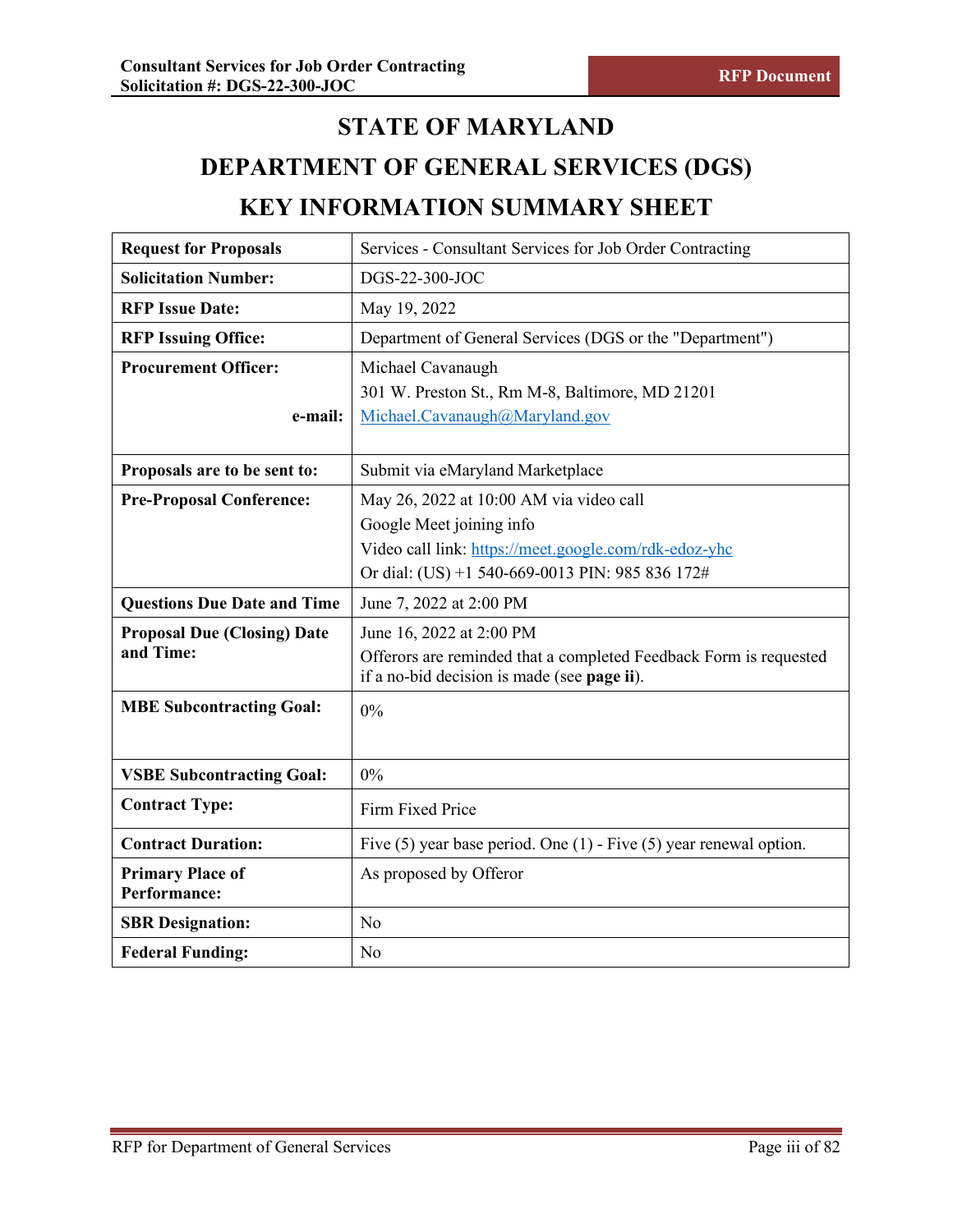# STATE OF MARYLAND

# DEPARTMENT OF GENERAL SERVICES (DGS)

# KEY INFORMATION SUMMARY SHEET

| | |
|---|---|
| **Request for Proposals** | Services - Consultant Services for Job Order Contracting |
| **Solicitation Number:** | DGS-22-300-JOC |
| **RFP Issue Date:** | May 19, 2022 |
| **RFP Issuing Office:** | Department of General Services (DGS or the "Department") |
| **Procurement Officer:**<br><br>**e-mail:** | Michael Cavanaugh<br>301 W. Preston St., Rm M-8, Baltimore, MD 21201<br>Michael.Cavanaugh@Maryland.gov |
| **Proposals are to be sent to:** | Submit via eMaryland Marketplace |
| **Pre-Proposal Conference:** | May 26, 2022 at 10:00 AM via video call<br>Google Meet joining info<br>Video call link: https://meet.google.com/rdk-edoz-yhc<br>Or dial: (US) +1 540-669-0013 PIN: 985 836 172# |
| **Questions Due Date and Time** | June 7, 2022 at 2:00 PM |
| **Proposal Due (Closing) Date and Time:** | June 16, 2022 at 2:00 PM<br>Offerors are reminded that a completed Feedback Form is requested if a no-bid decision is made (see **page ii**). |
| **MBE Subcontracting Goal:** | 0% |
| **VSBE Subcontracting Goal:** | 0% |
| **Contract Type:** | Firm Fixed Price |
| **Contract Duration:** | Five (5) year base period. One (1) - Five (5) year renewal option. |
| **Primary Place of Performance:** | As proposed by Offeror |
| **SBR Designation:** | No |
| **Federal Funding:** | No |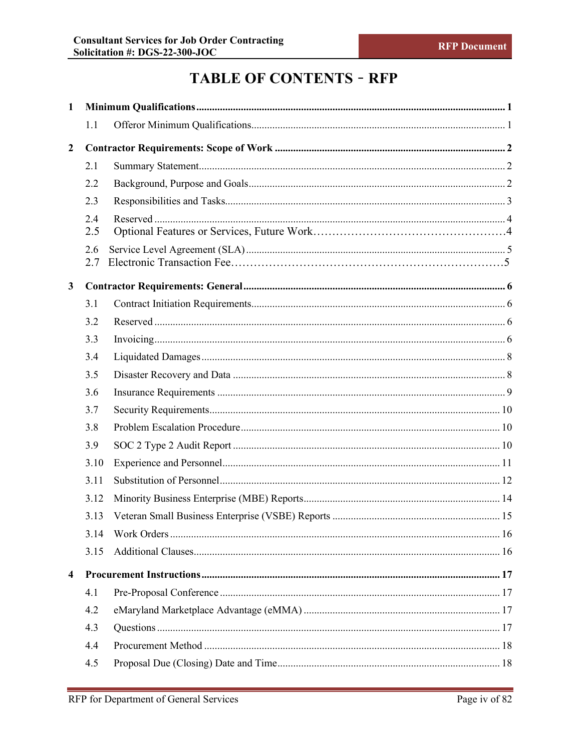# TABLE OF CONTENTS – RFP

**1 Minimum Qualifications** ..... 1

- 1.1 Offeror Minimum Qualifications ..... 1

**2 Contractor Requirements: Scope of Work** ..... 2

- 2.1 Summary Statement ..... 2
- 2.2 Background, Purpose and Goals ..... 2
- 2.3 Responsibilities and Tasks ..... 3
- 2.4 Reserved ..... 4
- 2.5 Optional Features or Services, Future Work ..... 4
- 2.6 Service Level Agreement (SLA) ..... 5
- 2.7 Electronic Transaction Fee ..... 5

**3 Contractor Requirements: General** ..... 6

- 3.1 Contract Initiation Requirements ..... 6
- 3.2 Reserved ..... 6
- 3.3 Invoicing ..... 6
- 3.4 Liquidated Damages ..... 8
- 3.5 Disaster Recovery and Data ..... 8
- 3.6 Insurance Requirements ..... 9
- 3.7 Security Requirements ..... 10
- 3.8 Problem Escalation Procedure ..... 10
- 3.9 SOC 2 Type 2 Audit Report ..... 10
- 3.10 Experience and Personnel ..... 11
- 3.11 Substitution of Personnel ..... 12
- 3.12 Minority Business Enterprise (MBE) Reports ..... 14
- 3.13 Veteran Small Business Enterprise (VSBE) Reports ..... 15
- 3.14 Work Orders ..... 16
- 3.15 Additional Clauses ..... 16

**4 Procurement Instructions** ..... 17

- 4.1 Pre-Proposal Conference ..... 17
- 4.2 eMaryland Marketplace Advantage (eMMA) ..... 17
- 4.3 Questions ..... 17
- 4.4 Procurement Method ..... 18
- 4.5 Proposal Due (Closing) Date and Time ..... 18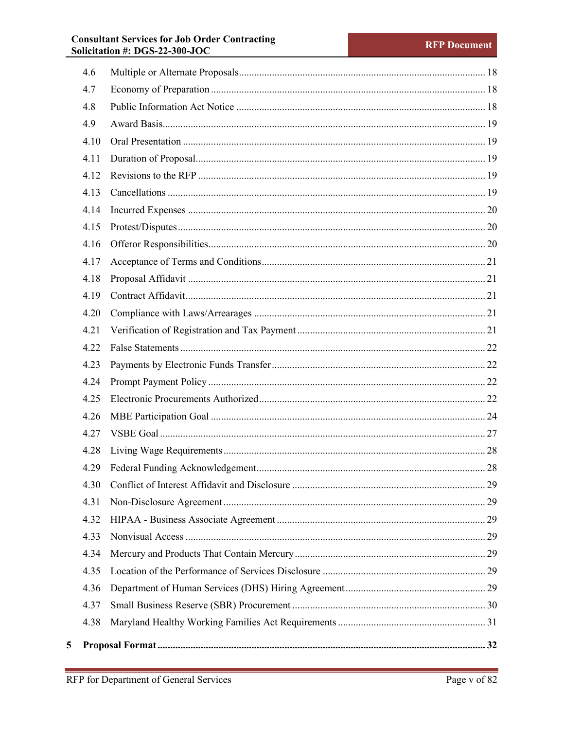4.6 Multiple or Alternate Proposals ........ 18
4.7 Economy of Preparation ........ 18
4.8 Public Information Act Notice ........ 18
4.9 Award Basis ........ 19
4.10 Oral Presentation ........ 19
4.11 Duration of Proposal ........ 19
4.12 Revisions to the RFP ........ 19
4.13 Cancellations ........ 19
4.14 Incurred Expenses ........ 20
4.15 Protest/Disputes ........ 20
4.16 Offeror Responsibilities ........ 20
4.17 Acceptance of Terms and Conditions ........ 21
4.18 Proposal Affidavit ........ 21
4.19 Contract Affidavit ........ 21
4.20 Compliance with Laws/Arrearages ........ 21
4.21 Verification of Registration and Tax Payment ........ 21
4.22 False Statements ........ 22
4.23 Payments by Electronic Funds Transfer ........ 22
4.24 Prompt Payment Policy ........ 22
4.25 Electronic Procurements Authorized ........ 22
4.26 MBE Participation Goal ........ 24
4.27 VSBE Goal ........ 27
4.28 Living Wage Requirements ........ 28
4.29 Federal Funding Acknowledgement ........ 28
4.30 Conflict of Interest Affidavit and Disclosure ........ 29
4.31 Non-Disclosure Agreement ........ 29
4.32 HIPAA - Business Associate Agreement ........ 29
4.33 Nonvisual Access ........ 29
4.34 Mercury and Products That Contain Mercury ........ 29
4.35 Location of the Performance of Services Disclosure ........ 29
4.36 Department of Human Services (DHS) Hiring Agreement ........ 29
4.37 Small Business Reserve (SBR) Procurement ........ 30
4.38 Maryland Healthy Working Families Act Requirements ........ 31

**5 Proposal Format ........ 32**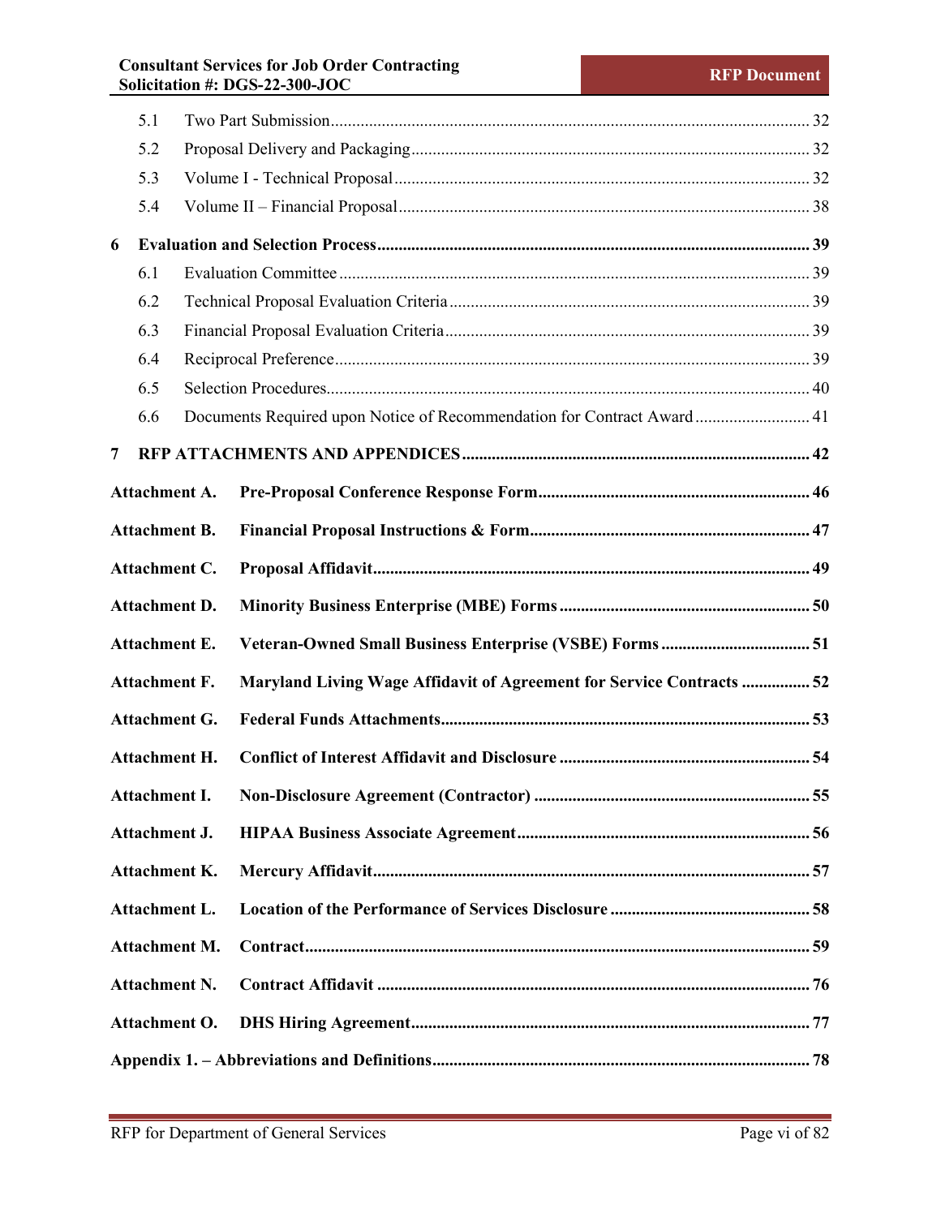5.1 Two Part Submission ........ 32

5.2 Proposal Delivery and Packaging ........ 32

5.3 Volume I - Technical Proposal ........ 32

5.4 Volume II – Financial Proposal ........ 38

**6 Evaluation and Selection Process ........ 39**

6.1 Evaluation Committee ........ 39

6.2 Technical Proposal Evaluation Criteria ........ 39

6.3 Financial Proposal Evaluation Criteria ........ 39

6.4 Reciprocal Preference ........ 39

6.5 Selection Procedures ........ 40

6.6 Documents Required upon Notice of Recommendation for Contract Award ........ 41

**7 RFP ATTACHMENTS AND APPENDICES ........ 42**

**Attachment A. Pre-Proposal Conference Response Form ........ 46**

**Attachment B. Financial Proposal Instructions & Form ........ 47**

**Attachment C. Proposal Affidavit ........ 49**

**Attachment D. Minority Business Enterprise (MBE) Forms ........ 50**

**Attachment E. Veteran-Owned Small Business Enterprise (VSBE) Forms ........ 51**

**Attachment F. Maryland Living Wage Affidavit of Agreement for Service Contracts ........ 52**

**Attachment G. Federal Funds Attachments ........ 53**

**Attachment H. Conflict of Interest Affidavit and Disclosure ........ 54**

**Attachment I. Non-Disclosure Agreement (Contractor) ........ 55**

**Attachment J. HIPAA Business Associate Agreement ........ 56**

**Attachment K. Mercury Affidavit ........ 57**

**Attachment L. Location of the Performance of Services Disclosure ........ 58**

**Attachment M. Contract ........ 59**

**Attachment N. Contract Affidavit ........ 76**

**Attachment O. DHS Hiring Agreement ........ 77**

**Appendix 1. – Abbreviations and Definitions ........ 78**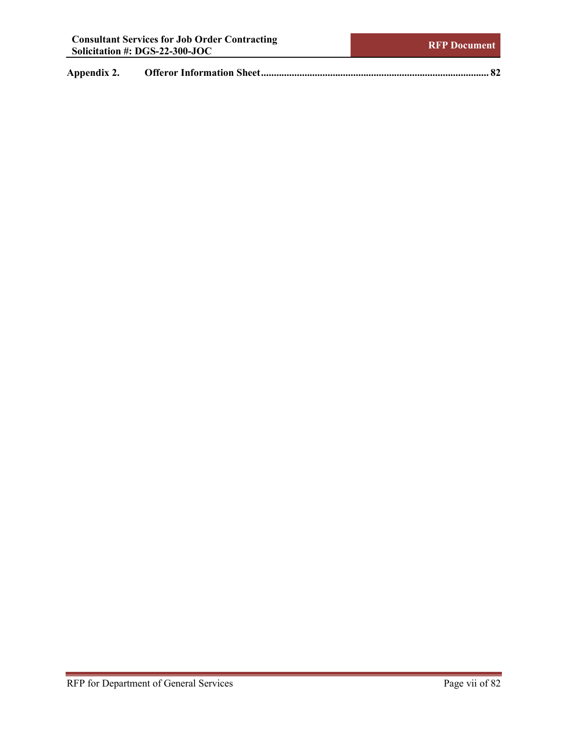**Appendix 2. Offeror Information Sheet ........................................................................................ 82**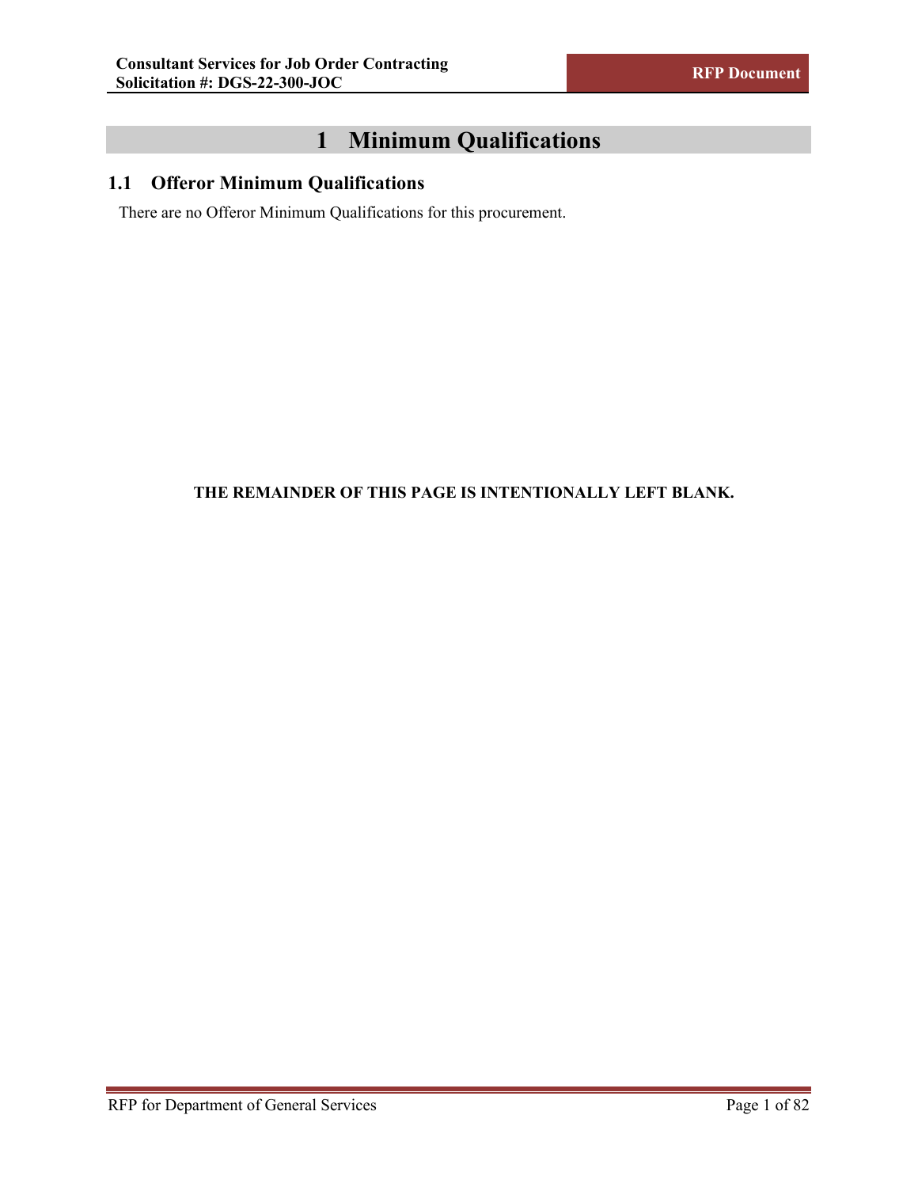# 1 Minimum Qualifications

## 1.1 Offeror Minimum Qualifications

There are no Offeror Minimum Qualifications for this procurement.

**THE REMAINDER OF THIS PAGE IS INTENTIONALLY LEFT BLANK.**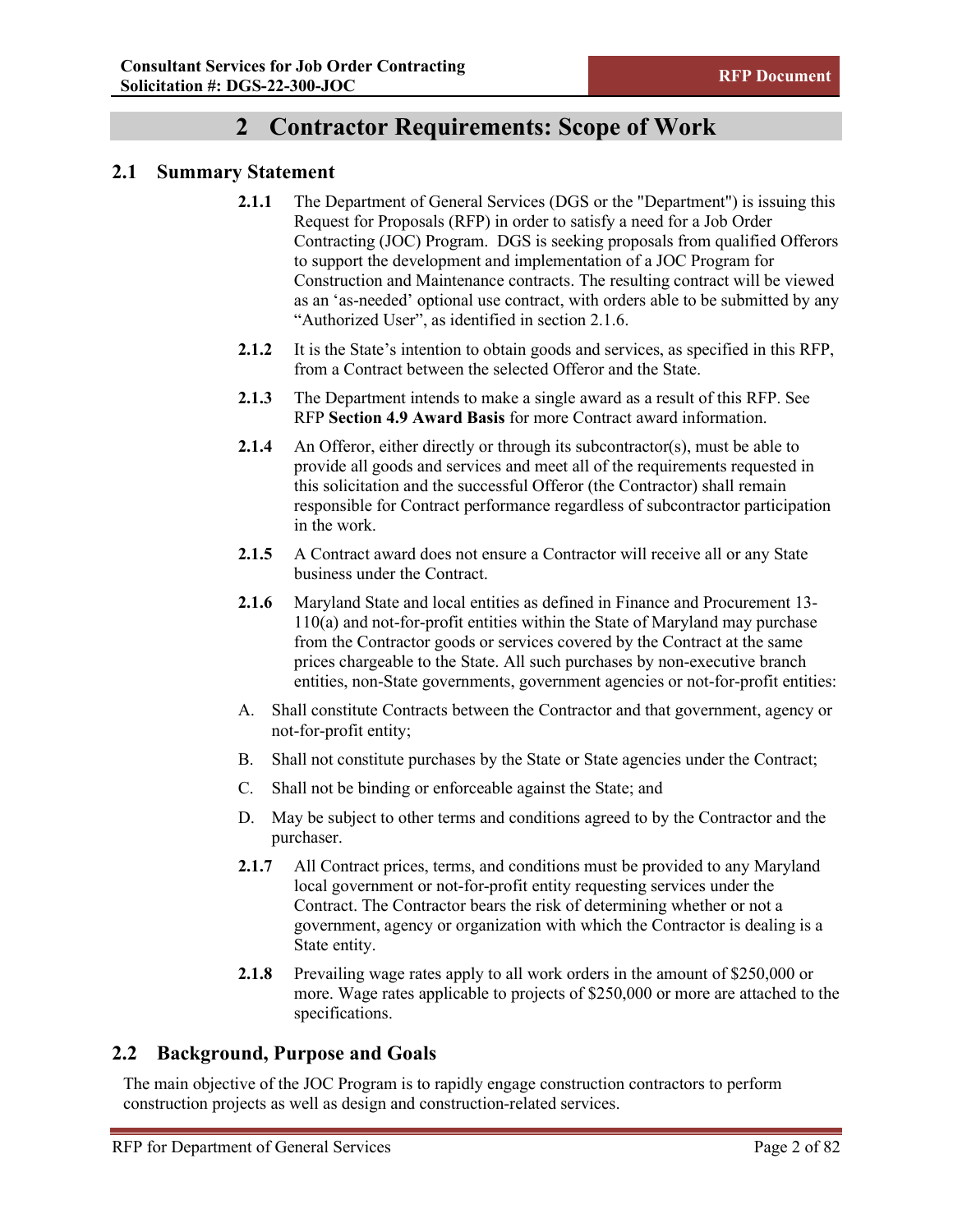# 2 Contractor Requirements: Scope of Work

## 2.1 Summary Statement

**2.1.1** The Department of General Services (DGS or the "Department") is issuing this Request for Proposals (RFP) in order to satisfy a need for a Job Order Contracting (JOC) Program. DGS is seeking proposals from qualified Offerors to support the development and implementation of a JOC Program for Construction and Maintenance contracts. The resulting contract will be viewed as an 'as-needed' optional use contract, with orders able to be submitted by any "Authorized User", as identified in section 2.1.6.

**2.1.2** It is the State's intention to obtain goods and services, as specified in this RFP, from a Contract between the selected Offeror and the State.

**2.1.3** The Department intends to make a single award as a result of this RFP. See RFP **Section 4.9 Award Basis** for more Contract award information.

**2.1.4** An Offeror, either directly or through its subcontractor(s), must be able to provide all goods and services and meet all of the requirements requested in this solicitation and the successful Offeror (the Contractor) shall remain responsible for Contract performance regardless of subcontractor participation in the work.

**2.1.5** A Contract award does not ensure a Contractor will receive all or any State business under the Contract.

**2.1.6** Maryland State and local entities as defined in Finance and Procurement 13-110(a) and not-for-profit entities within the State of Maryland may purchase from the Contractor goods or services covered by the Contract at the same prices chargeable to the State. All such purchases by non-executive branch entities, non-State governments, government agencies or not-for-profit entities:

A. Shall constitute Contracts between the Contractor and that government, agency or not-for-profit entity;

B. Shall not constitute purchases by the State or State agencies under the Contract;

C. Shall not be binding or enforceable against the State; and

D. May be subject to other terms and conditions agreed to by the Contractor and the purchaser.

**2.1.7** All Contract prices, terms, and conditions must be provided to any Maryland local government or not-for-profit entity requesting services under the Contract. The Contractor bears the risk of determining whether or not a government, agency or organization with which the Contractor is dealing is a State entity.

**2.1.8** Prevailing wage rates apply to all work orders in the amount of $250,000 or more. Wage rates applicable to projects of $250,000 or more are attached to the specifications.

## 2.2 Background, Purpose and Goals

The main objective of the JOC Program is to rapidly engage construction contractors to perform construction projects as well as design and construction-related services.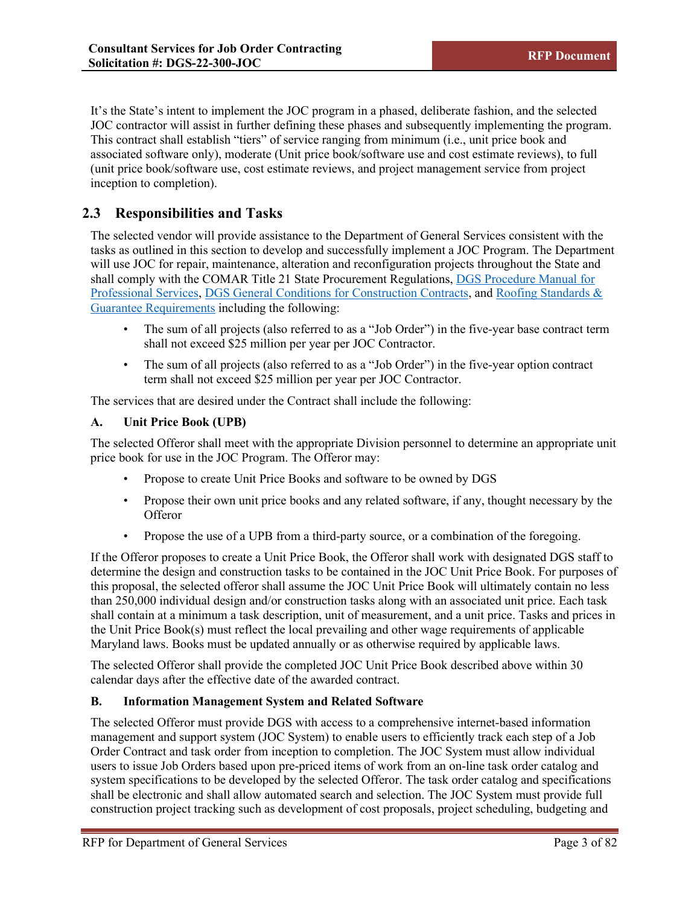It's the State's intent to implement the JOC program in a phased, deliberate fashion, and the selected JOC contractor will assist in further defining these phases and subsequently implementing the program. This contract shall establish "tiers" of service ranging from minimum (i.e., unit price book and associated software only), moderate (Unit price book/software use and cost estimate reviews), to full (unit price book/software use, cost estimate reviews, and project management service from project inception to completion).

## 2.3 Responsibilities and Tasks

The selected vendor will provide assistance to the Department of General Services consistent with the tasks as outlined in this section to develop and successfully implement a JOC Program. The Department will use JOC for repair, maintenance, alteration and reconfiguration projects throughout the State and shall comply with the COMAR Title 21 State Procurement Regulations, DGS Procedure Manual for Professional Services, DGS General Conditions for Construction Contracts, and Roofing Standards & Guarantee Requirements including the following:

- The sum of all projects (also referred to as a "Job Order") in the five-year base contract term shall not exceed $25 million per year per JOC Contractor.
- The sum of all projects (also referred to as a "Job Order") in the five-year option contract term shall not exceed $25 million per year per JOC Contractor.

The services that are desired under the Contract shall include the following:

### A. Unit Price Book (UPB)

The selected Offeror shall meet with the appropriate Division personnel to determine an appropriate unit price book for use in the JOC Program. The Offeror may:

- Propose to create Unit Price Books and software to be owned by DGS
- Propose their own unit price books and any related software, if any, thought necessary by the Offeror
- Propose the use of a UPB from a third-party source, or a combination of the foregoing.

If the Offeror proposes to create a Unit Price Book, the Offeror shall work with designated DGS staff to determine the design and construction tasks to be contained in the JOC Unit Price Book. For purposes of this proposal, the selected offeror shall assume the JOC Unit Price Book will ultimately contain no less than 250,000 individual design and/or construction tasks along with an associated unit price. Each task shall contain at a minimum a task description, unit of measurement, and a unit price. Tasks and prices in the Unit Price Book(s) must reflect the local prevailing and other wage requirements of applicable Maryland laws. Books must be updated annually or as otherwise required by applicable laws.

The selected Offeror shall provide the completed JOC Unit Price Book described above within 30 calendar days after the effective date of the awarded contract.

### B. Information Management System and Related Software

The selected Offeror must provide DGS with access to a comprehensive internet-based information management and support system (JOC System) to enable users to efficiently track each step of a Job Order Contract and task order from inception to completion. The JOC System must allow individual users to issue Job Orders based upon pre-priced items of work from an on-line task order catalog and system specifications to be developed by the selected Offeror. The task order catalog and specifications shall be electronic and shall allow automated search and selection. The JOC System must provide full construction project tracking such as development of cost proposals, project scheduling, budgeting and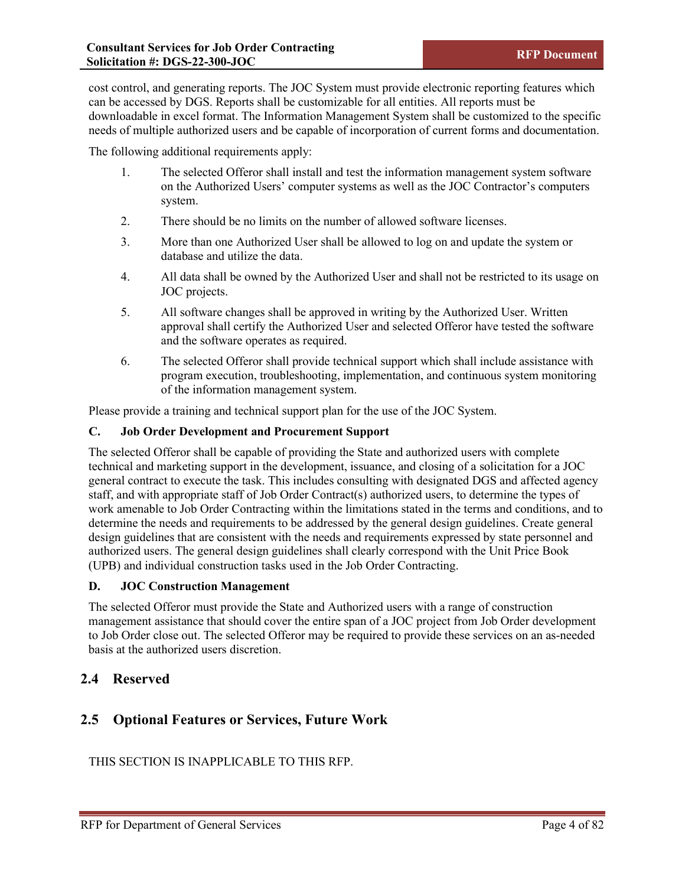cost control, and generating reports. The JOC System must provide electronic reporting features which can be accessed by DGS. Reports shall be customizable for all entities. All reports must be downloadable in excel format. The Information Management System shall be customized to the specific needs of multiple authorized users and be capable of incorporation of current forms and documentation.

The following additional requirements apply:

1. The selected Offeror shall install and test the information management system software on the Authorized Users' computer systems as well as the JOC Contractor's computers system.
2. There should be no limits on the number of allowed software licenses.
3. More than one Authorized User shall be allowed to log on and update the system or database and utilize the data.
4. All data shall be owned by the Authorized User and shall not be restricted to its usage on JOC projects.
5. All software changes shall be approved in writing by the Authorized User. Written approval shall certify the Authorized User and selected Offeror have tested the software and the software operates as required.
6. The selected Offeror shall provide technical support which shall include assistance with program execution, troubleshooting, implementation, and continuous system monitoring of the information management system.

Please provide a training and technical support plan for the use of the JOC System.

#### C. Job Order Development and Procurement Support

The selected Offeror shall be capable of providing the State and authorized users with complete technical and marketing support in the development, issuance, and closing of a solicitation for a JOC general contract to execute the task. This includes consulting with designated DGS and affected agency staff, and with appropriate staff of Job Order Contract(s) authorized users, to determine the types of work amenable to Job Order Contracting within the limitations stated in the terms and conditions, and to determine the needs and requirements to be addressed by the general design guidelines. Create general design guidelines that are consistent with the needs and requirements expressed by state personnel and authorized users. The general design guidelines shall clearly correspond with the Unit Price Book (UPB) and individual construction tasks used in the Job Order Contracting.

#### D. JOC Construction Management

The selected Offeror must provide the State and Authorized users with a range of construction management assistance that should cover the entire span of a JOC project from Job Order development to Job Order close out. The selected Offeror may be required to provide these services on an as-needed basis at the authorized users discretion.

## 2.4 Reserved

## 2.5 Optional Features or Services, Future Work

THIS SECTION IS INAPPLICABLE TO THIS RFP.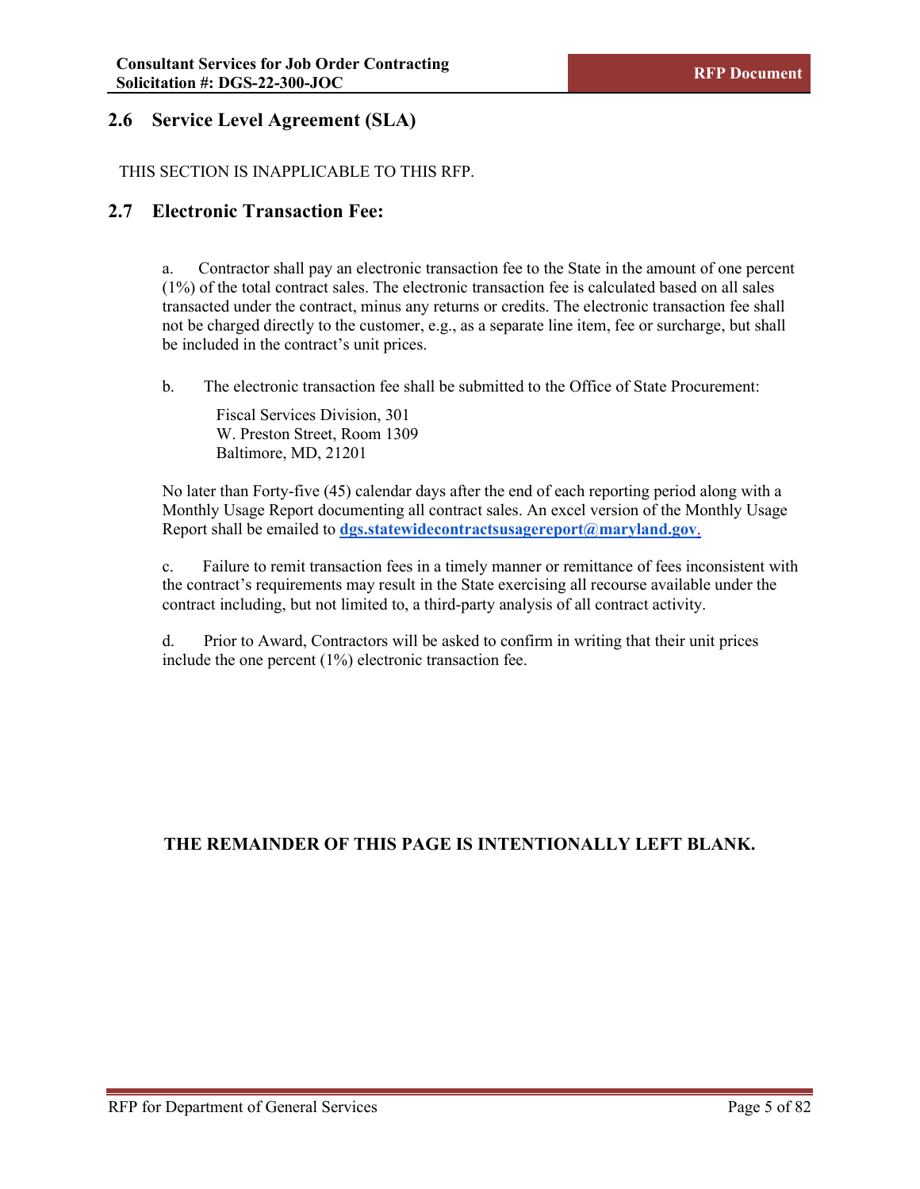## 2.6 Service Level Agreement (SLA)

THIS SECTION IS INAPPLICABLE TO THIS RFP.

## 2.7 Electronic Transaction Fee:

a. Contractor shall pay an electronic transaction fee to the State in the amount of one percent (1%) of the total contract sales. The electronic transaction fee is calculated based on all sales transacted under the contract, minus any returns or credits. The electronic transaction fee shall not be charged directly to the customer, e.g., as a separate line item, fee or surcharge, but shall be included in the contract's unit prices.

b. The electronic transaction fee shall be submitted to the Office of State Procurement:

Fiscal Services Division, 301
W. Preston Street, Room 1309
Baltimore, MD, 21201

No later than Forty-five (45) calendar days after the end of each reporting period along with a Monthly Usage Report documenting all contract sales. An excel version of the Monthly Usage Report shall be emailed to **dgs.statewidecontractsusagereport@maryland.gov**.

c. Failure to remit transaction fees in a timely manner or remittance of fees inconsistent with the contract's requirements may result in the State exercising all recourse available under the contract including, but not limited to, a third-party analysis of all contract activity.

d. Prior to Award, Contractors will be asked to confirm in writing that their unit prices include the one percent (1%) electronic transaction fee.

**THE REMAINDER OF THIS PAGE IS INTENTIONALLY LEFT BLANK.**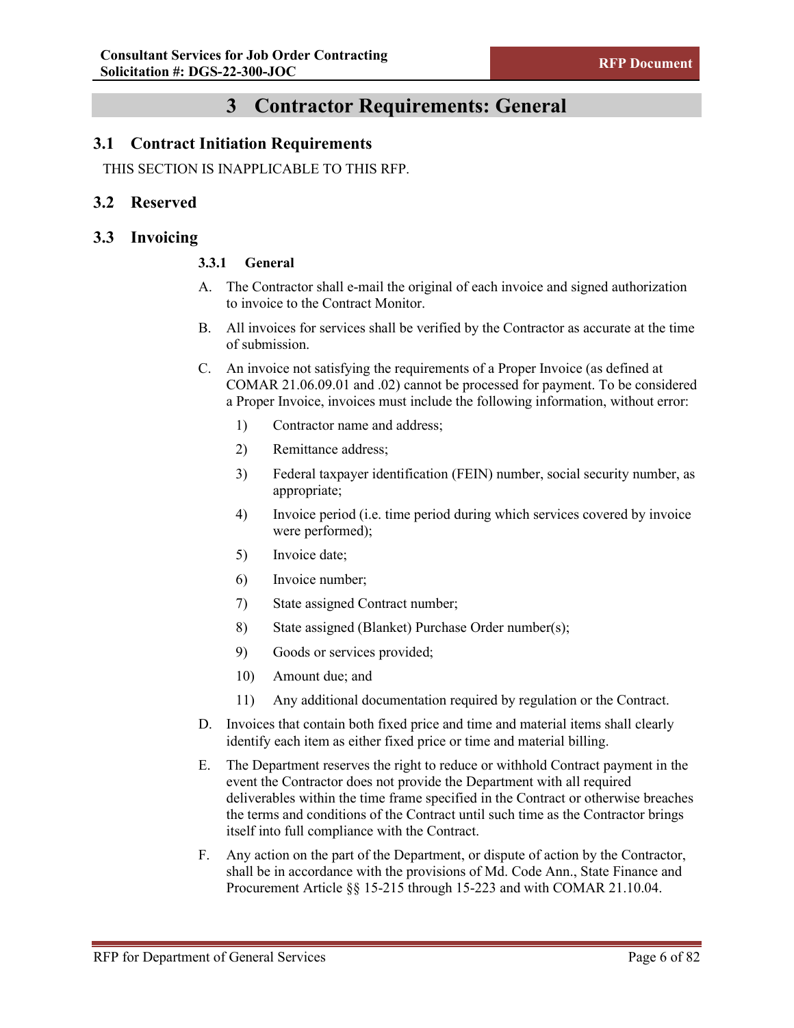# 3 Contractor Requirements: General

## 3.1 Contract Initiation Requirements

THIS SECTION IS INAPPLICABLE TO THIS RFP.

## 3.2 Reserved

## 3.3 Invoicing

### 3.3.1 General

A. The Contractor shall e-mail the original of each invoice and signed authorization to invoice to the Contract Monitor.

B. All invoices for services shall be verified by the Contractor as accurate at the time of submission.

C. An invoice not satisfying the requirements of a Proper Invoice (as defined at COMAR 21.06.09.01 and .02) cannot be processed for payment. To be considered a Proper Invoice, invoices must include the following information, without error:

1) Contractor name and address;
2) Remittance address;
3) Federal taxpayer identification (FEIN) number, social security number, as appropriate;
4) Invoice period (i.e. time period during which services covered by invoice were performed);
5) Invoice date;
6) Invoice number;
7) State assigned Contract number;
8) State assigned (Blanket) Purchase Order number(s);
9) Goods or services provided;
10) Amount due; and
11) Any additional documentation required by regulation or the Contract.

D. Invoices that contain both fixed price and time and material items shall clearly identify each item as either fixed price or time and material billing.

E. The Department reserves the right to reduce or withhold Contract payment in the event the Contractor does not provide the Department with all required deliverables within the time frame specified in the Contract or otherwise breaches the terms and conditions of the Contract until such time as the Contractor brings itself into full compliance with the Contract.

F. Any action on the part of the Department, or dispute of action by the Contractor, shall be in accordance with the provisions of Md. Code Ann., State Finance and Procurement Article §§ 15-215 through 15-223 and with COMAR 21.10.04.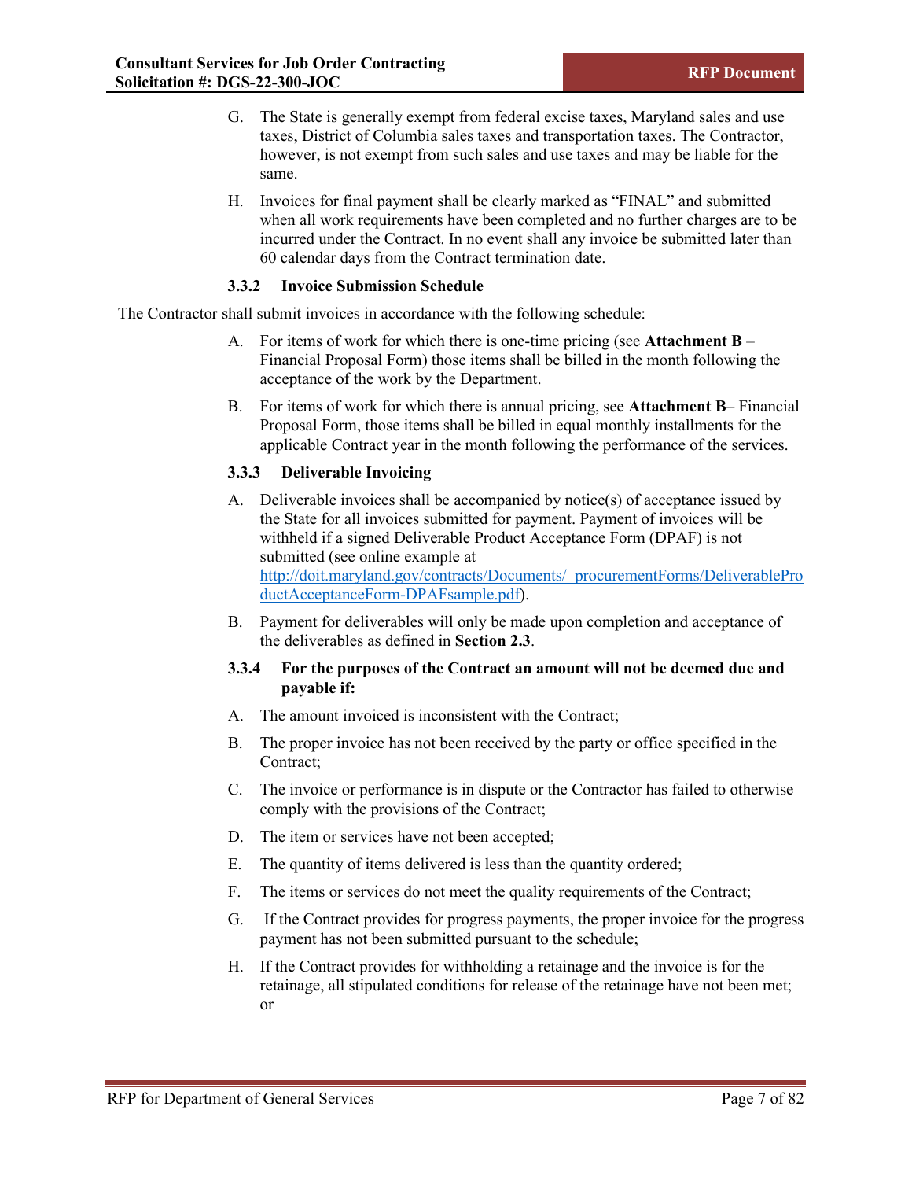G. The State is generally exempt from federal excise taxes, Maryland sales and use taxes, District of Columbia sales taxes and transportation taxes. The Contractor, however, is not exempt from such sales and use taxes and may be liable for the same.

H. Invoices for final payment shall be clearly marked as "FINAL" and submitted when all work requirements have been completed and no further charges are to be incurred under the Contract. In no event shall any invoice be submitted later than 60 calendar days from the Contract termination date.

### 3.3.2 Invoice Submission Schedule

The Contractor shall submit invoices in accordance with the following schedule:

A. For items of work for which there is one-time pricing (see **Attachment B** – Financial Proposal Form) those items shall be billed in the month following the acceptance of the work by the Department.

B. For items of work for which there is annual pricing, see **Attachment B**– Financial Proposal Form, those items shall be billed in equal monthly installments for the applicable Contract year in the month following the performance of the services.

### 3.3.3 Deliverable Invoicing

A. Deliverable invoices shall be accompanied by notice(s) of acceptance issued by the State for all invoices submitted for payment. Payment of invoices will be withheld if a signed Deliverable Product Acceptance Form (DPAF) is not submitted (see online example at http://doit.maryland.gov/contracts/Documents/_procurementForms/DeliverableProductAcceptanceForm-DPAFsample.pdf).

B. Payment for deliverables will only be made upon completion and acceptance of the deliverables as defined in **Section 2.3**.

### 3.3.4 For the purposes of the Contract an amount will not be deemed due and payable if:

A. The amount invoiced is inconsistent with the Contract;

B. The proper invoice has not been received by the party or office specified in the Contract;

C. The invoice or performance is in dispute or the Contractor has failed to otherwise comply with the provisions of the Contract;

D. The item or services have not been accepted;

E. The quantity of items delivered is less than the quantity ordered;

F. The items or services do not meet the quality requirements of the Contract;

G. If the Contract provides for progress payments, the proper invoice for the progress payment has not been submitted pursuant to the schedule;

H. If the Contract provides for withholding a retainage and the invoice is for the retainage, all stipulated conditions for release of the retainage have not been met; or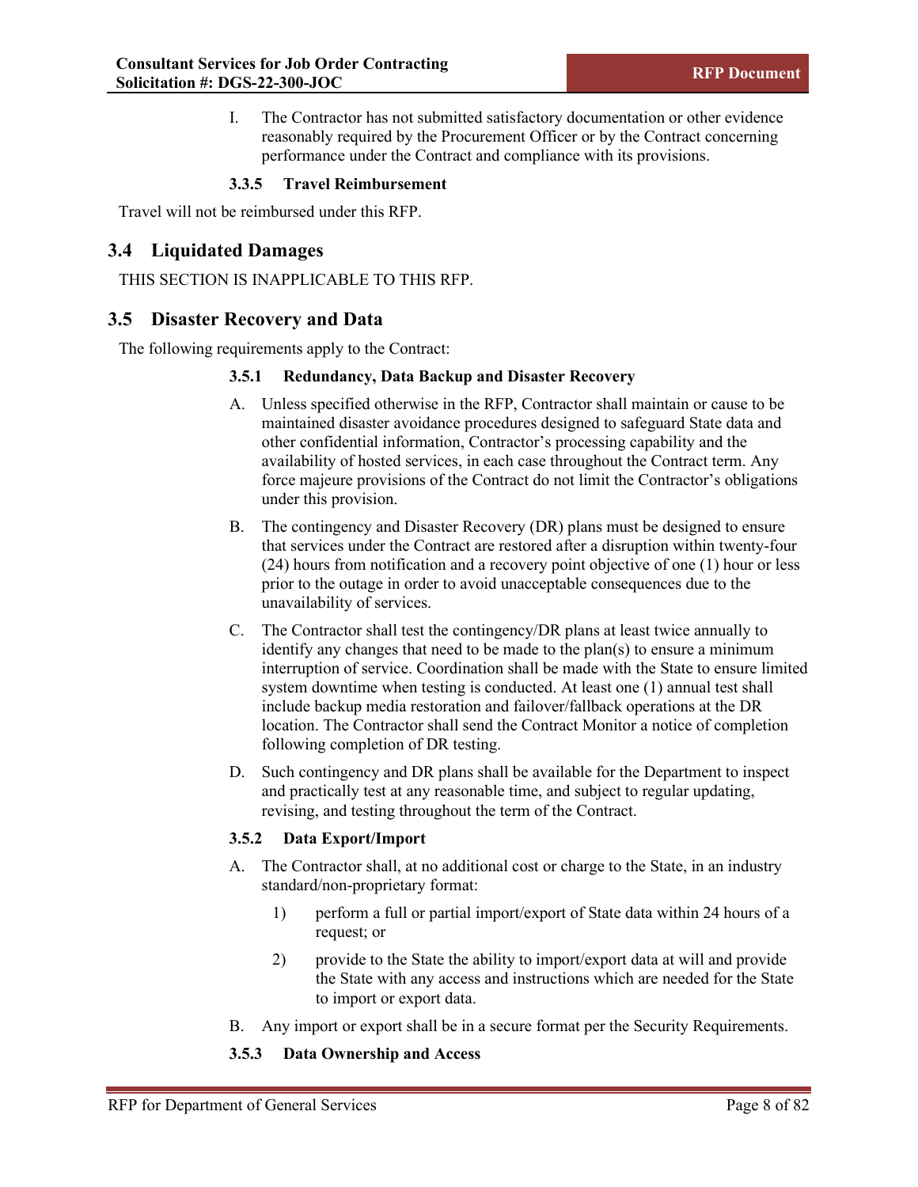I. The Contractor has not submitted satisfactory documentation or other evidence reasonably required by the Procurement Officer or by the Contract concerning performance under the Contract and compliance with its provisions.

#### 3.3.5 Travel Reimbursement

Travel will not be reimbursed under this RFP.

## 3.4 Liquidated Damages

THIS SECTION IS INAPPLICABLE TO THIS RFP.

## 3.5 Disaster Recovery and Data

The following requirements apply to the Contract:

#### 3.5.1 Redundancy, Data Backup and Disaster Recovery

A. Unless specified otherwise in the RFP, Contractor shall maintain or cause to be maintained disaster avoidance procedures designed to safeguard State data and other confidential information, Contractor's processing capability and the availability of hosted services, in each case throughout the Contract term. Any force majeure provisions of the Contract do not limit the Contractor's obligations under this provision.

B. The contingency and Disaster Recovery (DR) plans must be designed to ensure that services under the Contract are restored after a disruption within twenty-four (24) hours from notification and a recovery point objective of one (1) hour or less prior to the outage in order to avoid unacceptable consequences due to the unavailability of services.

C. The Contractor shall test the contingency/DR plans at least twice annually to identify any changes that need to be made to the plan(s) to ensure a minimum interruption of service. Coordination shall be made with the State to ensure limited system downtime when testing is conducted. At least one (1) annual test shall include backup media restoration and failover/fallback operations at the DR location. The Contractor shall send the Contract Monitor a notice of completion following completion of DR testing.

D. Such contingency and DR plans shall be available for the Department to inspect and practically test at any reasonable time, and subject to regular updating, revising, and testing throughout the term of the Contract.

#### 3.5.2 Data Export/Import

A. The Contractor shall, at no additional cost or charge to the State, in an industry standard/non-proprietary format:

   1) perform a full or partial import/export of State data within 24 hours of a request; or

   2) provide to the State the ability to import/export data at will and provide the State with any access and instructions which are needed for the State to import or export data.

B. Any import or export shall be in a secure format per the Security Requirements.

#### 3.5.3 Data Ownership and Access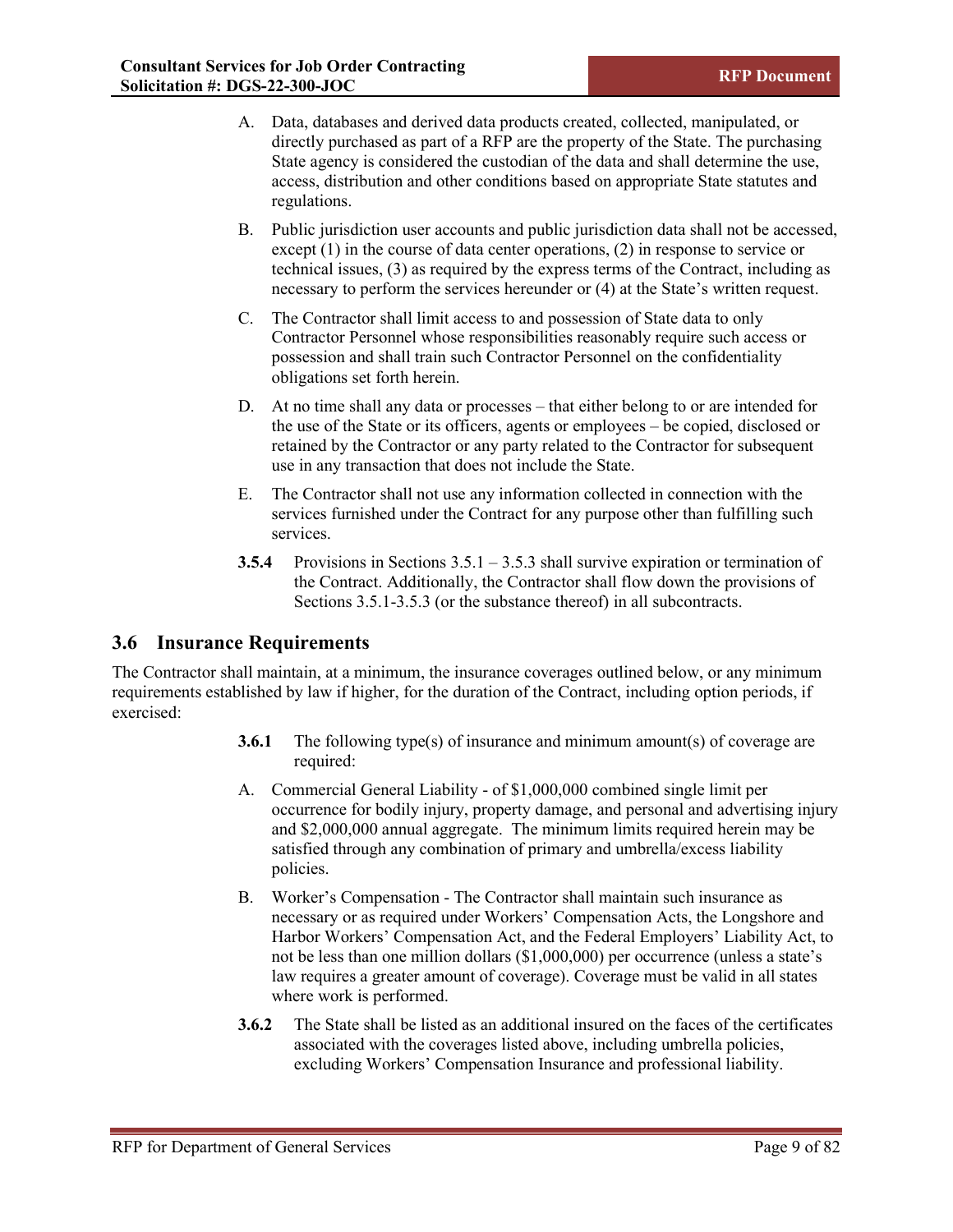A. Data, databases and derived data products created, collected, manipulated, or directly purchased as part of a RFP are the property of the State. The purchasing State agency is considered the custodian of the data and shall determine the use, access, distribution and other conditions based on appropriate State statutes and regulations.

B. Public jurisdiction user accounts and public jurisdiction data shall not be accessed, except (1) in the course of data center operations, (2) in response to service or technical issues, (3) as required by the express terms of the Contract, including as necessary to perform the services hereunder or (4) at the State's written request.

C. The Contractor shall limit access to and possession of State data to only Contractor Personnel whose responsibilities reasonably require such access or possession and shall train such Contractor Personnel on the confidentiality obligations set forth herein.

D. At no time shall any data or processes – that either belong to or are intended for the use of the State or its officers, agents or employees – be copied, disclosed or retained by the Contractor or any party related to the Contractor for subsequent use in any transaction that does not include the State.

E. The Contractor shall not use any information collected in connection with the services furnished under the Contract for any purpose other than fulfilling such services.

**3.5.4** Provisions in Sections 3.5.1 – 3.5.3 shall survive expiration or termination of the Contract. Additionally, the Contractor shall flow down the provisions of Sections 3.5.1-3.5.3 (or the substance thereof) in all subcontracts.

## 3.6 Insurance Requirements

The Contractor shall maintain, at a minimum, the insurance coverages outlined below, or any minimum requirements established by law if higher, for the duration of the Contract, including option periods, if exercised:

**3.6.1** The following type(s) of insurance and minimum amount(s) of coverage are required:

A. Commercial General Liability - of $1,000,000 combined single limit per occurrence for bodily injury, property damage, and personal and advertising injury and $2,000,000 annual aggregate. The minimum limits required herein may be satisfied through any combination of primary and umbrella/excess liability policies.

B. Worker's Compensation - The Contractor shall maintain such insurance as necessary or as required under Workers' Compensation Acts, the Longshore and Harbor Workers' Compensation Act, and the Federal Employers' Liability Act, to not be less than one million dollars ($1,000,000) per occurrence (unless a state's law requires a greater amount of coverage). Coverage must be valid in all states where work is performed.

**3.6.2** The State shall be listed as an additional insured on the faces of the certificates associated with the coverages listed above, including umbrella policies, excluding Workers' Compensation Insurance and professional liability.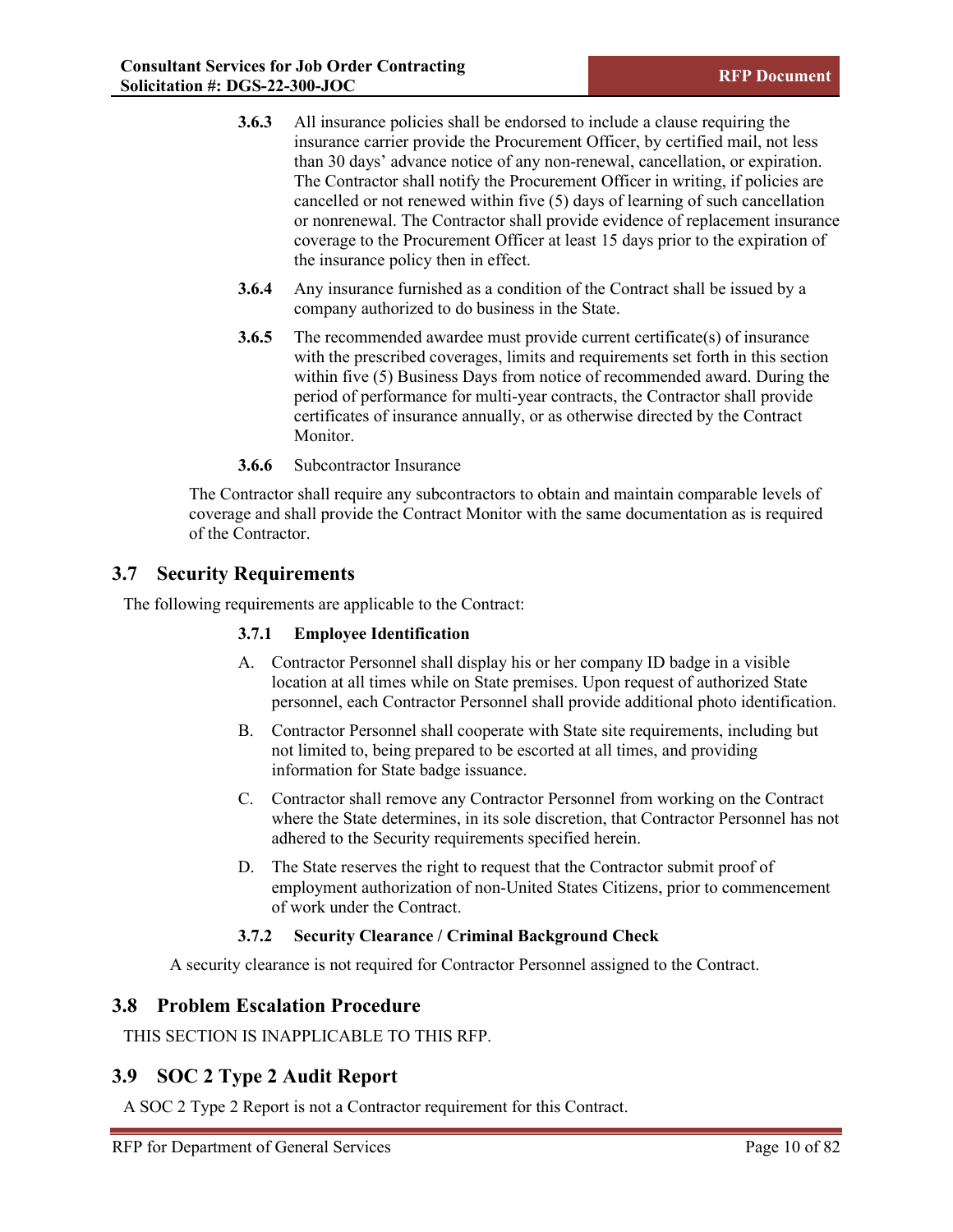**3.6.3** All insurance policies shall be endorsed to include a clause requiring the insurance carrier provide the Procurement Officer, by certified mail, not less than 30 days' advance notice of any non-renewal, cancellation, or expiration. The Contractor shall notify the Procurement Officer in writing, if policies are cancelled or not renewed within five (5) days of learning of such cancellation or nonrenewal. The Contractor shall provide evidence of replacement insurance coverage to the Procurement Officer at least 15 days prior to the expiration of the insurance policy then in effect.

**3.6.4** Any insurance furnished as a condition of the Contract shall be issued by a company authorized to do business in the State.

**3.6.5** The recommended awardee must provide current certificate(s) of insurance with the prescribed coverages, limits and requirements set forth in this section within five (5) Business Days from notice of recommended award. During the period of performance for multi-year contracts, the Contractor shall provide certificates of insurance annually, or as otherwise directed by the Contract Monitor.

**3.6.6** Subcontractor Insurance

The Contractor shall require any subcontractors to obtain and maintain comparable levels of coverage and shall provide the Contract Monitor with the same documentation as is required of the Contractor.

## 3.7 Security Requirements

The following requirements are applicable to the Contract:

### 3.7.1 Employee Identification

A. Contractor Personnel shall display his or her company ID badge in a visible location at all times while on State premises. Upon request of authorized State personnel, each Contractor Personnel shall provide additional photo identification.

B. Contractor Personnel shall cooperate with State site requirements, including but not limited to, being prepared to be escorted at all times, and providing information for State badge issuance.

C. Contractor shall remove any Contractor Personnel from working on the Contract where the State determines, in its sole discretion, that Contractor Personnel has not adhered to the Security requirements specified herein.

D. The State reserves the right to request that the Contractor submit proof of employment authorization of non-United States Citizens, prior to commencement of work under the Contract.

### 3.7.2 Security Clearance / Criminal Background Check

A security clearance is not required for Contractor Personnel assigned to the Contract.

## 3.8 Problem Escalation Procedure

THIS SECTION IS INAPPLICABLE TO THIS RFP.

## 3.9 SOC 2 Type 2 Audit Report

A SOC 2 Type 2 Report is not a Contractor requirement for this Contract.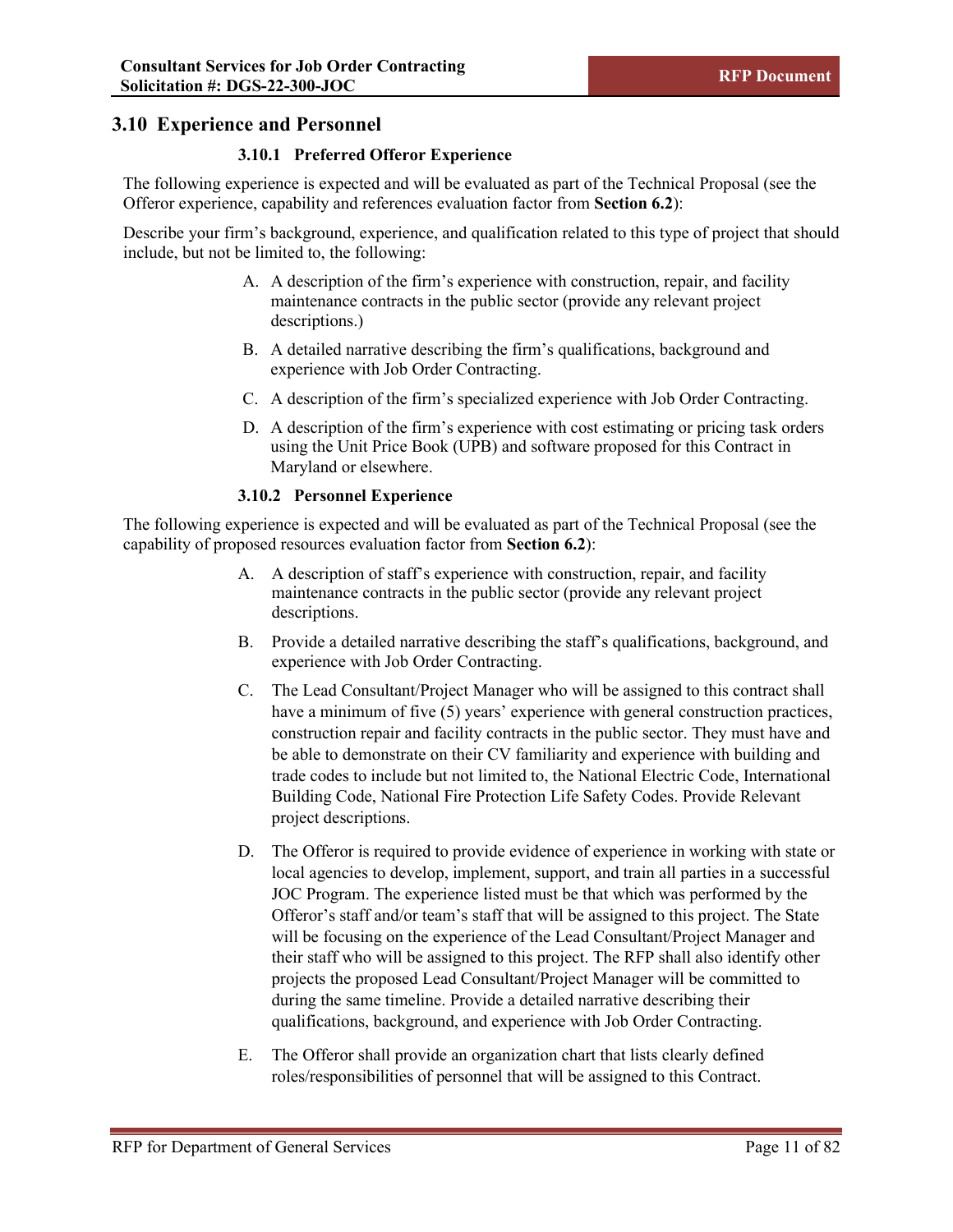## 3.10 Experience and Personnel

### 3.10.1 Preferred Offeror Experience

The following experience is expected and will be evaluated as part of the Technical Proposal (see the Offeror experience, capability and references evaluation factor from **Section 6.2**):

Describe your firm's background, experience, and qualification related to this type of project that should include, but not be limited to, the following:

A. A description of the firm's experience with construction, repair, and facility maintenance contracts in the public sector (provide any relevant project descriptions.)

B. A detailed narrative describing the firm's qualifications, background and experience with Job Order Contracting.

C. A description of the firm's specialized experience with Job Order Contracting.

D. A description of the firm's experience with cost estimating or pricing task orders using the Unit Price Book (UPB) and software proposed for this Contract in Maryland or elsewhere.

### 3.10.2 Personnel Experience

The following experience is expected and will be evaluated as part of the Technical Proposal (see the capability of proposed resources evaluation factor from **Section 6.2**):

A. A description of staff's experience with construction, repair, and facility maintenance contracts in the public sector (provide any relevant project descriptions.

B. Provide a detailed narrative describing the staff's qualifications, background, and experience with Job Order Contracting.

C. The Lead Consultant/Project Manager who will be assigned to this contract shall have a minimum of five (5) years' experience with general construction practices, construction repair and facility contracts in the public sector. They must have and be able to demonstrate on their CV familiarity and experience with building and trade codes to include but not limited to, the National Electric Code, International Building Code, National Fire Protection Life Safety Codes. Provide Relevant project descriptions.

D. The Offeror is required to provide evidence of experience in working with state or local agencies to develop, implement, support, and train all parties in a successful JOC Program. The experience listed must be that which was performed by the Offeror's staff and/or team's staff that will be assigned to this project. The State will be focusing on the experience of the Lead Consultant/Project Manager and their staff who will be assigned to this project. The RFP shall also identify other projects the proposed Lead Consultant/Project Manager will be committed to during the same timeline. Provide a detailed narrative describing their qualifications, background, and experience with Job Order Contracting.

E. The Offeror shall provide an organization chart that lists clearly defined roles/responsibilities of personnel that will be assigned to this Contract.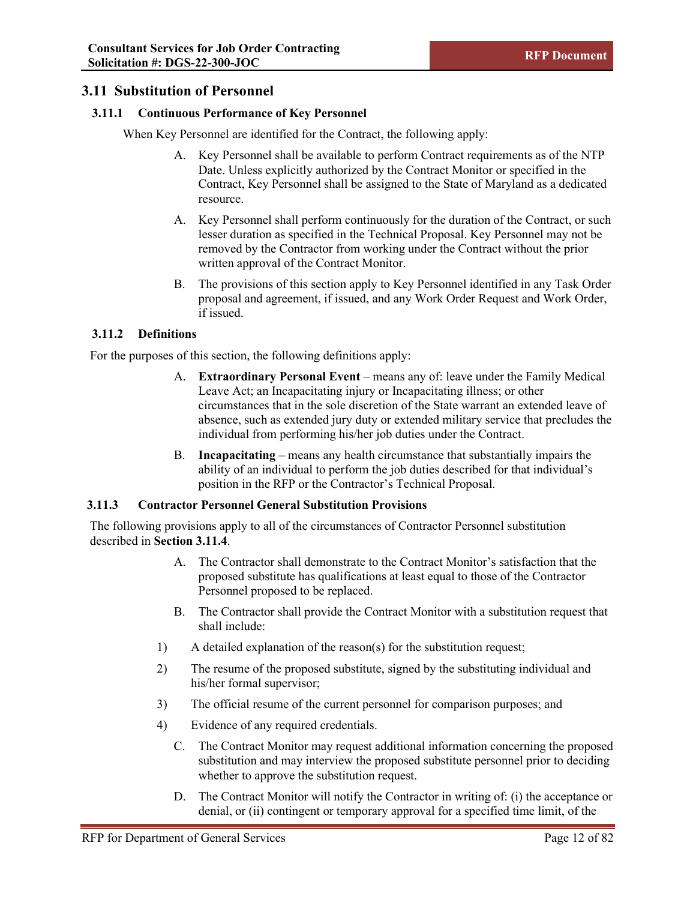## 3.11 Substitution of Personnel

### 3.11.1 Continuous Performance of Key Personnel

When Key Personnel are identified for the Contract, the following apply:

A. Key Personnel shall be available to perform Contract requirements as of the NTP Date. Unless explicitly authorized by the Contract Monitor or specified in the Contract, Key Personnel shall be assigned to the State of Maryland as a dedicated resource.

A. Key Personnel shall perform continuously for the duration of the Contract, or such lesser duration as specified in the Technical Proposal. Key Personnel may not be removed by the Contractor from working under the Contract without the prior written approval of the Contract Monitor.

B. The provisions of this section apply to Key Personnel identified in any Task Order proposal and agreement, if issued, and any Work Order Request and Work Order, if issued.

### 3.11.2 Definitions

For the purposes of this section, the following definitions apply:

A. **Extraordinary Personal Event** – means any of: leave under the Family Medical Leave Act; an Incapacitating injury or Incapacitating illness; or other circumstances that in the sole discretion of the State warrant an extended leave of absence, such as extended jury duty or extended military service that precludes the individual from performing his/her job duties under the Contract.

B. **Incapacitating** – means any health circumstance that substantially impairs the ability of an individual to perform the job duties described for that individual's position in the RFP or the Contractor's Technical Proposal.

### 3.11.3 Contractor Personnel General Substitution Provisions

The following provisions apply to all of the circumstances of Contractor Personnel substitution described in **Section 3.11.4**.

A. The Contractor shall demonstrate to the Contract Monitor's satisfaction that the proposed substitute has qualifications at least equal to those of the Contractor Personnel proposed to be replaced.

B. The Contractor shall provide the Contract Monitor with a substitution request that shall include:

1) A detailed explanation of the reason(s) for the substitution request;

2) The resume of the proposed substitute, signed by the substituting individual and his/her formal supervisor;

3) The official resume of the current personnel for comparison purposes; and

4) Evidence of any required credentials.

C. The Contract Monitor may request additional information concerning the proposed substitution and may interview the proposed substitute personnel prior to deciding whether to approve the substitution request.

D. The Contract Monitor will notify the Contractor in writing of: (i) the acceptance or denial, or (ii) contingent or temporary approval for a specified time limit, of the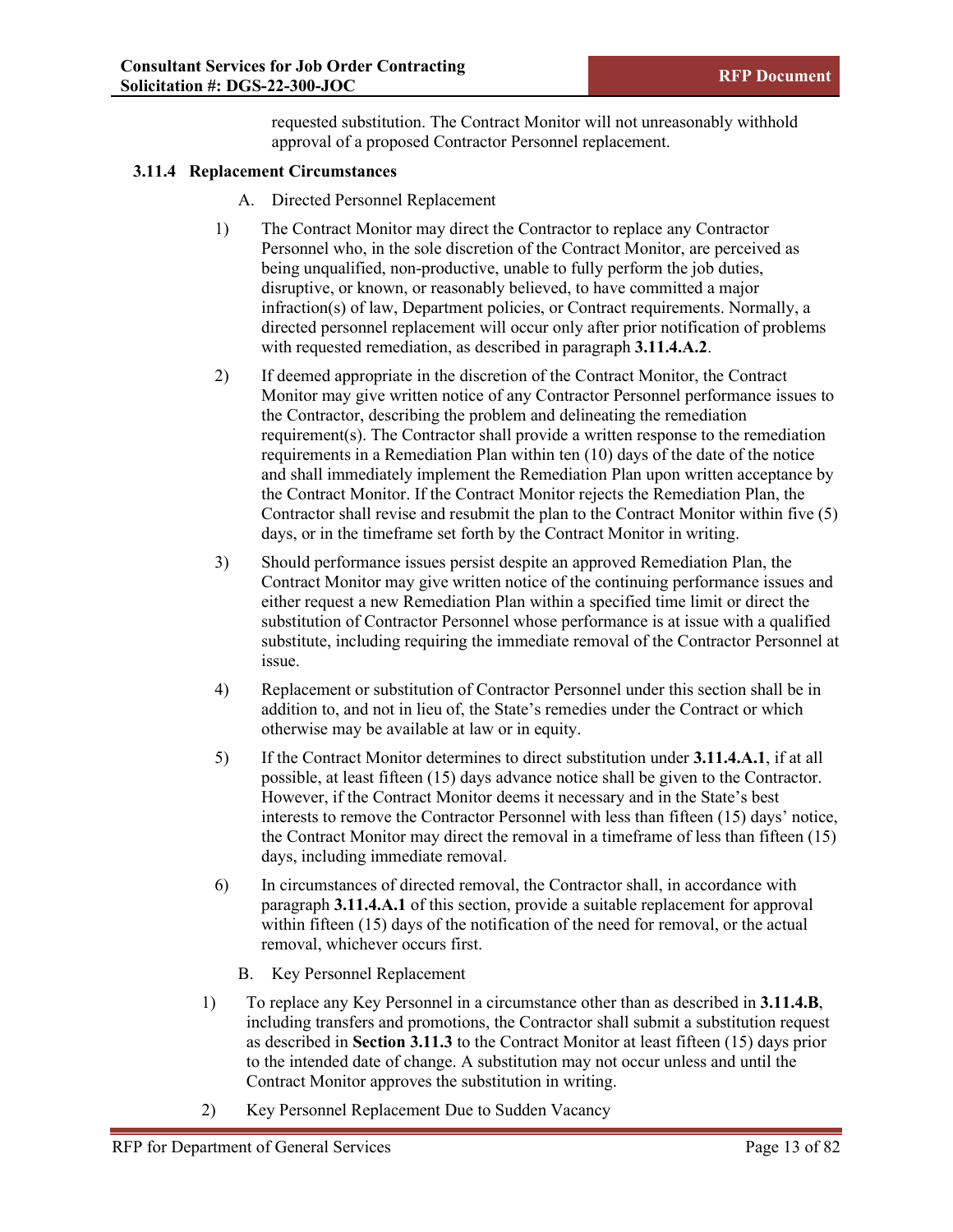requested substitution. The Contract Monitor will not unreasonably withhold approval of a proposed Contractor Personnel replacement.

### 3.11.4 Replacement Circumstances

A. Directed Personnel Replacement

1) The Contract Monitor may direct the Contractor to replace any Contractor Personnel who, in the sole discretion of the Contract Monitor, are perceived as being unqualified, non-productive, unable to fully perform the job duties, disruptive, or known, or reasonably believed, to have committed a major infraction(s) of law, Department policies, or Contract requirements. Normally, a directed personnel replacement will occur only after prior notification of problems with requested remediation, as described in paragraph **3.11.4.A.2**.

2) If deemed appropriate in the discretion of the Contract Monitor, the Contract Monitor may give written notice of any Contractor Personnel performance issues to the Contractor, describing the problem and delineating the remediation requirement(s). The Contractor shall provide a written response to the remediation requirements in a Remediation Plan within ten (10) days of the date of the notice and shall immediately implement the Remediation Plan upon written acceptance by the Contract Monitor. If the Contract Monitor rejects the Remediation Plan, the Contractor shall revise and resubmit the plan to the Contract Monitor within five (5) days, or in the timeframe set forth by the Contract Monitor in writing.

3) Should performance issues persist despite an approved Remediation Plan, the Contract Monitor may give written notice of the continuing performance issues and either request a new Remediation Plan within a specified time limit or direct the substitution of Contractor Personnel whose performance is at issue with a qualified substitute, including requiring the immediate removal of the Contractor Personnel at issue.

4) Replacement or substitution of Contractor Personnel under this section shall be in addition to, and not in lieu of, the State's remedies under the Contract or which otherwise may be available at law or in equity.

5) If the Contract Monitor determines to direct substitution under **3.11.4.A.1**, if at all possible, at least fifteen (15) days advance notice shall be given to the Contractor. However, if the Contract Monitor deems it necessary and in the State's best interests to remove the Contractor Personnel with less than fifteen (15) days' notice, the Contract Monitor may direct the removal in a timeframe of less than fifteen (15) days, including immediate removal.

6) In circumstances of directed removal, the Contractor shall, in accordance with paragraph **3.11.4.A.1** of this section, provide a suitable replacement for approval within fifteen (15) days of the notification of the need for removal, or the actual removal, whichever occurs first.

B. Key Personnel Replacement

1) To replace any Key Personnel in a circumstance other than as described in **3.11.4.B**, including transfers and promotions, the Contractor shall submit a substitution request as described in **Section 3.11.3** to the Contract Monitor at least fifteen (15) days prior to the intended date of change. A substitution may not occur unless and until the Contract Monitor approves the substitution in writing.

2) Key Personnel Replacement Due to Sudden Vacancy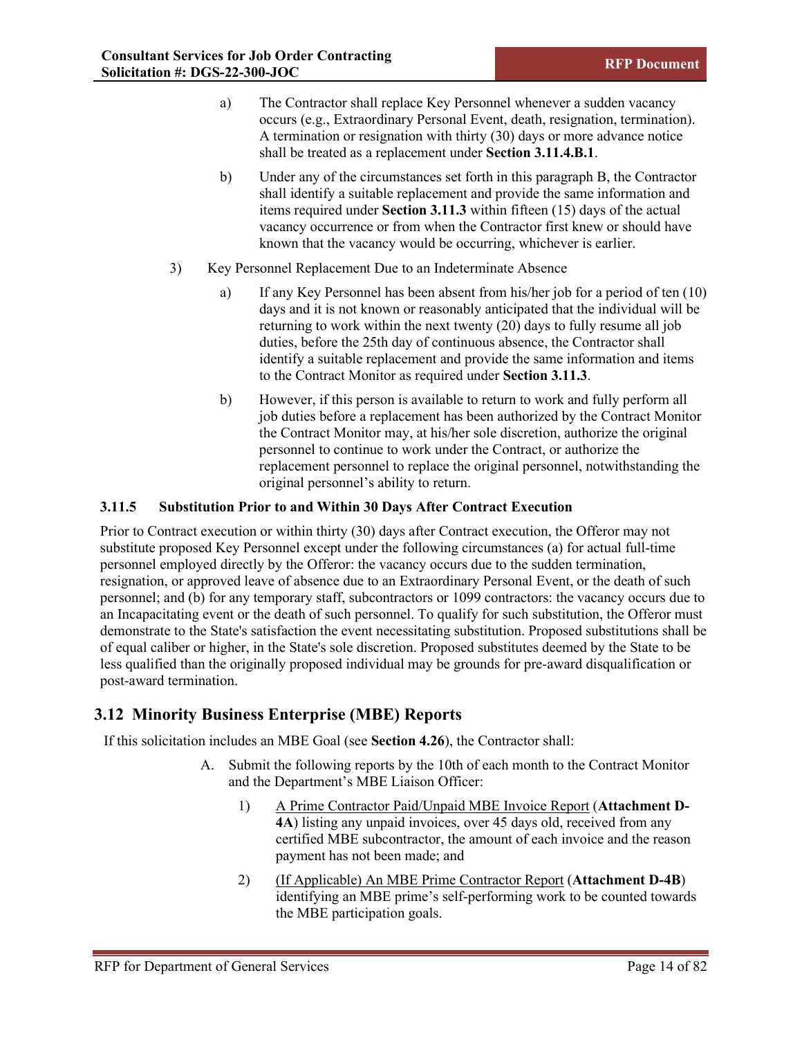a) The Contractor shall replace Key Personnel whenever a sudden vacancy occurs (e.g., Extraordinary Personal Event, death, resignation, termination). A termination or resignation with thirty (30) days or more advance notice shall be treated as a replacement under **Section 3.11.4.B.1**.

b) Under any of the circumstances set forth in this paragraph B, the Contractor shall identify a suitable replacement and provide the same information and items required under **Section 3.11.3** within fifteen (15) days of the actual vacancy occurrence or from when the Contractor first knew or should have known that the vacancy would be occurring, whichever is earlier.

3) Key Personnel Replacement Due to an Indeterminate Absence

a) If any Key Personnel has been absent from his/her job for a period of ten (10) days and it is not known or reasonably anticipated that the individual will be returning to work within the next twenty (20) days to fully resume all job duties, before the 25th day of continuous absence, the Contractor shall identify a suitable replacement and provide the same information and items to the Contract Monitor as required under **Section 3.11.3**.

b) However, if this person is available to return to work and fully perform all job duties before a replacement has been authorized by the Contract Monitor the Contract Monitor may, at his/her sole discretion, authorize the original personnel to continue to work under the Contract, or authorize the replacement personnel to replace the original personnel, notwithstanding the original personnel's ability to return.

#### 3.11.5 Substitution Prior to and Within 30 Days After Contract Execution

Prior to Contract execution or within thirty (30) days after Contract execution, the Offeror may not substitute proposed Key Personnel except under the following circumstances (a) for actual full-time personnel employed directly by the Offeror: the vacancy occurs due to the sudden termination, resignation, or approved leave of absence due to an Extraordinary Personal Event, or the death of such personnel; and (b) for any temporary staff, subcontractors or 1099 contractors: the vacancy occurs due to an Incapacitating event or the death of such personnel. To qualify for such substitution, the Offeror must demonstrate to the State's satisfaction the event necessitating substitution. Proposed substitutions shall be of equal caliber or higher, in the State's sole discretion. Proposed substitutes deemed by the State to be less qualified than the originally proposed individual may be grounds for pre-award disqualification or post-award termination.

## 3.12 Minority Business Enterprise (MBE) Reports

If this solicitation includes an MBE Goal (see **Section 4.26**), the Contractor shall:

A. Submit the following reports by the 10th of each month to the Contract Monitor and the Department's MBE Liaison Officer:

1) A Prime Contractor Paid/Unpaid MBE Invoice Report (**Attachment D-4A**) listing any unpaid invoices, over 45 days old, received from any certified MBE subcontractor, the amount of each invoice and the reason payment has not been made; and

2) (If Applicable) An MBE Prime Contractor Report (**Attachment D-4B**) identifying an MBE prime's self-performing work to be counted towards the MBE participation goals.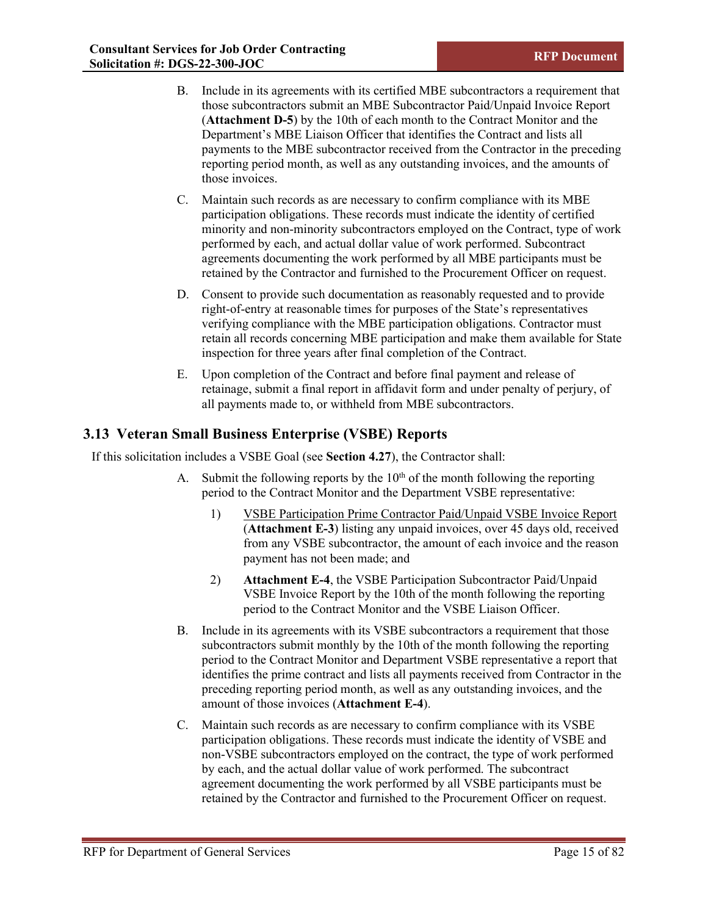B. Include in its agreements with its certified MBE subcontractors a requirement that those subcontractors submit an MBE Subcontractor Paid/Unpaid Invoice Report (**Attachment D-5**) by the 10th of each month to the Contract Monitor and the Department's MBE Liaison Officer that identifies the Contract and lists all payments to the MBE subcontractor received from the Contractor in the preceding reporting period month, as well as any outstanding invoices, and the amounts of those invoices.

C. Maintain such records as are necessary to confirm compliance with its MBE participation obligations. These records must indicate the identity of certified minority and non-minority subcontractors employed on the Contract, type of work performed by each, and actual dollar value of work performed. Subcontract agreements documenting the work performed by all MBE participants must be retained by the Contractor and furnished to the Procurement Officer on request.

D. Consent to provide such documentation as reasonably requested and to provide right-of-entry at reasonable times for purposes of the State's representatives verifying compliance with the MBE participation obligations. Contractor must retain all records concerning MBE participation and make them available for State inspection for three years after final completion of the Contract.

E. Upon completion of the Contract and before final payment and release of retainage, submit a final report in affidavit form and under penalty of perjury, of all payments made to, or withheld from MBE subcontractors.

## 3.13 Veteran Small Business Enterprise (VSBE) Reports

If this solicitation includes a VSBE Goal (see **Section 4.27**), the Contractor shall:

A. Submit the following reports by the 10th of the month following the reporting period to the Contract Monitor and the Department VSBE representative:

1) VSBE Participation Prime Contractor Paid/Unpaid VSBE Invoice Report (**Attachment E-3**) listing any unpaid invoices, over 45 days old, received from any VSBE subcontractor, the amount of each invoice and the reason payment has not been made; and

2) **Attachment E-4**, the VSBE Participation Subcontractor Paid/Unpaid VSBE Invoice Report by the 10th of the month following the reporting period to the Contract Monitor and the VSBE Liaison Officer.

B. Include in its agreements with its VSBE subcontractors a requirement that those subcontractors submit monthly by the 10th of the month following the reporting period to the Contract Monitor and Department VSBE representative a report that identifies the prime contract and lists all payments received from Contractor in the preceding reporting period month, as well as any outstanding invoices, and the amount of those invoices (**Attachment E-4**).

C. Maintain such records as are necessary to confirm compliance with its VSBE participation obligations. These records must indicate the identity of VSBE and non-VSBE subcontractors employed on the contract, the type of work performed by each, and the actual dollar value of work performed. The subcontract agreement documenting the work performed by all VSBE participants must be retained by the Contractor and furnished to the Procurement Officer on request.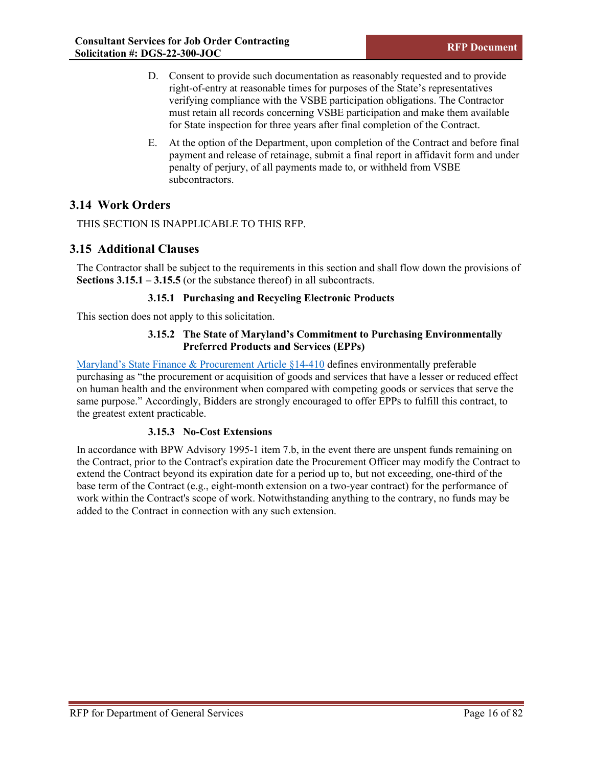D. Consent to provide such documentation as reasonably requested and to provide right-of-entry at reasonable times for purposes of the State's representatives verifying compliance with the VSBE participation obligations. The Contractor must retain all records concerning VSBE participation and make them available for State inspection for three years after final completion of the Contract.

E. At the option of the Department, upon completion of the Contract and before final payment and release of retainage, submit a final report in affidavit form and under penalty of perjury, of all payments made to, or withheld from VSBE subcontractors.

## 3.14 Work Orders

THIS SECTION IS INAPPLICABLE TO THIS RFP.

## 3.15 Additional Clauses

The Contractor shall be subject to the requirements in this section and shall flow down the provisions of **Sections 3.15.1 – 3.15.5** (or the substance thereof) in all subcontracts.

### 3.15.1 Purchasing and Recycling Electronic Products

This section does not apply to this solicitation.

### 3.15.2 The State of Maryland's Commitment to Purchasing Environmentally Preferred Products and Services (EPPs)

Maryland's State Finance & Procurement Article §14-410 defines environmentally preferable purchasing as "the procurement or acquisition of goods and services that have a lesser or reduced effect on human health and the environment when compared with competing goods or services that serve the same purpose." Accordingly, Bidders are strongly encouraged to offer EPPs to fulfill this contract, to the greatest extent practicable.

### 3.15.3 No-Cost Extensions

In accordance with BPW Advisory 1995-1 item 7.b, in the event there are unspent funds remaining on the Contract, prior to the Contract's expiration date the Procurement Officer may modify the Contract to extend the Contract beyond its expiration date for a period up to, but not exceeding, one-third of the base term of the Contract (e.g., eight-month extension on a two-year contract) for the performance of work within the Contract's scope of work. Notwithstanding anything to the contrary, no funds may be added to the Contract in connection with any such extension.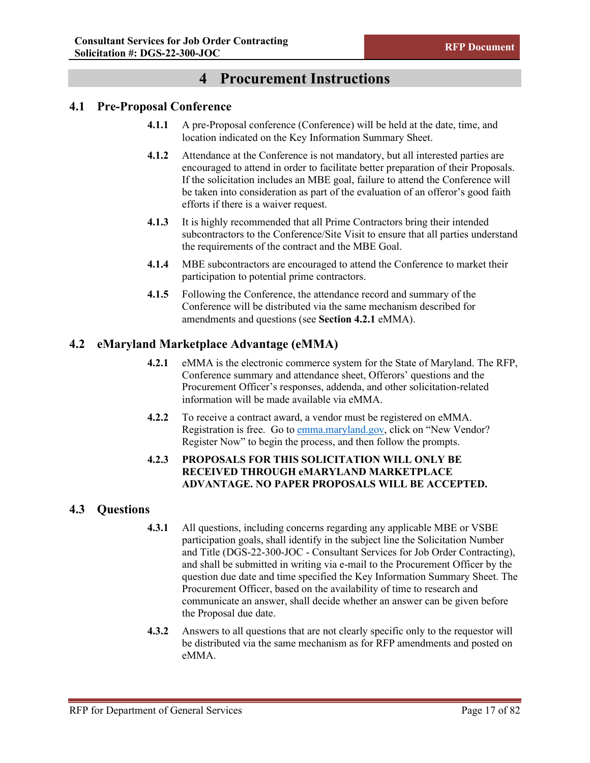# 4 Procurement Instructions

## 4.1 Pre-Proposal Conference

**4.1.1** A pre-Proposal conference (Conference) will be held at the date, time, and location indicated on the Key Information Summary Sheet.

**4.1.2** Attendance at the Conference is not mandatory, but all interested parties are encouraged to attend in order to facilitate better preparation of their Proposals. If the solicitation includes an MBE goal, failure to attend the Conference will be taken into consideration as part of the evaluation of an offeror's good faith efforts if there is a waiver request.

**4.1.3** It is highly recommended that all Prime Contractors bring their intended subcontractors to the Conference/Site Visit to ensure that all parties understand the requirements of the contract and the MBE Goal.

**4.1.4** MBE subcontractors are encouraged to attend the Conference to market their participation to potential prime contractors.

**4.1.5** Following the Conference, the attendance record and summary of the Conference will be distributed via the same mechanism described for amendments and questions (see **Section 4.2.1** eMMA).

## 4.2 eMaryland Marketplace Advantage (eMMA)

**4.2.1** eMMA is the electronic commerce system for the State of Maryland. The RFP, Conference summary and attendance sheet, Offerors' questions and the Procurement Officer's responses, addenda, and other solicitation-related information will be made available via eMMA.

**4.2.2** To receive a contract award, a vendor must be registered on eMMA. Registration is free. Go to emma.maryland.gov, click on "New Vendor? Register Now" to begin the process, and then follow the prompts.

**4.2.3** **PROPOSALS FOR THIS SOLICITATION WILL ONLY BE RECEIVED THROUGH eMARYLAND MARKETPLACE ADVANTAGE. NO PAPER PROPOSALS WILL BE ACCEPTED.**

## 4.3 Questions

**4.3.1** All questions, including concerns regarding any applicable MBE or VSBE participation goals, shall identify in the subject line the Solicitation Number and Title (DGS-22-300-JOC - Consultant Services for Job Order Contracting), and shall be submitted in writing via e-mail to the Procurement Officer by the question due date and time specified the Key Information Summary Sheet. The Procurement Officer, based on the availability of time to research and communicate an answer, shall decide whether an answer can be given before the Proposal due date.

**4.3.2** Answers to all questions that are not clearly specific only to the requestor will be distributed via the same mechanism as for RFP amendments and posted on eMMA.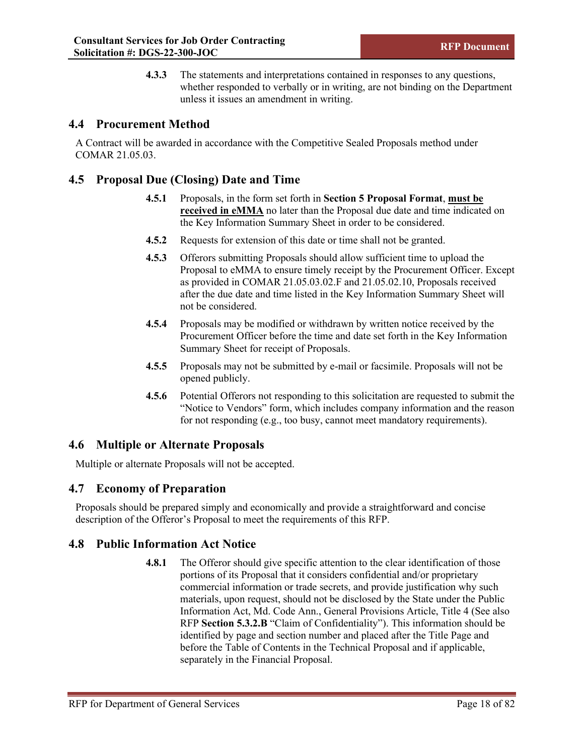**4.3.3** The statements and interpretations contained in responses to any questions, whether responded to verbally or in writing, are not binding on the Department unless it issues an amendment in writing.

## 4.4 Procurement Method

A Contract will be awarded in accordance with the Competitive Sealed Proposals method under COMAR 21.05.03.

## 4.5 Proposal Due (Closing) Date and Time

**4.5.1** Proposals, in the form set forth in **Section 5 Proposal Format**, **<u>must be received in eMMA</u>** no later than the Proposal due date and time indicated on the Key Information Summary Sheet in order to be considered.

**4.5.2** Requests for extension of this date or time shall not be granted.

**4.5.3** Offerors submitting Proposals should allow sufficient time to upload the Proposal to eMMA to ensure timely receipt by the Procurement Officer. Except as provided in COMAR 21.05.03.02.F and 21.05.02.10, Proposals received after the due date and time listed in the Key Information Summary Sheet will not be considered.

**4.5.4** Proposals may be modified or withdrawn by written notice received by the Procurement Officer before the time and date set forth in the Key Information Summary Sheet for receipt of Proposals.

**4.5.5** Proposals may not be submitted by e-mail or facsimile. Proposals will not be opened publicly.

**4.5.6** Potential Offerors not responding to this solicitation are requested to submit the "Notice to Vendors" form, which includes company information and the reason for not responding (e.g., too busy, cannot meet mandatory requirements).

## 4.6 Multiple or Alternate Proposals

Multiple or alternate Proposals will not be accepted.

## 4.7 Economy of Preparation

Proposals should be prepared simply and economically and provide a straightforward and concise description of the Offeror's Proposal to meet the requirements of this RFP.

## 4.8 Public Information Act Notice

**4.8.1** The Offeror should give specific attention to the clear identification of those portions of its Proposal that it considers confidential and/or proprietary commercial information or trade secrets, and provide justification why such materials, upon request, should not be disclosed by the State under the Public Information Act, Md. Code Ann., General Provisions Article, Title 4 (See also RFP **Section 5.3.2.B** "Claim of Confidentiality"). This information should be identified by page and section number and placed after the Title Page and before the Table of Contents in the Technical Proposal and if applicable, separately in the Financial Proposal.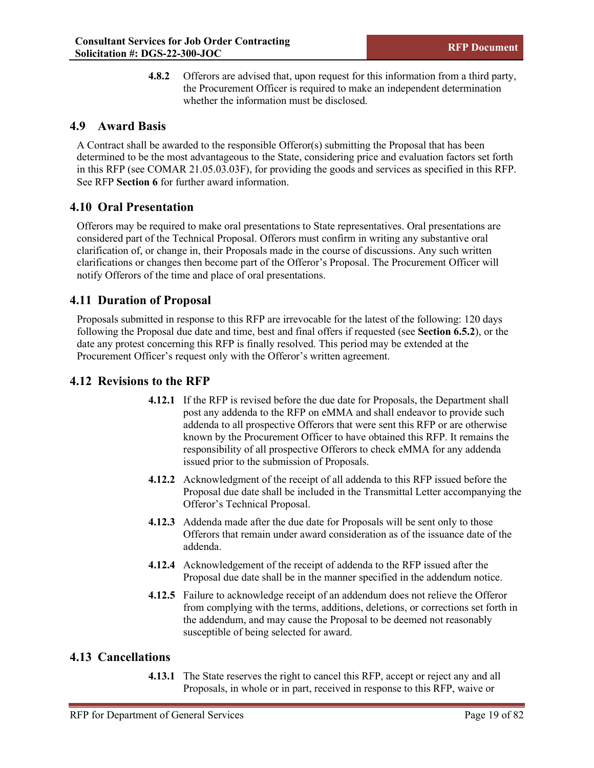**4.8.2** Offerors are advised that, upon request for this information from a third party, the Procurement Officer is required to make an independent determination whether the information must be disclosed.

## 4.9 Award Basis

A Contract shall be awarded to the responsible Offeror(s) submitting the Proposal that has been determined to be the most advantageous to the State, considering price and evaluation factors set forth in this RFP (see COMAR 21.05.03.03F), for providing the goods and services as specified in this RFP. See RFP **Section 6** for further award information.

## 4.10 Oral Presentation

Offerors may be required to make oral presentations to State representatives. Oral presentations are considered part of the Technical Proposal. Offerors must confirm in writing any substantive oral clarification of, or change in, their Proposals made in the course of discussions. Any such written clarifications or changes then become part of the Offeror's Proposal. The Procurement Officer will notify Offerors of the time and place of oral presentations.

## 4.11 Duration of Proposal

Proposals submitted in response to this RFP are irrevocable for the latest of the following: 120 days following the Proposal due date and time, best and final offers if requested (see **Section 6.5.2**), or the date any protest concerning this RFP is finally resolved. This period may be extended at the Procurement Officer's request only with the Offeror's written agreement.

## 4.12 Revisions to the RFP

**4.12.1** If the RFP is revised before the due date for Proposals, the Department shall post any addenda to the RFP on eMMA and shall endeavor to provide such addenda to all prospective Offerors that were sent this RFP or are otherwise known by the Procurement Officer to have obtained this RFP. It remains the responsibility of all prospective Offerors to check eMMA for any addenda issued prior to the submission of Proposals.

**4.12.2** Acknowledgment of the receipt of all addenda to this RFP issued before the Proposal due date shall be included in the Transmittal Letter accompanying the Offeror's Technical Proposal.

**4.12.3** Addenda made after the due date for Proposals will be sent only to those Offerors that remain under award consideration as of the issuance date of the addenda.

**4.12.4** Acknowledgement of the receipt of addenda to the RFP issued after the Proposal due date shall be in the manner specified in the addendum notice.

**4.12.5** Failure to acknowledge receipt of an addendum does not relieve the Offeror from complying with the terms, additions, deletions, or corrections set forth in the addendum, and may cause the Proposal to be deemed not reasonably susceptible of being selected for award.

## 4.13 Cancellations

**4.13.1** The State reserves the right to cancel this RFP, accept or reject any and all Proposals, in whole or in part, received in response to this RFP, waive or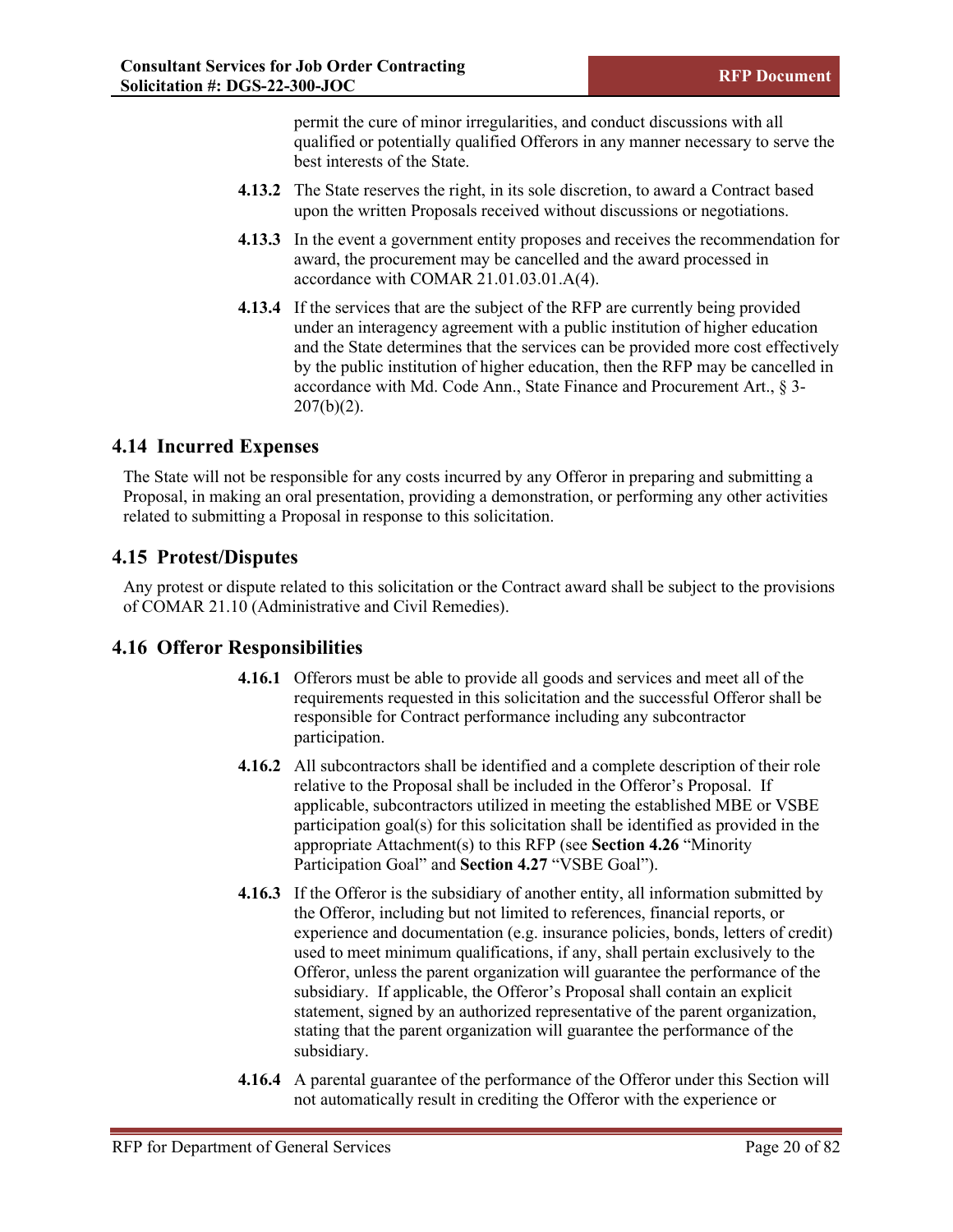permit the cure of minor irregularities, and conduct discussions with all qualified or potentially qualified Offerors in any manner necessary to serve the best interests of the State.

**4.13.2** The State reserves the right, in its sole discretion, to award a Contract based upon the written Proposals received without discussions or negotiations.

**4.13.3** In the event a government entity proposes and receives the recommendation for award, the procurement may be cancelled and the award processed in accordance with COMAR 21.01.03.01.A(4).

**4.13.4** If the services that are the subject of the RFP are currently being provided under an interagency agreement with a public institution of higher education and the State determines that the services can be provided more cost effectively by the public institution of higher education, then the RFP may be cancelled in accordance with Md. Code Ann., State Finance and Procurement Art., § 3-207(b)(2).

## 4.14 Incurred Expenses

The State will not be responsible for any costs incurred by any Offeror in preparing and submitting a Proposal, in making an oral presentation, providing a demonstration, or performing any other activities related to submitting a Proposal in response to this solicitation.

## 4.15 Protest/Disputes

Any protest or dispute related to this solicitation or the Contract award shall be subject to the provisions of COMAR 21.10 (Administrative and Civil Remedies).

## 4.16 Offeror Responsibilities

**4.16.1** Offerors must be able to provide all goods and services and meet all of the requirements requested in this solicitation and the successful Offeror shall be responsible for Contract performance including any subcontractor participation.

**4.16.2** All subcontractors shall be identified and a complete description of their role relative to the Proposal shall be included in the Offeror's Proposal. If applicable, subcontractors utilized in meeting the established MBE or VSBE participation goal(s) for this solicitation shall be identified as provided in the appropriate Attachment(s) to this RFP (see **Section 4.26** "Minority Participation Goal" and **Section 4.27** "VSBE Goal").

**4.16.3** If the Offeror is the subsidiary of another entity, all information submitted by the Offeror, including but not limited to references, financial reports, or experience and documentation (e.g. insurance policies, bonds, letters of credit) used to meet minimum qualifications, if any, shall pertain exclusively to the Offeror, unless the parent organization will guarantee the performance of the subsidiary. If applicable, the Offeror's Proposal shall contain an explicit statement, signed by an authorized representative of the parent organization, stating that the parent organization will guarantee the performance of the subsidiary.

**4.16.4** A parental guarantee of the performance of the Offeror under this Section will not automatically result in crediting the Offeror with the experience or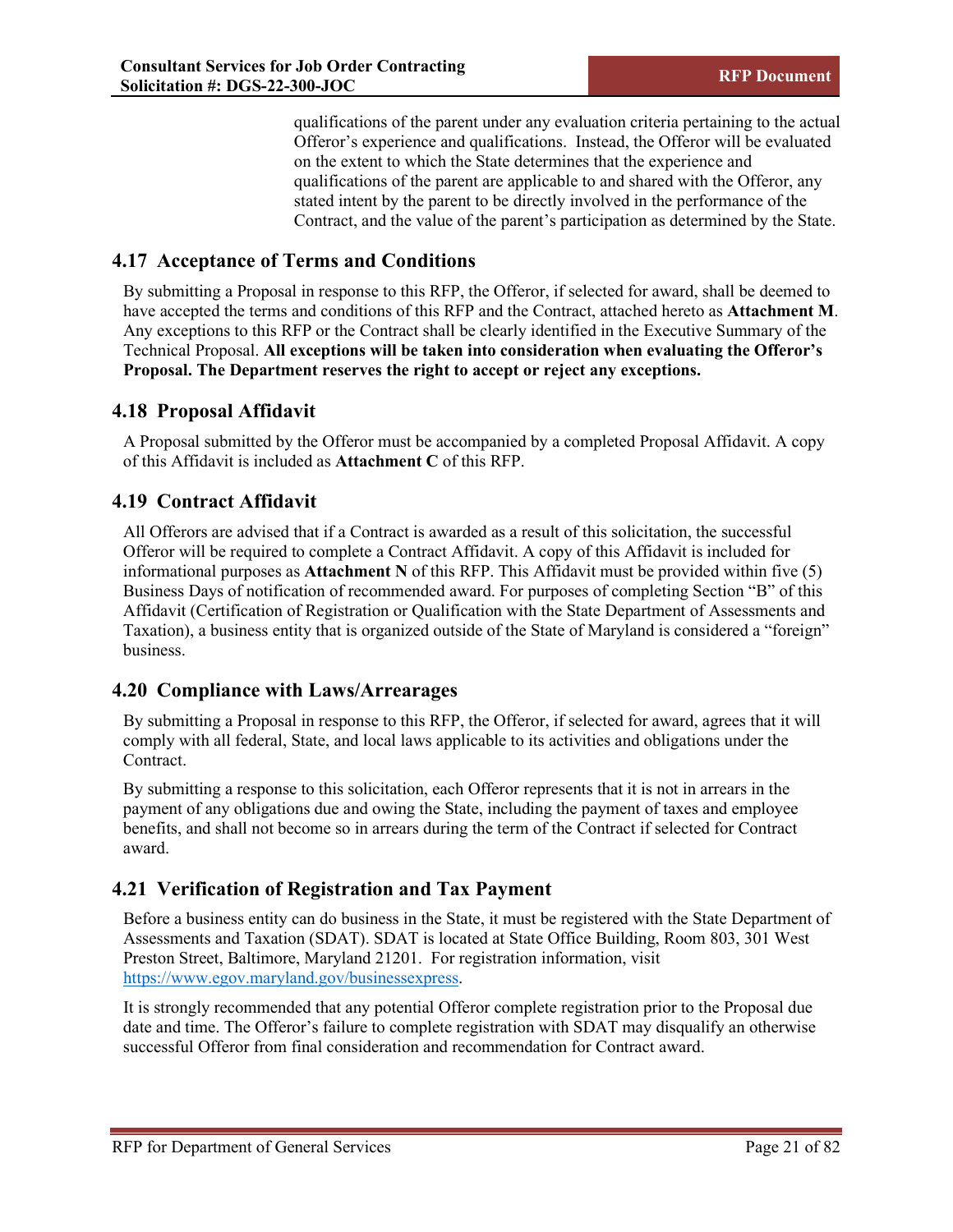qualifications of the parent under any evaluation criteria pertaining to the actual Offeror's experience and qualifications. Instead, the Offeror will be evaluated on the extent to which the State determines that the experience and qualifications of the parent are applicable to and shared with the Offeror, any stated intent by the parent to be directly involved in the performance of the Contract, and the value of the parent's participation as determined by the State.

## 4.17 Acceptance of Terms and Conditions

By submitting a Proposal in response to this RFP, the Offeror, if selected for award, shall be deemed to have accepted the terms and conditions of this RFP and the Contract, attached hereto as **Attachment M**. Any exceptions to this RFP or the Contract shall be clearly identified in the Executive Summary of the Technical Proposal. **All exceptions will be taken into consideration when evaluating the Offeror's Proposal. The Department reserves the right to accept or reject any exceptions.**

## 4.18 Proposal Affidavit

A Proposal submitted by the Offeror must be accompanied by a completed Proposal Affidavit. A copy of this Affidavit is included as **Attachment C** of this RFP.

## 4.19 Contract Affidavit

All Offerors are advised that if a Contract is awarded as a result of this solicitation, the successful Offeror will be required to complete a Contract Affidavit. A copy of this Affidavit is included for informational purposes as **Attachment N** of this RFP. This Affidavit must be provided within five (5) Business Days of notification of recommended award. For purposes of completing Section "B" of this Affidavit (Certification of Registration or Qualification with the State Department of Assessments and Taxation), a business entity that is organized outside of the State of Maryland is considered a "foreign" business.

## 4.20 Compliance with Laws/Arrearages

By submitting a Proposal in response to this RFP, the Offeror, if selected for award, agrees that it will comply with all federal, State, and local laws applicable to its activities and obligations under the Contract.

By submitting a response to this solicitation, each Offeror represents that it is not in arrears in the payment of any obligations due and owing the State, including the payment of taxes and employee benefits, and shall not become so in arrears during the term of the Contract if selected for Contract award.

## 4.21 Verification of Registration and Tax Payment

Before a business entity can do business in the State, it must be registered with the State Department of Assessments and Taxation (SDAT). SDAT is located at State Office Building, Room 803, 301 West Preston Street, Baltimore, Maryland 21201. For registration information, visit [https://www.egov.maryland.gov/businessexpress](https://www.egov.maryland.gov/businessexpress).

It is strongly recommended that any potential Offeror complete registration prior to the Proposal due date and time. The Offeror's failure to complete registration with SDAT may disqualify an otherwise successful Offeror from final consideration and recommendation for Contract award.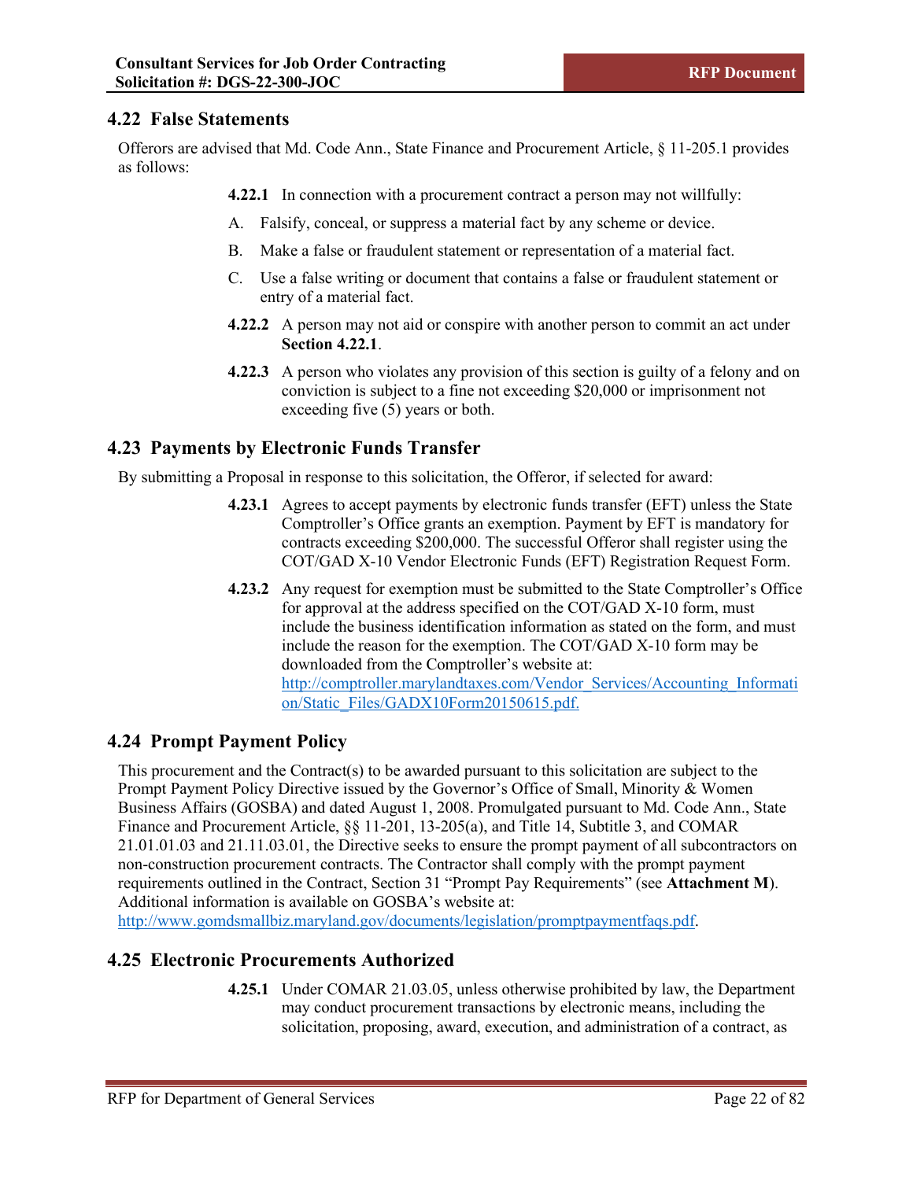## 4.22 False Statements

Offerors are advised that Md. Code Ann., State Finance and Procurement Article, § 11-205.1 provides as follows:

**4.22.1** In connection with a procurement contract a person may not willfully:

A. Falsify, conceal, or suppress a material fact by any scheme or device.

B. Make a false or fraudulent statement or representation of a material fact.

C. Use a false writing or document that contains a false or fraudulent statement or entry of a material fact.

**4.22.2** A person may not aid or conspire with another person to commit an act under **Section 4.22.1**.

**4.22.3** A person who violates any provision of this section is guilty of a felony and on conviction is subject to a fine not exceeding $20,000 or imprisonment not exceeding five (5) years or both.

## 4.23 Payments by Electronic Funds Transfer

By submitting a Proposal in response to this solicitation, the Offeror, if selected for award:

**4.23.1** Agrees to accept payments by electronic funds transfer (EFT) unless the State Comptroller's Office grants an exemption. Payment by EFT is mandatory for contracts exceeding $200,000. The successful Offeror shall register using the COT/GAD X-10 Vendor Electronic Funds (EFT) Registration Request Form.

**4.23.2** Any request for exemption must be submitted to the State Comptroller's Office for approval at the address specified on the COT/GAD X-10 form, must include the business identification information as stated on the form, and must include the reason for the exemption. The COT/GAD X-10 form may be downloaded from the Comptroller's website at: http://comptroller.marylandtaxes.com/Vendor_Services/Accounting_Information/Static_Files/GADX10Form20150615.pdf.

## 4.24 Prompt Payment Policy

This procurement and the Contract(s) to be awarded pursuant to this solicitation are subject to the Prompt Payment Policy Directive issued by the Governor's Office of Small, Minority & Women Business Affairs (GOSBA) and dated August 1, 2008. Promulgated pursuant to Md. Code Ann., State Finance and Procurement Article, §§ 11-201, 13-205(a), and Title 14, Subtitle 3, and COMAR 21.01.01.03 and 21.11.03.01, the Directive seeks to ensure the prompt payment of all subcontractors on non-construction procurement contracts. The Contractor shall comply with the prompt payment requirements outlined in the Contract, Section 31 "Prompt Pay Requirements" (see **Attachment M**). Additional information is available on GOSBA's website at: http://www.gomdsmallbiz.maryland.gov/documents/legislation/promptpaymentfaqs.pdf.

## 4.25 Electronic Procurements Authorized

**4.25.1** Under COMAR 21.03.05, unless otherwise prohibited by law, the Department may conduct procurement transactions by electronic means, including the solicitation, proposing, award, execution, and administration of a contract, as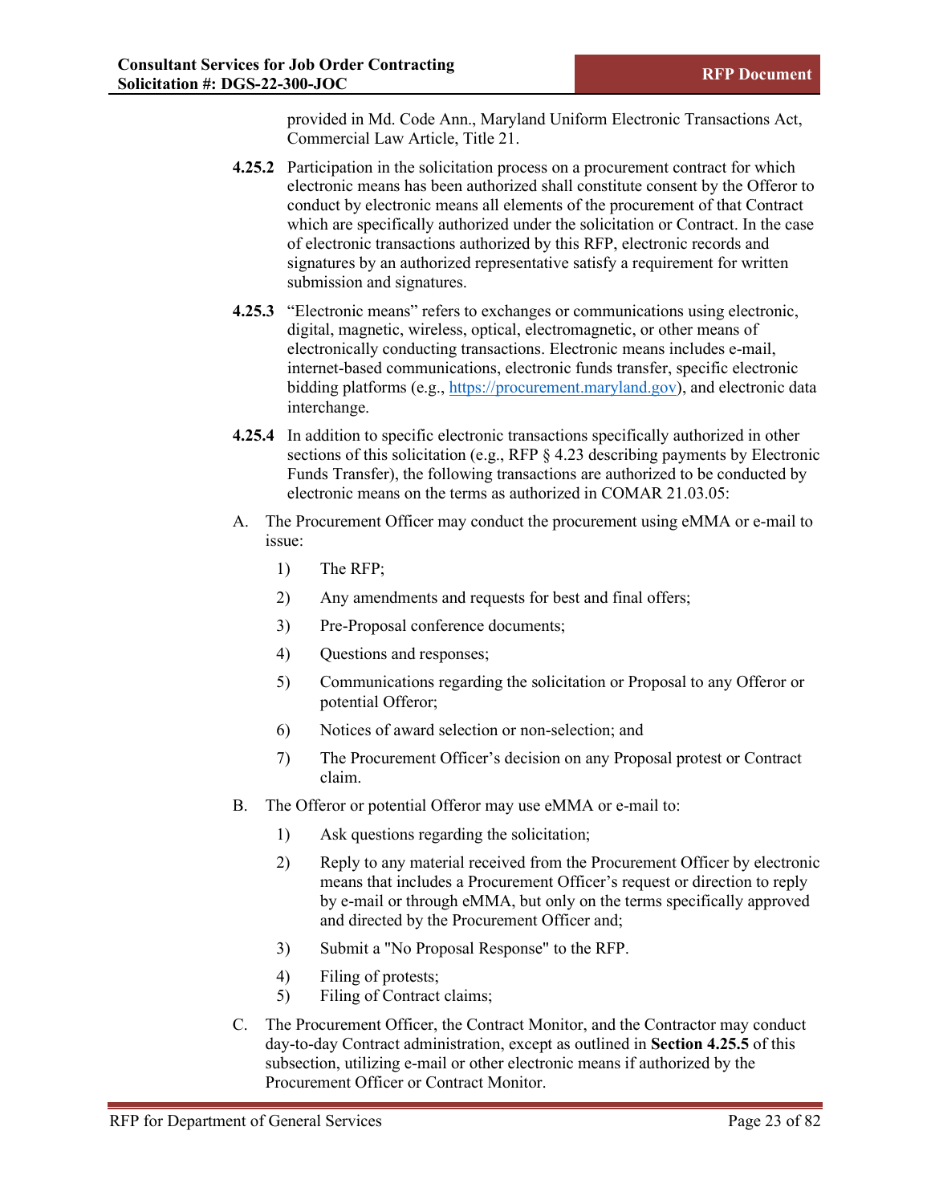provided in Md. Code Ann., Maryland Uniform Electronic Transactions Act, Commercial Law Article, Title 21.

**4.25.2** Participation in the solicitation process on a procurement contract for which electronic means has been authorized shall constitute consent by the Offeror to conduct by electronic means all elements of the procurement of that Contract which are specifically authorized under the solicitation or Contract. In the case of electronic transactions authorized by this RFP, electronic records and signatures by an authorized representative satisfy a requirement for written submission and signatures.

**4.25.3** "Electronic means" refers to exchanges or communications using electronic, digital, magnetic, wireless, optical, electromagnetic, or other means of electronically conducting transactions. Electronic means includes e-mail, internet-based communications, electronic funds transfer, specific electronic bidding platforms (e.g., https://procurement.maryland.gov), and electronic data interchange.

**4.25.4** In addition to specific electronic transactions specifically authorized in other sections of this solicitation (e.g., RFP § 4.23 describing payments by Electronic Funds Transfer), the following transactions are authorized to be conducted by electronic means on the terms as authorized in COMAR 21.03.05:

A. The Procurement Officer may conduct the procurement using eMMA or e-mail to issue:

1) The RFP;
2) Any amendments and requests for best and final offers;
3) Pre-Proposal conference documents;
4) Questions and responses;
5) Communications regarding the solicitation or Proposal to any Offeror or potential Offeror;
6) Notices of award selection or non-selection; and
7) The Procurement Officer's decision on any Proposal protest or Contract claim.

B. The Offeror or potential Offeror may use eMMA or e-mail to:

1) Ask questions regarding the solicitation;
2) Reply to any material received from the Procurement Officer by electronic means that includes a Procurement Officer's request or direction to reply by e-mail or through eMMA, but only on the terms specifically approved and directed by the Procurement Officer and;
3) Submit a "No Proposal Response" to the RFP.
4) Filing of protests;
5) Filing of Contract claims;

C. The Procurement Officer, the Contract Monitor, and the Contractor may conduct day-to-day Contract administration, except as outlined in **Section 4.25.5** of this subsection, utilizing e-mail or other electronic means if authorized by the Procurement Officer or Contract Monitor.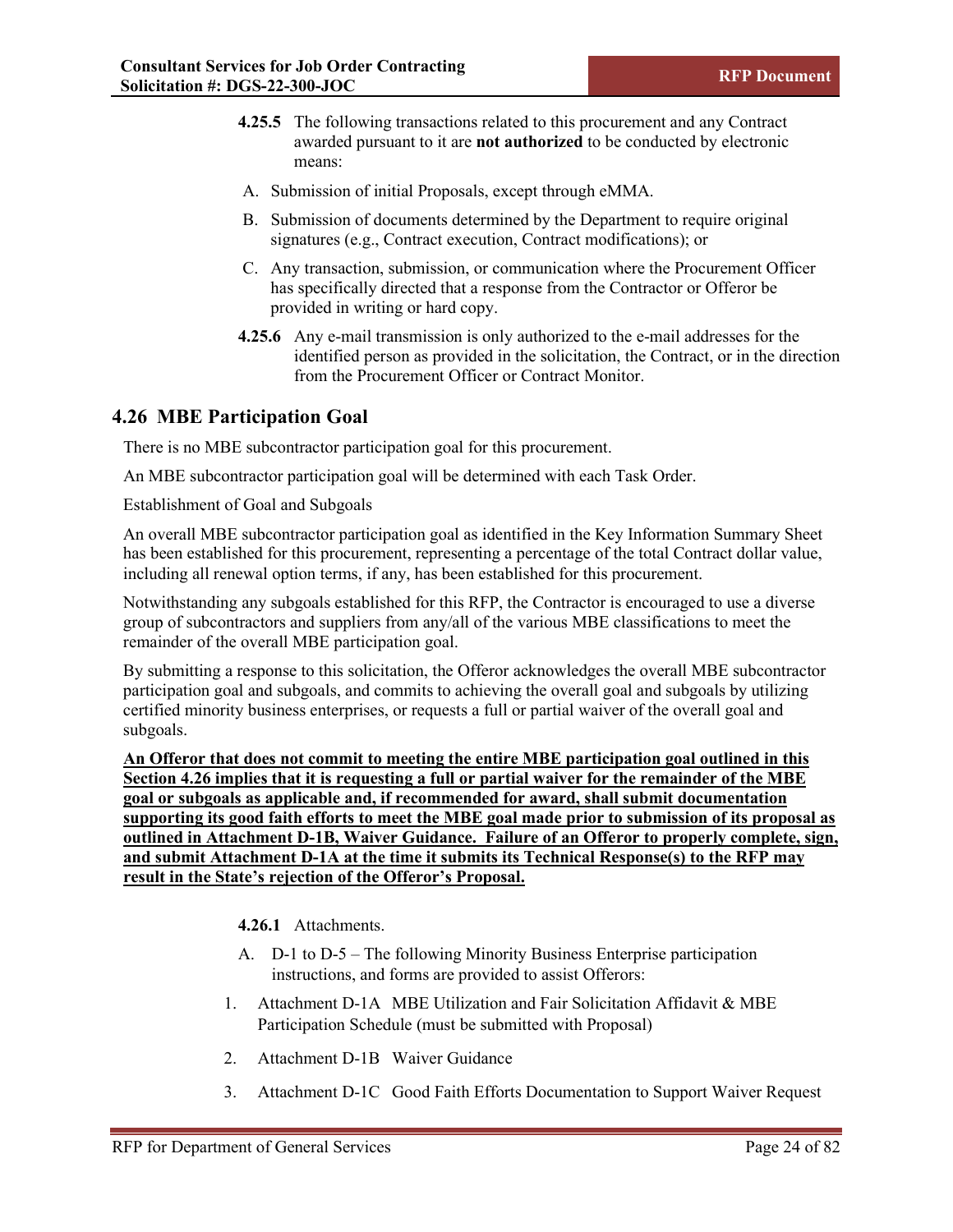**4.25.5** The following transactions related to this procurement and any Contract awarded pursuant to it are **not authorized** to be conducted by electronic means:

A. Submission of initial Proposals, except through eMMA.

B. Submission of documents determined by the Department to require original signatures (e.g., Contract execution, Contract modifications); or

C. Any transaction, submission, or communication where the Procurement Officer has specifically directed that a response from the Contractor or Offeror be provided in writing or hard copy.

**4.25.6** Any e-mail transmission is only authorized to the e-mail addresses for the identified person as provided in the solicitation, the Contract, or in the direction from the Procurement Officer or Contract Monitor.

## 4.26 MBE Participation Goal

There is no MBE subcontractor participation goal for this procurement.

An MBE subcontractor participation goal will be determined with each Task Order.

Establishment of Goal and Subgoals

An overall MBE subcontractor participation goal as identified in the Key Information Summary Sheet has been established for this procurement, representing a percentage of the total Contract dollar value, including all renewal option terms, if any, has been established for this procurement.

Notwithstanding any subgoals established for this RFP, the Contractor is encouraged to use a diverse group of subcontractors and suppliers from any/all of the various MBE classifications to meet the remainder of the overall MBE participation goal.

By submitting a response to this solicitation, the Offeror acknowledges the overall MBE subcontractor participation goal and subgoals, and commits to achieving the overall goal and subgoals by utilizing certified minority business enterprises, or requests a full or partial waiver of the overall goal and subgoals.

**An Offeror that does not commit to meeting the entire MBE participation goal outlined in this Section 4.26 implies that it is requesting a full or partial waiver for the remainder of the MBE goal or subgoals as applicable and, if recommended for award, shall submit documentation supporting its good faith efforts to meet the MBE goal made prior to submission of its proposal as outlined in Attachment D-1B, Waiver Guidance. Failure of an Offeror to properly complete, sign, and submit Attachment D-1A at the time it submits its Technical Response(s) to the RFP may result in the State's rejection of the Offeror's Proposal.**

**4.26.1** Attachments.

A. D-1 to D-5 – The following Minority Business Enterprise participation instructions, and forms are provided to assist Offerors:

1. Attachment D-1A MBE Utilization and Fair Solicitation Affidavit & MBE Participation Schedule (must be submitted with Proposal)
2. Attachment D-1B Waiver Guidance
3. Attachment D-1C Good Faith Efforts Documentation to Support Waiver Request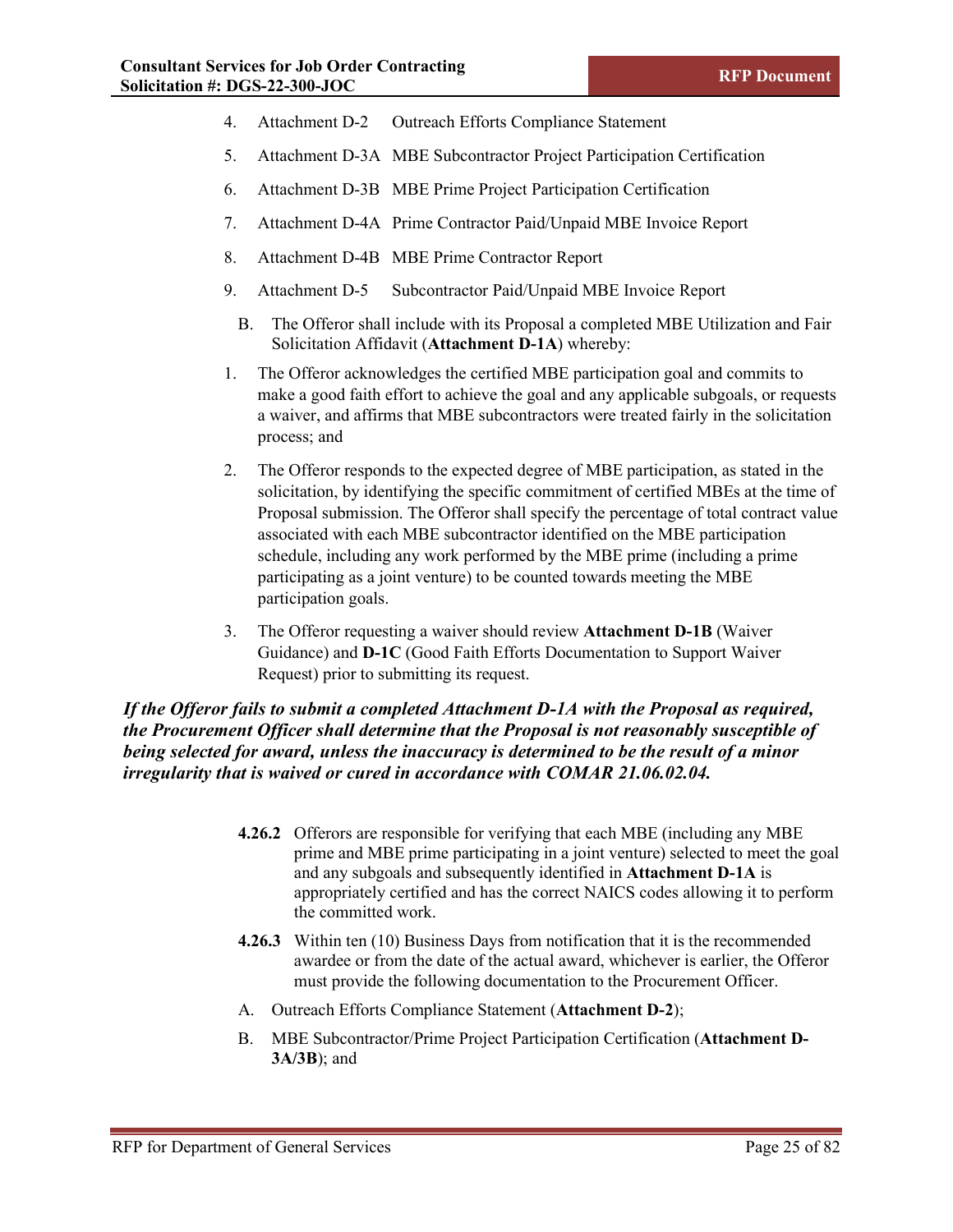4. Attachment D-2 Outreach Efforts Compliance Statement

5. Attachment D-3A MBE Subcontractor Project Participation Certification

6. Attachment D-3B MBE Prime Project Participation Certification

7. Attachment D-4A Prime Contractor Paid/Unpaid MBE Invoice Report

8. Attachment D-4B MBE Prime Contractor Report

9. Attachment D-5 Subcontractor Paid/Unpaid MBE Invoice Report

B. The Offeror shall include with its Proposal a completed MBE Utilization and Fair Solicitation Affidavit (**Attachment D-1A**) whereby:

1. The Offeror acknowledges the certified MBE participation goal and commits to make a good faith effort to achieve the goal and any applicable subgoals, or requests a waiver, and affirms that MBE subcontractors were treated fairly in the solicitation process; and

2. The Offeror responds to the expected degree of MBE participation, as stated in the solicitation, by identifying the specific commitment of certified MBEs at the time of Proposal submission. The Offeror shall specify the percentage of total contract value associated with each MBE subcontractor identified on the MBE participation schedule, including any work performed by the MBE prime (including a prime participating as a joint venture) to be counted towards meeting the MBE participation goals.

3. The Offeror requesting a waiver should review **Attachment D-1B** (Waiver Guidance) and **D-1C** (Good Faith Efforts Documentation to Support Waiver Request) prior to submitting its request.

***If the Offeror fails to submit a completed Attachment D-1A with the Proposal as required, the Procurement Officer shall determine that the Proposal is not reasonably susceptible of being selected for award, unless the inaccuracy is determined to be the result of a minor irregularity that is waived or cured in accordance with COMAR 21.06.02.04.***

**4.26.2** Offerors are responsible for verifying that each MBE (including any MBE prime and MBE prime participating in a joint venture) selected to meet the goal and any subgoals and subsequently identified in **Attachment D-1A** is appropriately certified and has the correct NAICS codes allowing it to perform the committed work.

**4.26.3** Within ten (10) Business Days from notification that it is the recommended awardee or from the date of the actual award, whichever is earlier, the Offeror must provide the following documentation to the Procurement Officer.

A. Outreach Efforts Compliance Statement (**Attachment D-2**);

B. MBE Subcontractor/Prime Project Participation Certification (**Attachment D-3A/3B**); and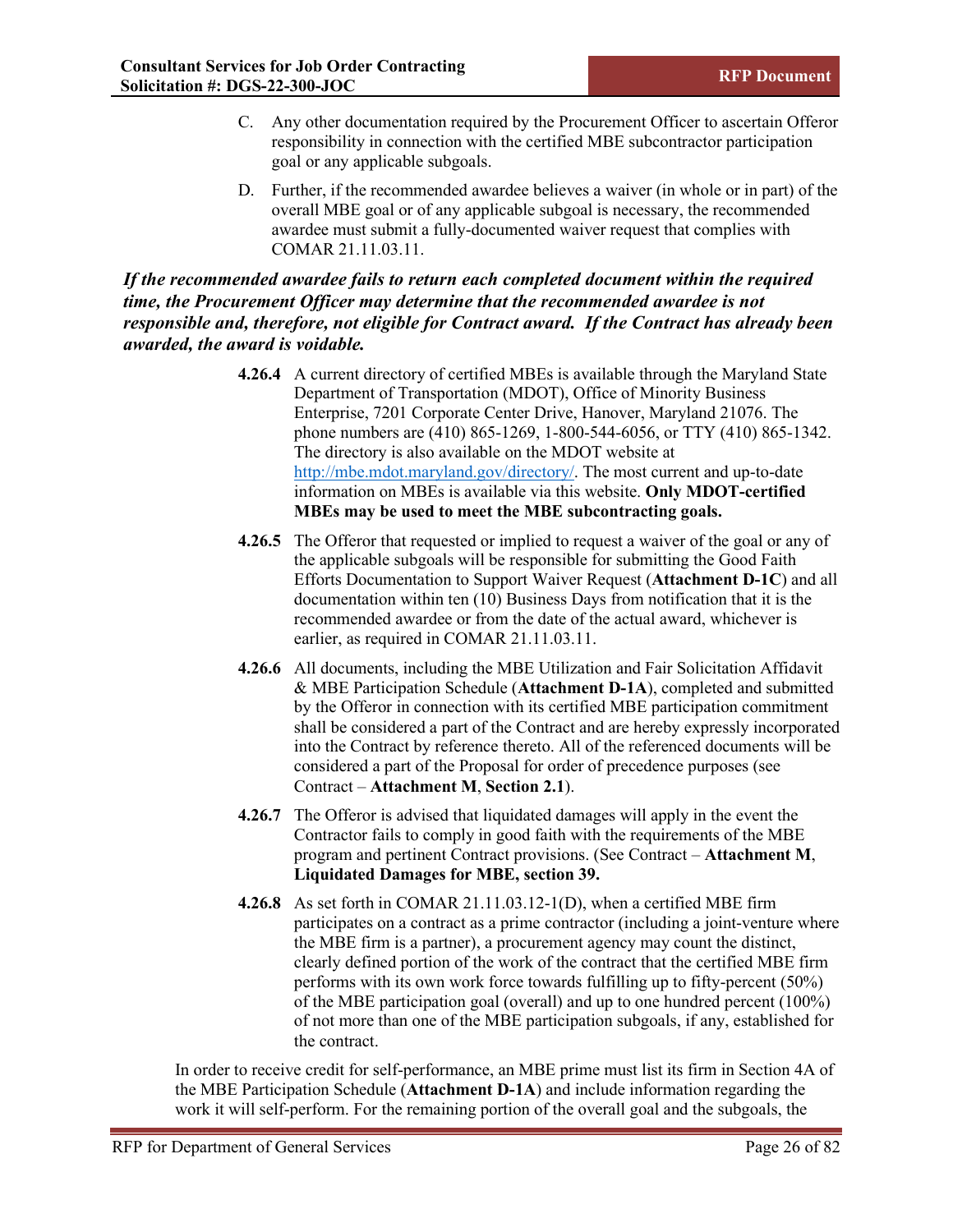C. Any other documentation required by the Procurement Officer to ascertain Offeror responsibility in connection with the certified MBE subcontractor participation goal or any applicable subgoals.

D. Further, if the recommended awardee believes a waiver (in whole or in part) of the overall MBE goal or of any applicable subgoal is necessary, the recommended awardee must submit a fully-documented waiver request that complies with COMAR 21.11.03.11.

***If the recommended awardee fails to return each completed document within the required time, the Procurement Officer may determine that the recommended awardee is not responsible and, therefore, not eligible for Contract award. If the Contract has already been awarded, the award is voidable.***

**4.26.4** A current directory of certified MBEs is available through the Maryland State Department of Transportation (MDOT), Office of Minority Business Enterprise, 7201 Corporate Center Drive, Hanover, Maryland 21076. The phone numbers are (410) 865-1269, 1-800-544-6056, or TTY (410) 865-1342. The directory is also available on the MDOT website at http://mbe.mdot.maryland.gov/directory/. The most current and up-to-date information on MBEs is available via this website. **Only MDOT-certified MBEs may be used to meet the MBE subcontracting goals.**

**4.26.5** The Offeror that requested or implied to request a waiver of the goal or any of the applicable subgoals will be responsible for submitting the Good Faith Efforts Documentation to Support Waiver Request (**Attachment D-1C**) and all documentation within ten (10) Business Days from notification that it is the recommended awardee or from the date of the actual award, whichever is earlier, as required in COMAR 21.11.03.11.

**4.26.6** All documents, including the MBE Utilization and Fair Solicitation Affidavit & MBE Participation Schedule (**Attachment D-1A**), completed and submitted by the Offeror in connection with its certified MBE participation commitment shall be considered a part of the Contract and are hereby expressly incorporated into the Contract by reference thereto. All of the referenced documents will be considered a part of the Proposal for order of precedence purposes (see Contract – **Attachment M**, **Section 2.1**).

**4.26.7** The Offeror is advised that liquidated damages will apply in the event the Contractor fails to comply in good faith with the requirements of the MBE program and pertinent Contract provisions. (See Contract – **Attachment M**, **Liquidated Damages for MBE, section 39.**

**4.26.8** As set forth in COMAR 21.11.03.12-1(D), when a certified MBE firm participates on a contract as a prime contractor (including a joint-venture where the MBE firm is a partner), a procurement agency may count the distinct, clearly defined portion of the work of the contract that the certified MBE firm performs with its own work force towards fulfilling up to fifty-percent (50%) of the MBE participation goal (overall) and up to one hundred percent (100%) of not more than one of the MBE participation subgoals, if any, established for the contract.

In order to receive credit for self-performance, an MBE prime must list its firm in Section 4A of the MBE Participation Schedule (**Attachment D-1A**) and include information regarding the work it will self-perform. For the remaining portion of the overall goal and the subgoals, the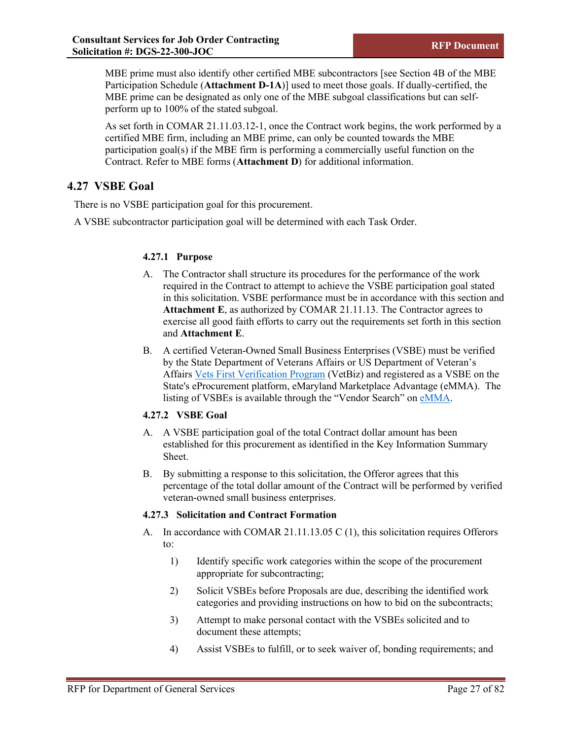MBE prime must also identify other certified MBE subcontractors [see Section 4B of the MBE Participation Schedule (**Attachment D-1A**)] used to meet those goals. If dually-certified, the MBE prime can be designated as only one of the MBE subgoal classifications but can self-perform up to 100% of the stated subgoal.

As set forth in COMAR 21.11.03.12-1, once the Contract work begins, the work performed by a certified MBE firm, including an MBE prime, can only be counted towards the MBE participation goal(s) if the MBE firm is performing a commercially useful function on the Contract. Refer to MBE forms (**Attachment D**) for additional information.

## 4.27 VSBE Goal

There is no VSBE participation goal for this procurement.

A VSBE subcontractor participation goal will be determined with each Task Order.

### 4.27.1 Purpose

A. The Contractor shall structure its procedures for the performance of the work required in the Contract to attempt to achieve the VSBE participation goal stated in this solicitation. VSBE performance must be in accordance with this section and **Attachment E**, as authorized by COMAR 21.11.13. The Contractor agrees to exercise all good faith efforts to carry out the requirements set forth in this section and **Attachment E**.

B. A certified Veteran-Owned Small Business Enterprises (VSBE) must be verified by the State Department of Veterans Affairs or US Department of Veteran's Affairs Vets First Verification Program (VetBiz) and registered as a VSBE on the State's eProcurement platform, eMaryland Marketplace Advantage (eMMA). The listing of VSBEs is available through the "Vendor Search" on eMMA.

### 4.27.2 VSBE Goal

A. A VSBE participation goal of the total Contract dollar amount has been established for this procurement as identified in the Key Information Summary Sheet.

B. By submitting a response to this solicitation, the Offeror agrees that this percentage of the total dollar amount of the Contract will be performed by verified veteran-owned small business enterprises.

### 4.27.3 Solicitation and Contract Formation

A. In accordance with COMAR 21.11.13.05 C (1), this solicitation requires Offerors to:

1) Identify specific work categories within the scope of the procurement appropriate for subcontracting;

2) Solicit VSBEs before Proposals are due, describing the identified work categories and providing instructions on how to bid on the subcontracts;

3) Attempt to make personal contact with the VSBEs solicited and to document these attempts;

4) Assist VSBEs to fulfill, or to seek waiver of, bonding requirements; and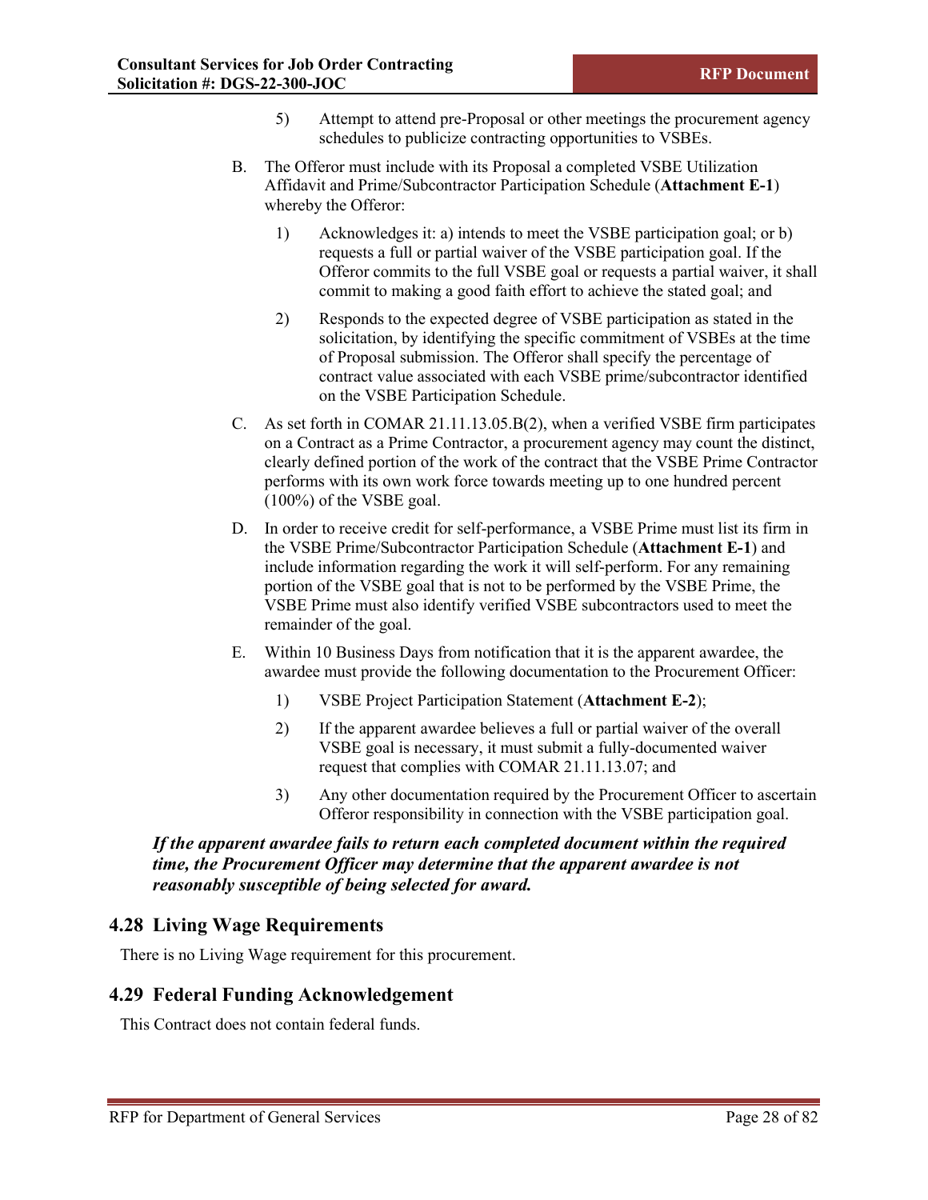5) Attempt to attend pre-Proposal or other meetings the procurement agency schedules to publicize contracting opportunities to VSBEs.

B. The Offeror must include with its Proposal a completed VSBE Utilization Affidavit and Prime/Subcontractor Participation Schedule (**Attachment E-1**) whereby the Offeror:

1) Acknowledges it: a) intends to meet the VSBE participation goal; or b) requests a full or partial waiver of the VSBE participation goal. If the Offeror commits to the full VSBE goal or requests a partial waiver, it shall commit to making a good faith effort to achieve the stated goal; and

2) Responds to the expected degree of VSBE participation as stated in the solicitation, by identifying the specific commitment of VSBEs at the time of Proposal submission. The Offeror shall specify the percentage of contract value associated with each VSBE prime/subcontractor identified on the VSBE Participation Schedule.

C. As set forth in COMAR 21.11.13.05.B(2), when a verified VSBE firm participates on a Contract as a Prime Contractor, a procurement agency may count the distinct, clearly defined portion of the work of the contract that the VSBE Prime Contractor performs with its own work force towards meeting up to one hundred percent (100%) of the VSBE goal.

D. In order to receive credit for self-performance, a VSBE Prime must list its firm in the VSBE Prime/Subcontractor Participation Schedule (**Attachment E-1**) and include information regarding the work it will self-perform. For any remaining portion of the VSBE goal that is not to be performed by the VSBE Prime, the VSBE Prime must also identify verified VSBE subcontractors used to meet the remainder of the goal.

E. Within 10 Business Days from notification that it is the apparent awardee, the awardee must provide the following documentation to the Procurement Officer:

1) VSBE Project Participation Statement (**Attachment E-2**);

2) If the apparent awardee believes a full or partial waiver of the overall VSBE goal is necessary, it must submit a fully-documented waiver request that complies with COMAR 21.11.13.07; and

3) Any other documentation required by the Procurement Officer to ascertain Offeror responsibility in connection with the VSBE participation goal.

***If the apparent awardee fails to return each completed document within the required time, the Procurement Officer may determine that the apparent awardee is not reasonably susceptible of being selected for award.***

## 4.28 Living Wage Requirements

There is no Living Wage requirement for this procurement.

## 4.29 Federal Funding Acknowledgement

This Contract does not contain federal funds.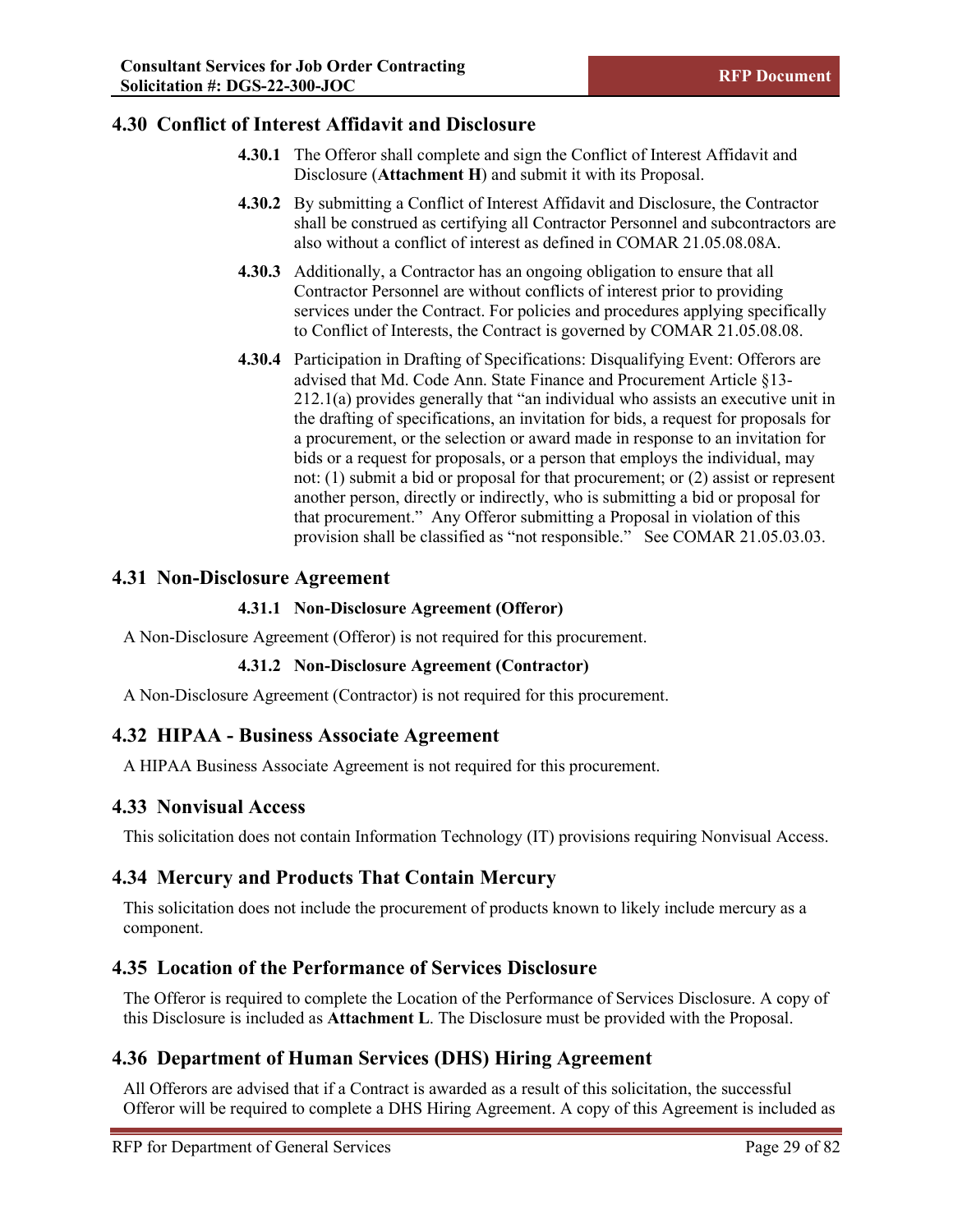## 4.30 Conflict of Interest Affidavit and Disclosure

**4.30.1** The Offeror shall complete and sign the Conflict of Interest Affidavit and Disclosure (**Attachment H**) and submit it with its Proposal.

**4.30.2** By submitting a Conflict of Interest Affidavit and Disclosure, the Contractor shall be construed as certifying all Contractor Personnel and subcontractors are also without a conflict of interest as defined in COMAR 21.05.08.08A.

**4.30.3** Additionally, a Contractor has an ongoing obligation to ensure that all Contractor Personnel are without conflicts of interest prior to providing services under the Contract. For policies and procedures applying specifically to Conflict of Interests, the Contract is governed by COMAR 21.05.08.08.

**4.30.4** Participation in Drafting of Specifications: Disqualifying Event: Offerors are advised that Md. Code Ann. State Finance and Procurement Article §13-212.1(a) provides generally that "an individual who assists an executive unit in the drafting of specifications, an invitation for bids, a request for proposals for a procurement, or the selection or award made in response to an invitation for bids or a request for proposals, or a person that employs the individual, may not: (1) submit a bid or proposal for that procurement; or (2) assist or represent another person, directly or indirectly, who is submitting a bid or proposal for that procurement." Any Offeror submitting a Proposal in violation of this provision shall be classified as "not responsible." See COMAR 21.05.03.03.

## 4.31 Non-Disclosure Agreement

### 4.31.1 Non-Disclosure Agreement (Offeror)

A Non-Disclosure Agreement (Offeror) is not required for this procurement.

### 4.31.2 Non-Disclosure Agreement (Contractor)

A Non-Disclosure Agreement (Contractor) is not required for this procurement.

## 4.32 HIPAA - Business Associate Agreement

A HIPAA Business Associate Agreement is not required for this procurement.

## 4.33 Nonvisual Access

This solicitation does not contain Information Technology (IT) provisions requiring Nonvisual Access.

## 4.34 Mercury and Products That Contain Mercury

This solicitation does not include the procurement of products known to likely include mercury as a component.

## 4.35 Location of the Performance of Services Disclosure

The Offeror is required to complete the Location of the Performance of Services Disclosure. A copy of this Disclosure is included as **Attachment L**. The Disclosure must be provided with the Proposal.

## 4.36 Department of Human Services (DHS) Hiring Agreement

All Offerors are advised that if a Contract is awarded as a result of this solicitation, the successful Offeror will be required to complete a DHS Hiring Agreement. A copy of this Agreement is included as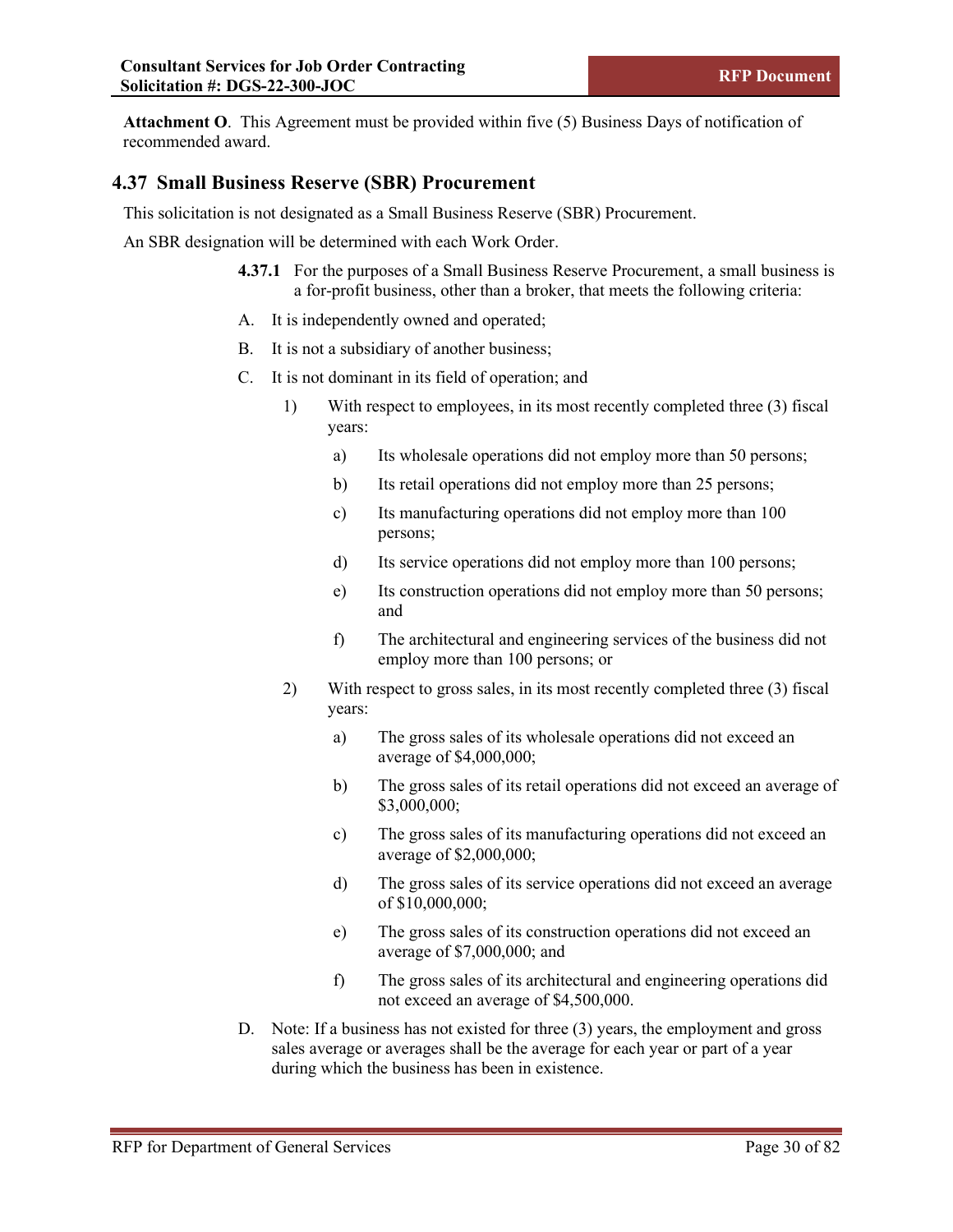**Attachment O**. This Agreement must be provided within five (5) Business Days of notification of recommended award.

## 4.37 Small Business Reserve (SBR) Procurement

This solicitation is not designated as a Small Business Reserve (SBR) Procurement.

An SBR designation will be determined with each Work Order.

**4.37.1** For the purposes of a Small Business Reserve Procurement, a small business is a for-profit business, other than a broker, that meets the following criteria:

A. It is independently owned and operated;

B. It is not a subsidiary of another business;

C. It is not dominant in its field of operation; and

1) With respect to employees, in its most recently completed three (3) fiscal years:

   a) Its wholesale operations did not employ more than 50 persons;

   b) Its retail operations did not employ more than 25 persons;

   c) Its manufacturing operations did not employ more than 100 persons;

   d) Its service operations did not employ more than 100 persons;

   e) Its construction operations did not employ more than 50 persons; and

   f) The architectural and engineering services of the business did not employ more than 100 persons; or

2) With respect to gross sales, in its most recently completed three (3) fiscal years:

   a) The gross sales of its wholesale operations did not exceed an average of $4,000,000;

   b) The gross sales of its retail operations did not exceed an average of $3,000,000;

   c) The gross sales of its manufacturing operations did not exceed an average of $2,000,000;

   d) The gross sales of its service operations did not exceed an average of $10,000,000;

   e) The gross sales of its construction operations did not exceed an average of $7,000,000; and

   f) The gross sales of its architectural and engineering operations did not exceed an average of $4,500,000.

D. Note: If a business has not existed for three (3) years, the employment and gross sales average or averages shall be the average for each year or part of a year during which the business has been in existence.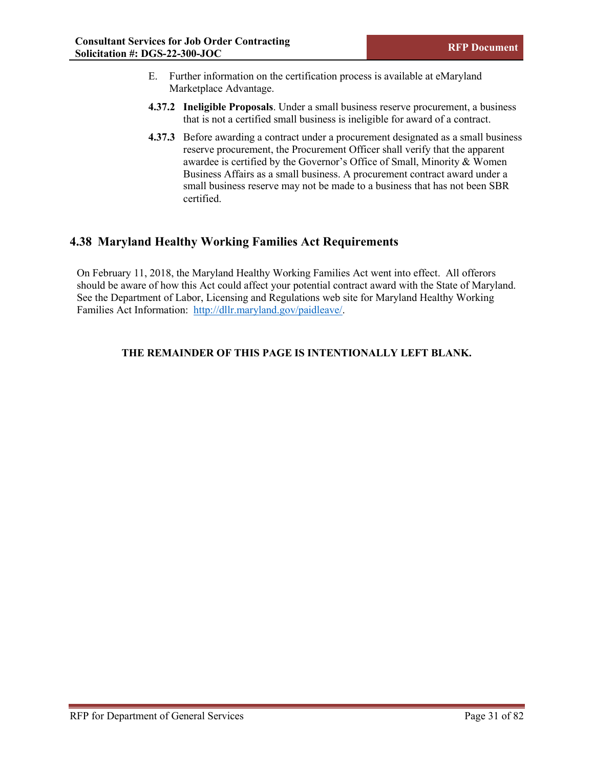E. Further information on the certification process is available at eMaryland Marketplace Advantage.

**4.37.2 Ineligible Proposals**. Under a small business reserve procurement, a business that is not a certified small business is ineligible for award of a contract.

**4.37.3** Before awarding a contract under a procurement designated as a small business reserve procurement, the Procurement Officer shall verify that the apparent awardee is certified by the Governor's Office of Small, Minority & Women Business Affairs as a small business. A procurement contract award under a small business reserve may not be made to a business that has not been SBR certified.

## 4.38 Maryland Healthy Working Families Act Requirements

On February 11, 2018, the Maryland Healthy Working Families Act went into effect. All offerors should be aware of how this Act could affect your potential contract award with the State of Maryland. See the Department of Labor, Licensing and Regulations web site for Maryland Healthy Working Families Act Information: [http://dllr.maryland.gov/paidleave/](http://dllr.maryland.gov/paidleave/).

**THE REMAINDER OF THIS PAGE IS INTENTIONALLY LEFT BLANK.**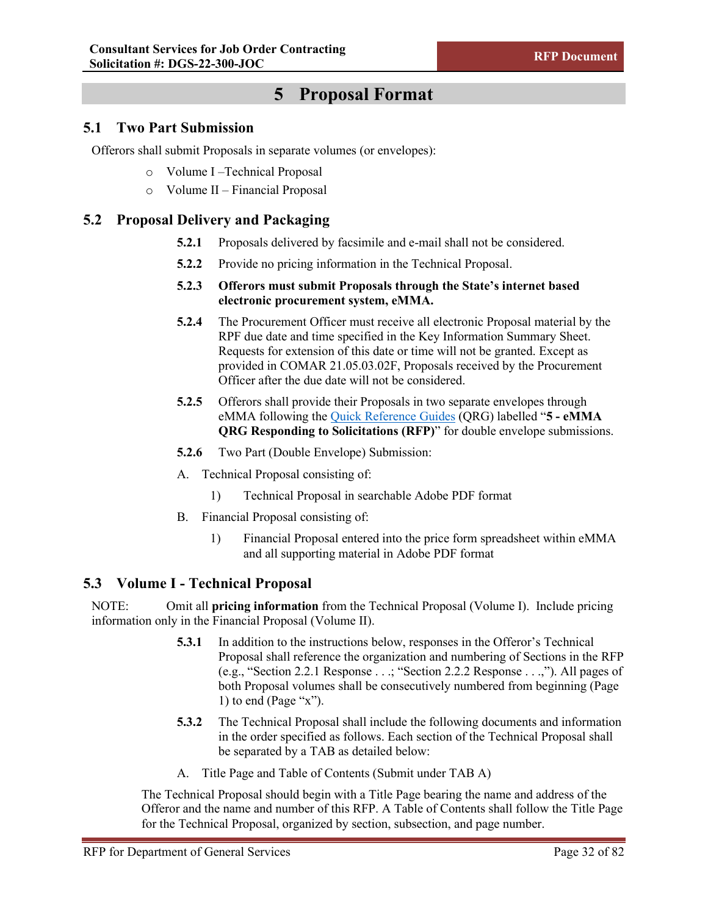# 5 Proposal Format

## 5.1 Two Part Submission

Offerors shall submit Proposals in separate volumes (or envelopes):

- Volume I –Technical Proposal
- Volume II – Financial Proposal

## 5.2 Proposal Delivery and Packaging

**5.2.1** Proposals delivered by facsimile and e-mail shall not be considered.

**5.2.2** Provide no pricing information in the Technical Proposal.

**5.2.3 Offerors must submit Proposals through the State's internet based electronic procurement system, eMMA.**

**5.2.4** The Procurement Officer must receive all electronic Proposal material by the RPF due date and time specified in the Key Information Summary Sheet. Requests for extension of this date or time will not be granted. Except as provided in COMAR 21.05.03.02F, Proposals received by the Procurement Officer after the due date will not be considered.

**5.2.5** Offerors shall provide their Proposals in two separate envelopes through eMMA following the Quick Reference Guides (QRG) labelled "**5 - eMMA QRG Responding to Solicitations (RFP)**" for double envelope submissions.

**5.2.6** Two Part (Double Envelope) Submission:

A. Technical Proposal consisting of:

1) Technical Proposal in searchable Adobe PDF format

B. Financial Proposal consisting of:

1) Financial Proposal entered into the price form spreadsheet within eMMA and all supporting material in Adobe PDF format

## 5.3 Volume I - Technical Proposal

NOTE: Omit all **pricing information** from the Technical Proposal (Volume I). Include pricing information only in the Financial Proposal (Volume II).

**5.3.1** In addition to the instructions below, responses in the Offeror's Technical Proposal shall reference the organization and numbering of Sections in the RFP (e.g., "Section 2.2.1 Response . . .; "Section 2.2.2 Response . . .,"). All pages of both Proposal volumes shall be consecutively numbered from beginning (Page 1) to end (Page "x").

**5.3.2** The Technical Proposal shall include the following documents and information in the order specified as follows. Each section of the Technical Proposal shall be separated by a TAB as detailed below:

A. Title Page and Table of Contents (Submit under TAB A)

The Technical Proposal should begin with a Title Page bearing the name and address of the Offeror and the name and number of this RFP. A Table of Contents shall follow the Title Page for the Technical Proposal, organized by section, subsection, and page number.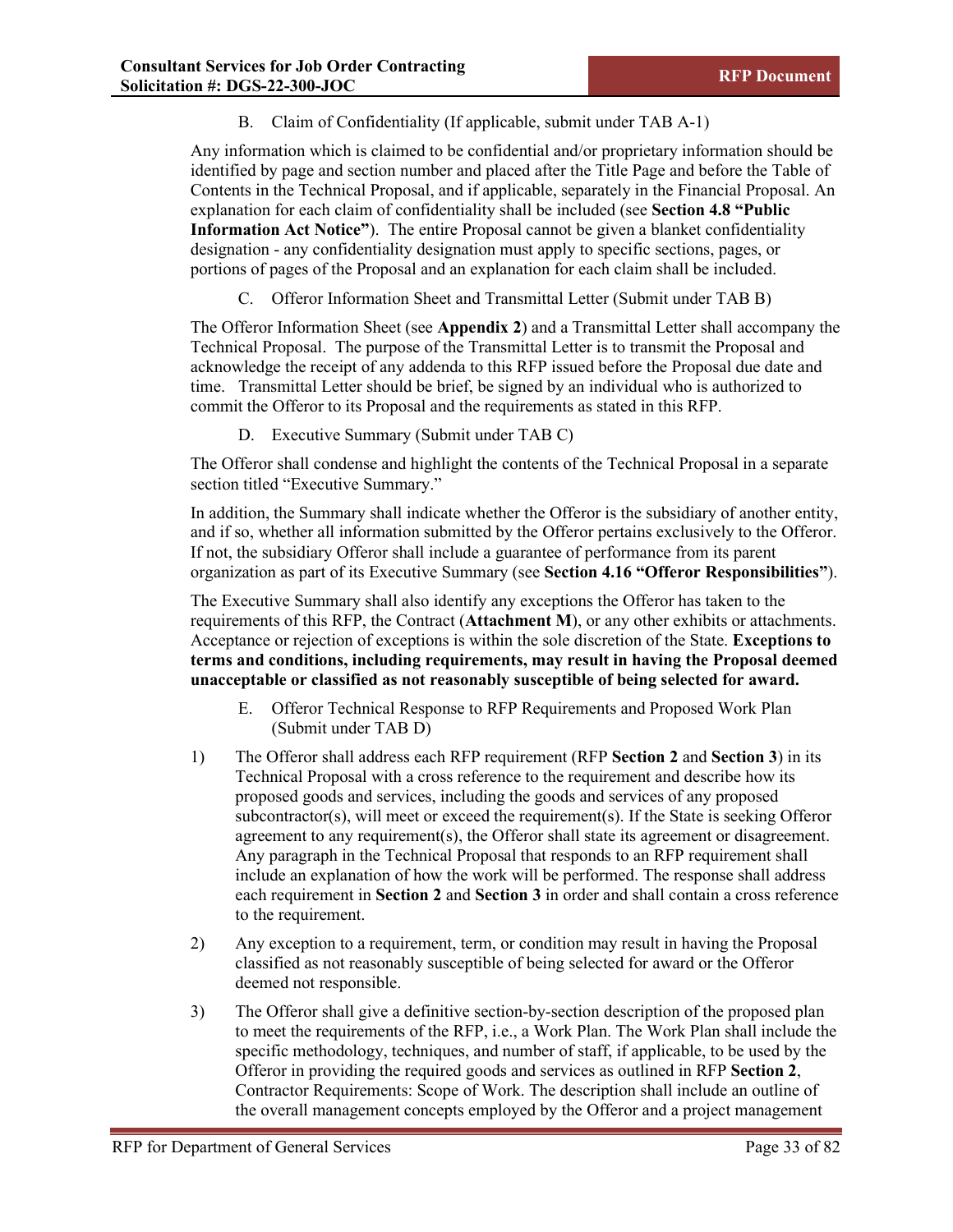B. Claim of Confidentiality (If applicable, submit under TAB A-1)

Any information which is claimed to be confidential and/or proprietary information should be identified by page and section number and placed after the Title Page and before the Table of Contents in the Technical Proposal, and if applicable, separately in the Financial Proposal. An explanation for each claim of confidentiality shall be included (see **Section 4.8 "Public Information Act Notice"**). The entire Proposal cannot be given a blanket confidentiality designation - any confidentiality designation must apply to specific sections, pages, or portions of pages of the Proposal and an explanation for each claim shall be included.

C. Offeror Information Sheet and Transmittal Letter (Submit under TAB B)

The Offeror Information Sheet (see **Appendix 2**) and a Transmittal Letter shall accompany the Technical Proposal. The purpose of the Transmittal Letter is to transmit the Proposal and acknowledge the receipt of any addenda to this RFP issued before the Proposal due date and time. Transmittal Letter should be brief, be signed by an individual who is authorized to commit the Offeror to its Proposal and the requirements as stated in this RFP.

D. Executive Summary (Submit under TAB C)

The Offeror shall condense and highlight the contents of the Technical Proposal in a separate section titled "Executive Summary."

In addition, the Summary shall indicate whether the Offeror is the subsidiary of another entity, and if so, whether all information submitted by the Offeror pertains exclusively to the Offeror. If not, the subsidiary Offeror shall include a guarantee of performance from its parent organization as part of its Executive Summary (see **Section 4.16 "Offeror Responsibilities"**).

The Executive Summary shall also identify any exceptions the Offeror has taken to the requirements of this RFP, the Contract (**Attachment M**), or any other exhibits or attachments. Acceptance or rejection of exceptions is within the sole discretion of the State. **Exceptions to terms and conditions, including requirements, may result in having the Proposal deemed unacceptable or classified as not reasonably susceptible of being selected for award.**

E. Offeror Technical Response to RFP Requirements and Proposed Work Plan (Submit under TAB D)

1) The Offeror shall address each RFP requirement (RFP **Section 2** and **Section 3**) in its Technical Proposal with a cross reference to the requirement and describe how its proposed goods and services, including the goods and services of any proposed subcontractor(s), will meet or exceed the requirement(s). If the State is seeking Offeror agreement to any requirement(s), the Offeror shall state its agreement or disagreement. Any paragraph in the Technical Proposal that responds to an RFP requirement shall include an explanation of how the work will be performed. The response shall address each requirement in **Section 2** and **Section 3** in order and shall contain a cross reference to the requirement.

2) Any exception to a requirement, term, or condition may result in having the Proposal classified as not reasonably susceptible of being selected for award or the Offeror deemed not responsible.

3) The Offeror shall give a definitive section-by-section description of the proposed plan to meet the requirements of the RFP, i.e., a Work Plan. The Work Plan shall include the specific methodology, techniques, and number of staff, if applicable, to be used by the Offeror in providing the required goods and services as outlined in RFP **Section 2**, Contractor Requirements: Scope of Work. The description shall include an outline of the overall management concepts employed by the Offeror and a project management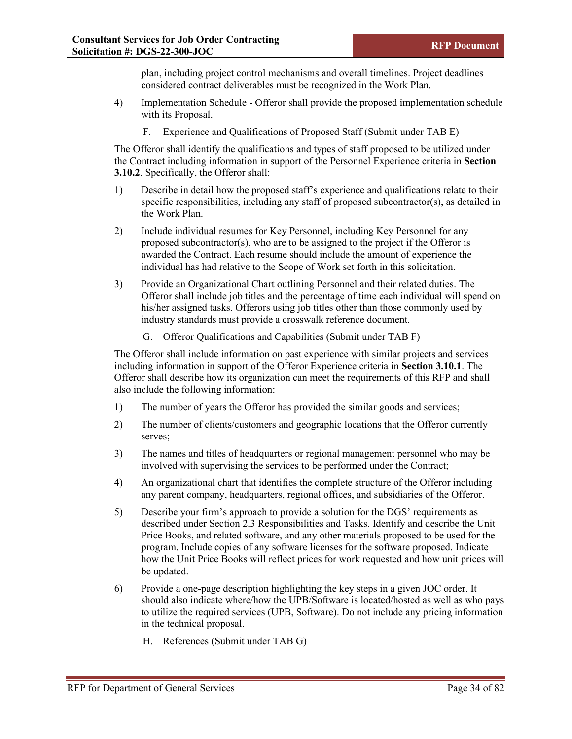plan, including project control mechanisms and overall timelines. Project deadlines considered contract deliverables must be recognized in the Work Plan.

4) Implementation Schedule - Offeror shall provide the proposed implementation schedule with its Proposal.

F. Experience and Qualifications of Proposed Staff (Submit under TAB E)

The Offeror shall identify the qualifications and types of staff proposed to be utilized under the Contract including information in support of the Personnel Experience criteria in **Section 3.10.2**. Specifically, the Offeror shall:

1) Describe in detail how the proposed staff's experience and qualifications relate to their specific responsibilities, including any staff of proposed subcontractor(s), as detailed in the Work Plan.

2) Include individual resumes for Key Personnel, including Key Personnel for any proposed subcontractor(s), who are to be assigned to the project if the Offeror is awarded the Contract. Each resume should include the amount of experience the individual has had relative to the Scope of Work set forth in this solicitation.

3) Provide an Organizational Chart outlining Personnel and their related duties. The Offeror shall include job titles and the percentage of time each individual will spend on his/her assigned tasks. Offerors using job titles other than those commonly used by industry standards must provide a crosswalk reference document.

G. Offeror Qualifications and Capabilities (Submit under TAB F)

The Offeror shall include information on past experience with similar projects and services including information in support of the Offeror Experience criteria in **Section 3.10.1**. The Offeror shall describe how its organization can meet the requirements of this RFP and shall also include the following information:

1) The number of years the Offeror has provided the similar goods and services;

2) The number of clients/customers and geographic locations that the Offeror currently serves;

3) The names and titles of headquarters or regional management personnel who may be involved with supervising the services to be performed under the Contract;

4) An organizational chart that identifies the complete structure of the Offeror including any parent company, headquarters, regional offices, and subsidiaries of the Offeror.

5) Describe your firm's approach to provide a solution for the DGS' requirements as described under Section 2.3 Responsibilities and Tasks. Identify and describe the Unit Price Books, and related software, and any other materials proposed to be used for the program. Include copies of any software licenses for the software proposed. Indicate how the Unit Price Books will reflect prices for work requested and how unit prices will be updated.

6) Provide a one-page description highlighting the key steps in a given JOC order. It should also indicate where/how the UPB/Software is located/hosted as well as who pays to utilize the required services (UPB, Software). Do not include any pricing information in the technical proposal.

H. References (Submit under TAB G)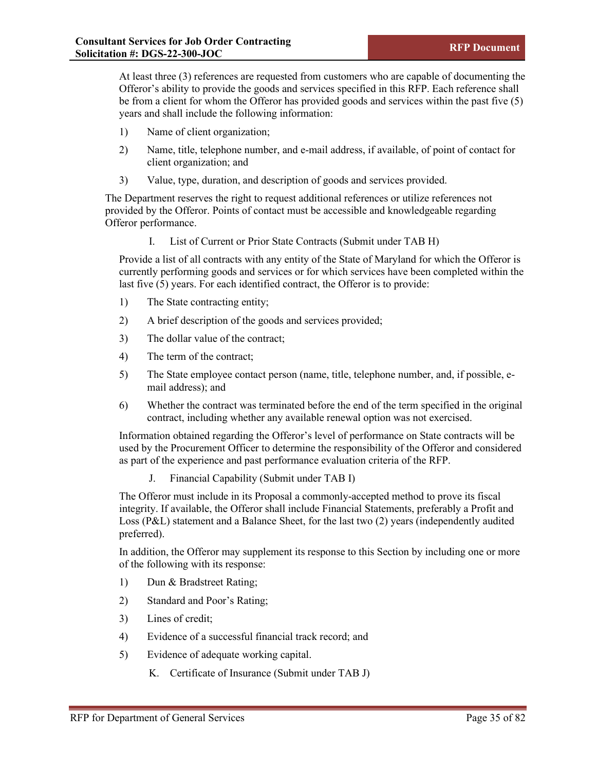At least three (3) references are requested from customers who are capable of documenting the Offeror's ability to provide the goods and services specified in this RFP. Each reference shall be from a client for whom the Offeror has provided goods and services within the past five (5) years and shall include the following information:

1) Name of client organization;
2) Name, title, telephone number, and e-mail address, if available, of point of contact for client organization; and
3) Value, type, duration, and description of goods and services provided.

The Department reserves the right to request additional references or utilize references not provided by the Offeror. Points of contact must be accessible and knowledgeable regarding Offeror performance.

I. List of Current or Prior State Contracts (Submit under TAB H)

Provide a list of all contracts with any entity of the State of Maryland for which the Offeror is currently performing goods and services or for which services have been completed within the last five (5) years. For each identified contract, the Offeror is to provide:

1) The State contracting entity;
2) A brief description of the goods and services provided;
3) The dollar value of the contract;
4) The term of the contract;
5) The State employee contact person (name, title, telephone number, and, if possible, e-mail address); and
6) Whether the contract was terminated before the end of the term specified in the original contract, including whether any available renewal option was not exercised.

Information obtained regarding the Offeror's level of performance on State contracts will be used by the Procurement Officer to determine the responsibility of the Offeror and considered as part of the experience and past performance evaluation criteria of the RFP.

J. Financial Capability (Submit under TAB I)

The Offeror must include in its Proposal a commonly-accepted method to prove its fiscal integrity. If available, the Offeror shall include Financial Statements, preferably a Profit and Loss (P&L) statement and a Balance Sheet, for the last two (2) years (independently audited preferred).

In addition, the Offeror may supplement its response to this Section by including one or more of the following with its response:

1) Dun & Bradstreet Rating;
2) Standard and Poor's Rating;
3) Lines of credit;
4) Evidence of a successful financial track record; and
5) Evidence of adequate working capital.

K. Certificate of Insurance (Submit under TAB J)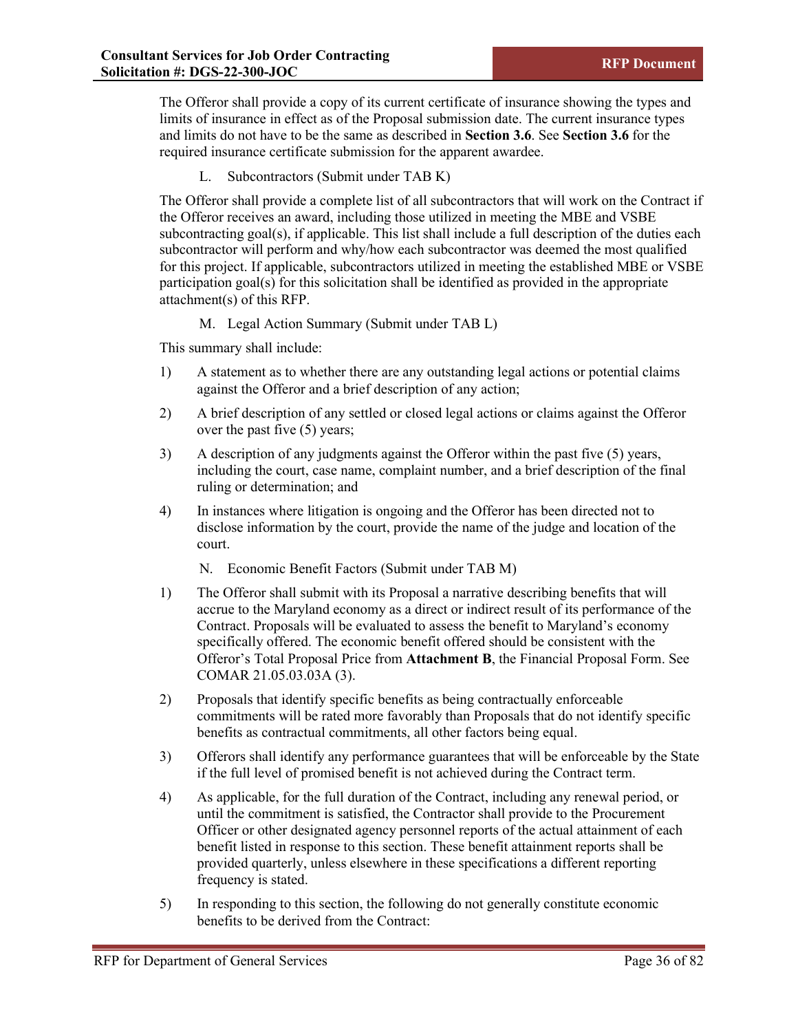The Offeror shall provide a copy of its current certificate of insurance showing the types and limits of insurance in effect as of the Proposal submission date. The current insurance types and limits do not have to be the same as described in **Section 3.6**. See **Section 3.6** for the required insurance certificate submission for the apparent awardee.

L. Subcontractors (Submit under TAB K)

The Offeror shall provide a complete list of all subcontractors that will work on the Contract if the Offeror receives an award, including those utilized in meeting the MBE and VSBE subcontracting goal(s), if applicable. This list shall include a full description of the duties each subcontractor will perform and why/how each subcontractor was deemed the most qualified for this project. If applicable, subcontractors utilized in meeting the established MBE or VSBE participation goal(s) for this solicitation shall be identified as provided in the appropriate attachment(s) of this RFP.

M. Legal Action Summary (Submit under TAB L)

This summary shall include:

1) A statement as to whether there are any outstanding legal actions or potential claims against the Offeror and a brief description of any action;

2) A brief description of any settled or closed legal actions or claims against the Offeror over the past five (5) years;

3) A description of any judgments against the Offeror within the past five (5) years, including the court, case name, complaint number, and a brief description of the final ruling or determination; and

4) In instances where litigation is ongoing and the Offeror has been directed not to disclose information by the court, provide the name of the judge and location of the court.

N. Economic Benefit Factors (Submit under TAB M)

1) The Offeror shall submit with its Proposal a narrative describing benefits that will accrue to the Maryland economy as a direct or indirect result of its performance of the Contract. Proposals will be evaluated to assess the benefit to Maryland's economy specifically offered. The economic benefit offered should be consistent with the Offeror's Total Proposal Price from **Attachment B**, the Financial Proposal Form. See COMAR 21.05.03.03A (3).

2) Proposals that identify specific benefits as being contractually enforceable commitments will be rated more favorably than Proposals that do not identify specific benefits as contractual commitments, all other factors being equal.

3) Offerors shall identify any performance guarantees that will be enforceable by the State if the full level of promised benefit is not achieved during the Contract term.

4) As applicable, for the full duration of the Contract, including any renewal period, or until the commitment is satisfied, the Contractor shall provide to the Procurement Officer or other designated agency personnel reports of the actual attainment of each benefit listed in response to this section. These benefit attainment reports shall be provided quarterly, unless elsewhere in these specifications a different reporting frequency is stated.

5) In responding to this section, the following do not generally constitute economic benefits to be derived from the Contract: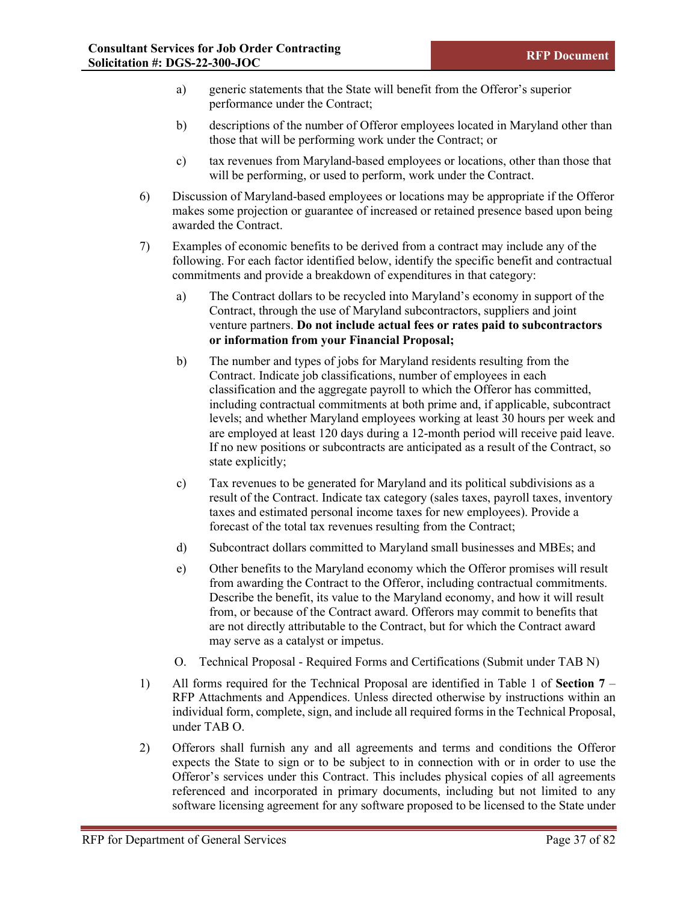a) generic statements that the State will benefit from the Offeror's superior performance under the Contract;

b) descriptions of the number of Offeror employees located in Maryland other than those that will be performing work under the Contract; or

c) tax revenues from Maryland-based employees or locations, other than those that will be performing, or used to perform, work under the Contract.

6) Discussion of Maryland-based employees or locations may be appropriate if the Offeror makes some projection or guarantee of increased or retained presence based upon being awarded the Contract.

7) Examples of economic benefits to be derived from a contract may include any of the following. For each factor identified below, identify the specific benefit and contractual commitments and provide a breakdown of expenditures in that category:

a) The Contract dollars to be recycled into Maryland's economy in support of the Contract, through the use of Maryland subcontractors, suppliers and joint venture partners. **Do not include actual fees or rates paid to subcontractors or information from your Financial Proposal;**

b) The number and types of jobs for Maryland residents resulting from the Contract. Indicate job classifications, number of employees in each classification and the aggregate payroll to which the Offeror has committed, including contractual commitments at both prime and, if applicable, subcontract levels; and whether Maryland employees working at least 30 hours per week and are employed at least 120 days during a 12-month period will receive paid leave. If no new positions or subcontracts are anticipated as a result of the Contract, so state explicitly;

c) Tax revenues to be generated for Maryland and its political subdivisions as a result of the Contract. Indicate tax category (sales taxes, payroll taxes, inventory taxes and estimated personal income taxes for new employees). Provide a forecast of the total tax revenues resulting from the Contract;

d) Subcontract dollars committed to Maryland small businesses and MBEs; and

e) Other benefits to the Maryland economy which the Offeror promises will result from awarding the Contract to the Offeror, including contractual commitments. Describe the benefit, its value to the Maryland economy, and how it will result from, or because of the Contract award. Offerors may commit to benefits that are not directly attributable to the Contract, but for which the Contract award may serve as a catalyst or impetus.

O. Technical Proposal - Required Forms and Certifications (Submit under TAB N)

1) All forms required for the Technical Proposal are identified in Table 1 of **Section 7** – RFP Attachments and Appendices. Unless directed otherwise by instructions within an individual form, complete, sign, and include all required forms in the Technical Proposal, under TAB O.

2) Offerors shall furnish any and all agreements and terms and conditions the Offeror expects the State to sign or to be subject to in connection with or in order to use the Offeror's services under this Contract. This includes physical copies of all agreements referenced and incorporated in primary documents, including but not limited to any software licensing agreement for any software proposed to be licensed to the State under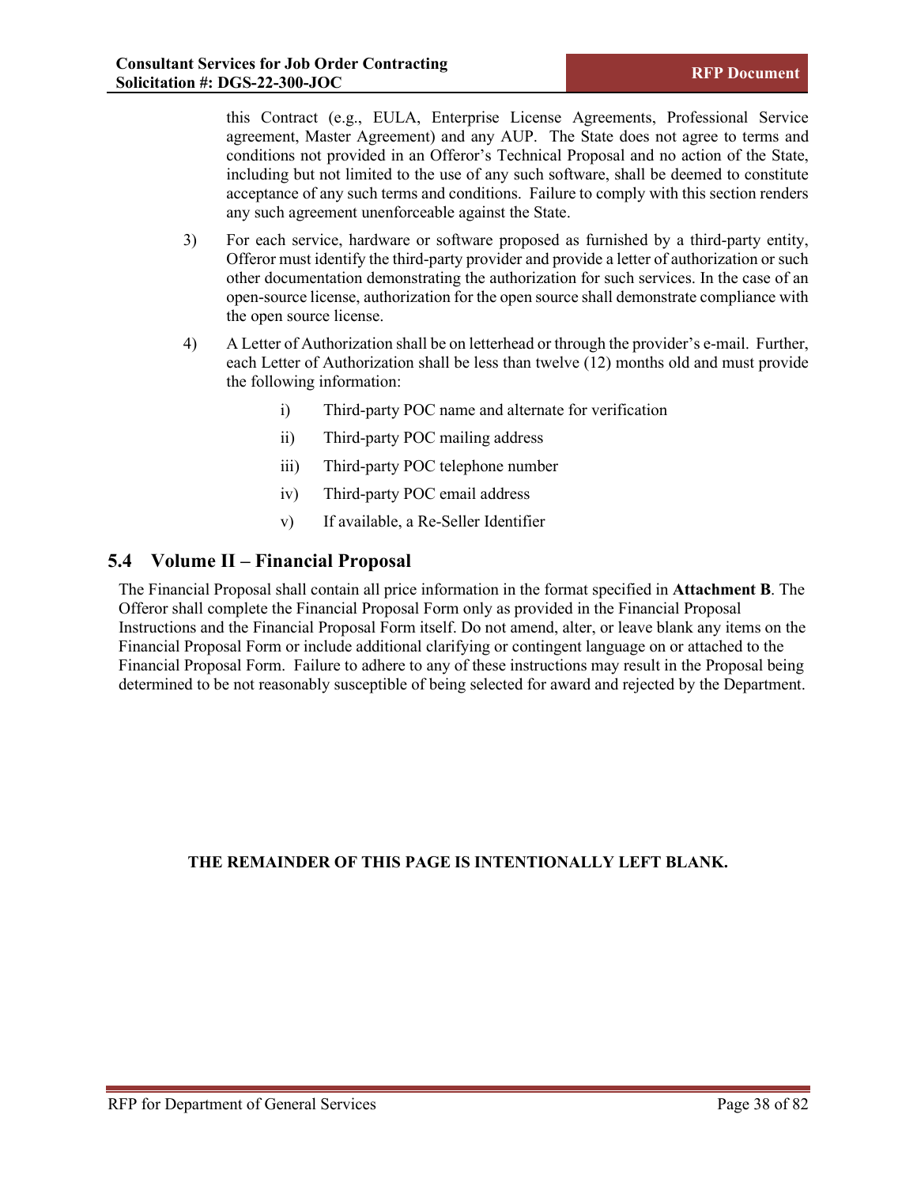this Contract (e.g., EULA, Enterprise License Agreements, Professional Service agreement, Master Agreement) and any AUP. The State does not agree to terms and conditions not provided in an Offeror's Technical Proposal and no action of the State, including but not limited to the use of any such software, shall be deemed to constitute acceptance of any such terms and conditions. Failure to comply with this section renders any such agreement unenforceable against the State.

3) For each service, hardware or software proposed as furnished by a third-party entity, Offeror must identify the third-party provider and provide a letter of authorization or such other documentation demonstrating the authorization for such services. In the case of an open-source license, authorization for the open source shall demonstrate compliance with the open source license.

4) A Letter of Authorization shall be on letterhead or through the provider's e-mail. Further, each Letter of Authorization shall be less than twelve (12) months old and must provide the following information:

   i) Third-party POC name and alternate for verification

   ii) Third-party POC mailing address

   iii) Third-party POC telephone number

   iv) Third-party POC email address

   v) If available, a Re-Seller Identifier

## 5.4 Volume II – Financial Proposal

The Financial Proposal shall contain all price information in the format specified in **Attachment B**. The Offeror shall complete the Financial Proposal Form only as provided in the Financial Proposal Instructions and the Financial Proposal Form itself. Do not amend, alter, or leave blank any items on the Financial Proposal Form or include additional clarifying or contingent language on or attached to the Financial Proposal Form. Failure to adhere to any of these instructions may result in the Proposal being determined to be not reasonably susceptible of being selected for award and rejected by the Department.

**THE REMAINDER OF THIS PAGE IS INTENTIONALLY LEFT BLANK.**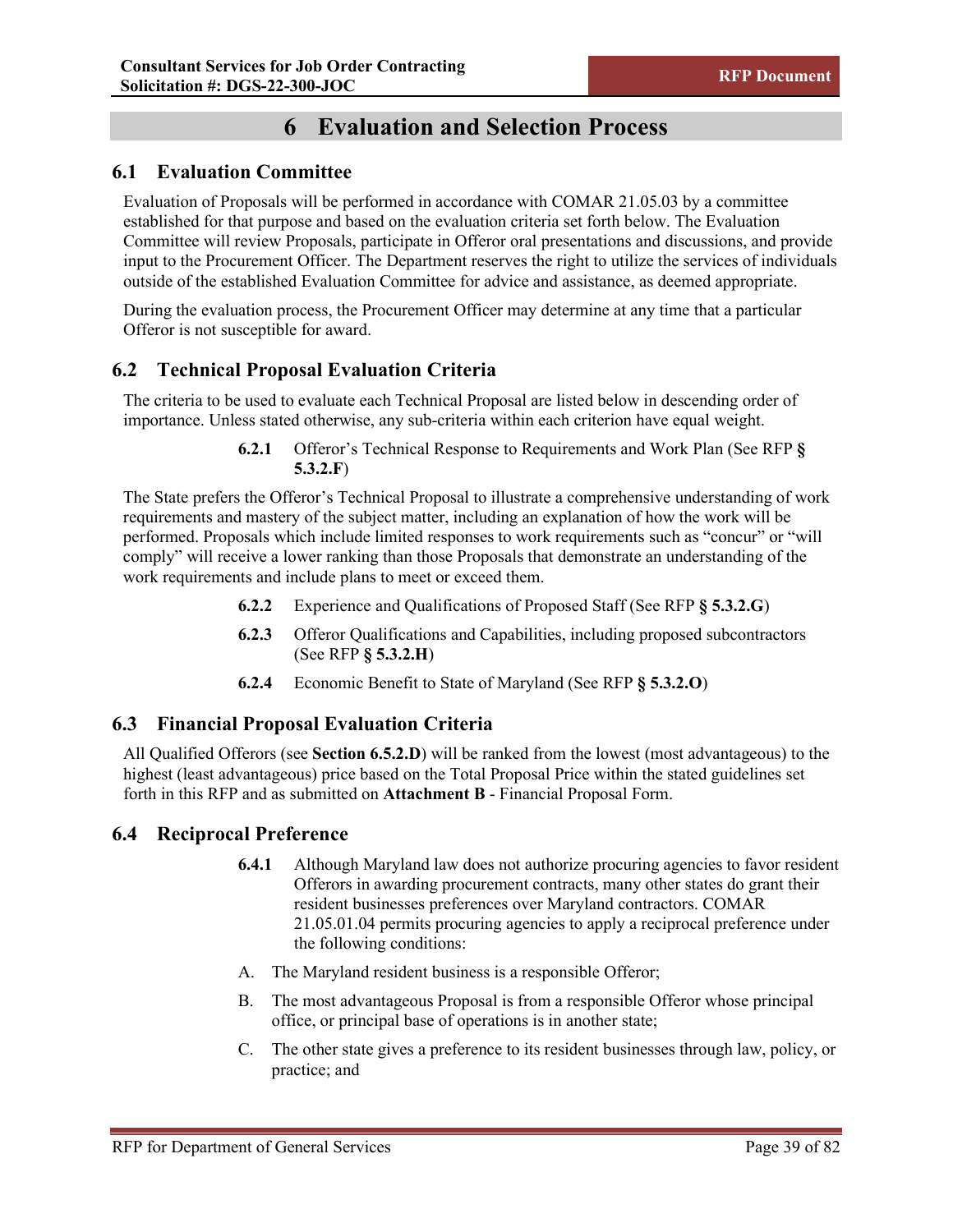# 6 Evaluation and Selection Process

## 6.1 Evaluation Committee

Evaluation of Proposals will be performed in accordance with COMAR 21.05.03 by a committee established for that purpose and based on the evaluation criteria set forth below. The Evaluation Committee will review Proposals, participate in Offeror oral presentations and discussions, and provide input to the Procurement Officer. The Department reserves the right to utilize the services of individuals outside of the established Evaluation Committee for advice and assistance, as deemed appropriate.

During the evaluation process, the Procurement Officer may determine at any time that a particular Offeror is not susceptible for award.

## 6.2 Technical Proposal Evaluation Criteria

The criteria to be used to evaluate each Technical Proposal are listed below in descending order of importance. Unless stated otherwise, any sub-criteria within each criterion have equal weight.

**6.2.1** Offeror's Technical Response to Requirements and Work Plan (See RFP **§ 5.3.2.F**)

The State prefers the Offeror's Technical Proposal to illustrate a comprehensive understanding of work requirements and mastery of the subject matter, including an explanation of how the work will be performed. Proposals which include limited responses to work requirements such as "concur" or "will comply" will receive a lower ranking than those Proposals that demonstrate an understanding of the work requirements and include plans to meet or exceed them.

**6.2.2** Experience and Qualifications of Proposed Staff (See RFP **§ 5.3.2.G**)

**6.2.3** Offeror Qualifications and Capabilities, including proposed subcontractors (See RFP **§ 5.3.2.H**)

**6.2.4** Economic Benefit to State of Maryland (See RFP **§ 5.3.2.O**)

## 6.3 Financial Proposal Evaluation Criteria

All Qualified Offerors (see **Section 6.5.2.D**) will be ranked from the lowest (most advantageous) to the highest (least advantageous) price based on the Total Proposal Price within the stated guidelines set forth in this RFP and as submitted on **Attachment B** - Financial Proposal Form.

## 6.4 Reciprocal Preference

**6.4.1** Although Maryland law does not authorize procuring agencies to favor resident Offerors in awarding procurement contracts, many other states do grant their resident businesses preferences over Maryland contractors. COMAR 21.05.01.04 permits procuring agencies to apply a reciprocal preference under the following conditions:

A. The Maryland resident business is a responsible Offeror;

B. The most advantageous Proposal is from a responsible Offeror whose principal office, or principal base of operations is in another state;

C. The other state gives a preference to its resident businesses through law, policy, or practice; and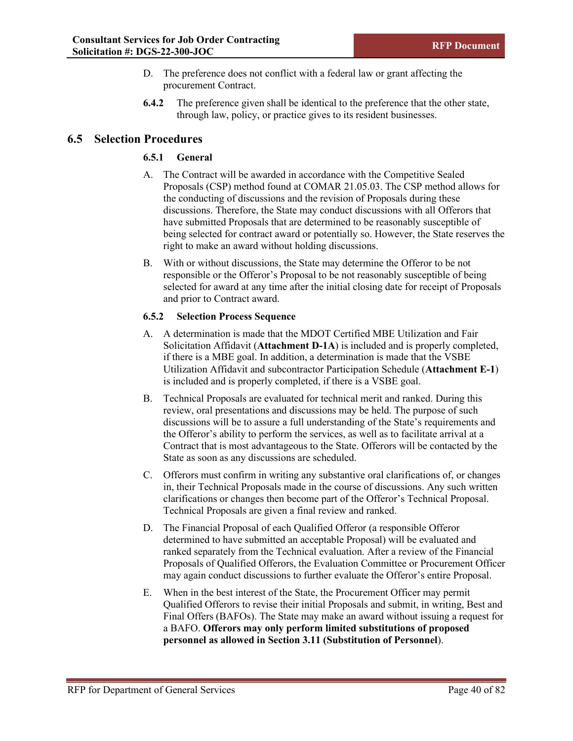D. The preference does not conflict with a federal law or grant affecting the procurement Contract.

**6.4.2** The preference given shall be identical to the preference that the other state, through law, policy, or practice gives to its resident businesses.

## 6.5 Selection Procedures

### 6.5.1 General

A. The Contract will be awarded in accordance with the Competitive Sealed Proposals (CSP) method found at COMAR 21.05.03. The CSP method allows for the conducting of discussions and the revision of Proposals during these discussions. Therefore, the State may conduct discussions with all Offerors that have submitted Proposals that are determined to be reasonably susceptible of being selected for contract award or potentially so. However, the State reserves the right to make an award without holding discussions.

B. With or without discussions, the State may determine the Offeror to be not responsible or the Offeror's Proposal to be not reasonably susceptible of being selected for award at any time after the initial closing date for receipt of Proposals and prior to Contract award.

### 6.5.2 Selection Process Sequence

A. A determination is made that the MDOT Certified MBE Utilization and Fair Solicitation Affidavit (**Attachment D-1A**) is included and is properly completed, if there is a MBE goal. In addition, a determination is made that the VSBE Utilization Affidavit and subcontractor Participation Schedule (**Attachment E-1**) is included and is properly completed, if there is a VSBE goal.

B. Technical Proposals are evaluated for technical merit and ranked. During this review, oral presentations and discussions may be held. The purpose of such discussions will be to assure a full understanding of the State's requirements and the Offeror's ability to perform the services, as well as to facilitate arrival at a Contract that is most advantageous to the State. Offerors will be contacted by the State as soon as any discussions are scheduled.

C. Offerors must confirm in writing any substantive oral clarifications of, or changes in, their Technical Proposals made in the course of discussions. Any such written clarifications or changes then become part of the Offeror's Technical Proposal. Technical Proposals are given a final review and ranked.

D. The Financial Proposal of each Qualified Offeror (a responsible Offeror determined to have submitted an acceptable Proposal) will be evaluated and ranked separately from the Technical evaluation. After a review of the Financial Proposals of Qualified Offerors, the Evaluation Committee or Procurement Officer may again conduct discussions to further evaluate the Offeror's entire Proposal.

E. When in the best interest of the State, the Procurement Officer may permit Qualified Offerors to revise their initial Proposals and submit, in writing, Best and Final Offers (BAFOs). The State may make an award without issuing a request for a BAFO. **Offerors may only perform limited substitutions of proposed personnel as allowed in Section 3.11 (Substitution of Personnel**).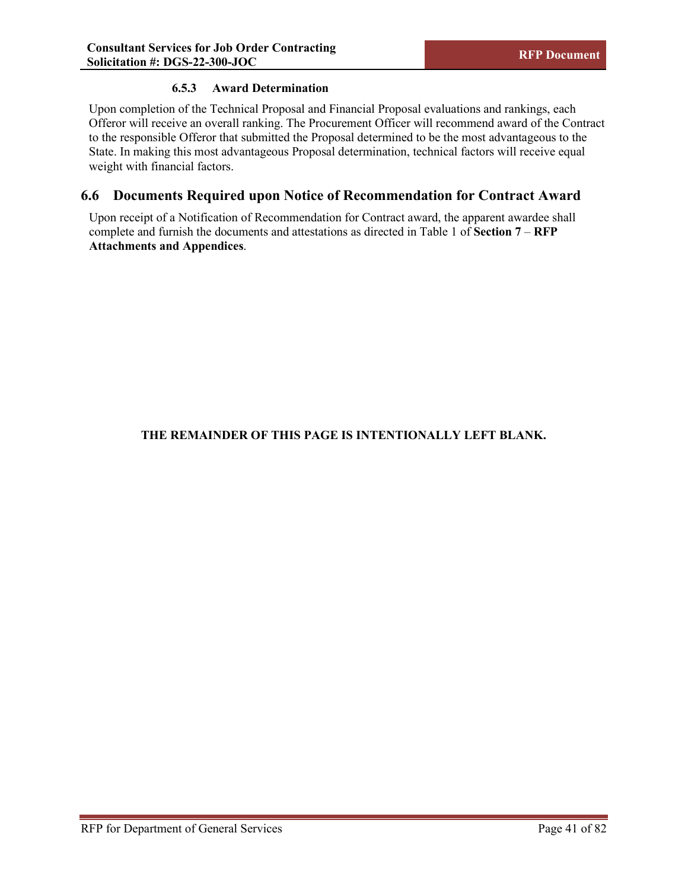#### 6.5.3 Award Determination

Upon completion of the Technical Proposal and Financial Proposal evaluations and rankings, each Offeror will receive an overall ranking. The Procurement Officer will recommend award of the Contract to the responsible Offeror that submitted the Proposal determined to be the most advantageous to the State. In making this most advantageous Proposal determination, technical factors will receive equal weight with financial factors.

## 6.6 Documents Required upon Notice of Recommendation for Contract Award

Upon receipt of a Notification of Recommendation for Contract award, the apparent awardee shall complete and furnish the documents and attestations as directed in Table 1 of **Section 7** – **RFP Attachments and Appendices**.

**THE REMAINDER OF THIS PAGE IS INTENTIONALLY LEFT BLANK.**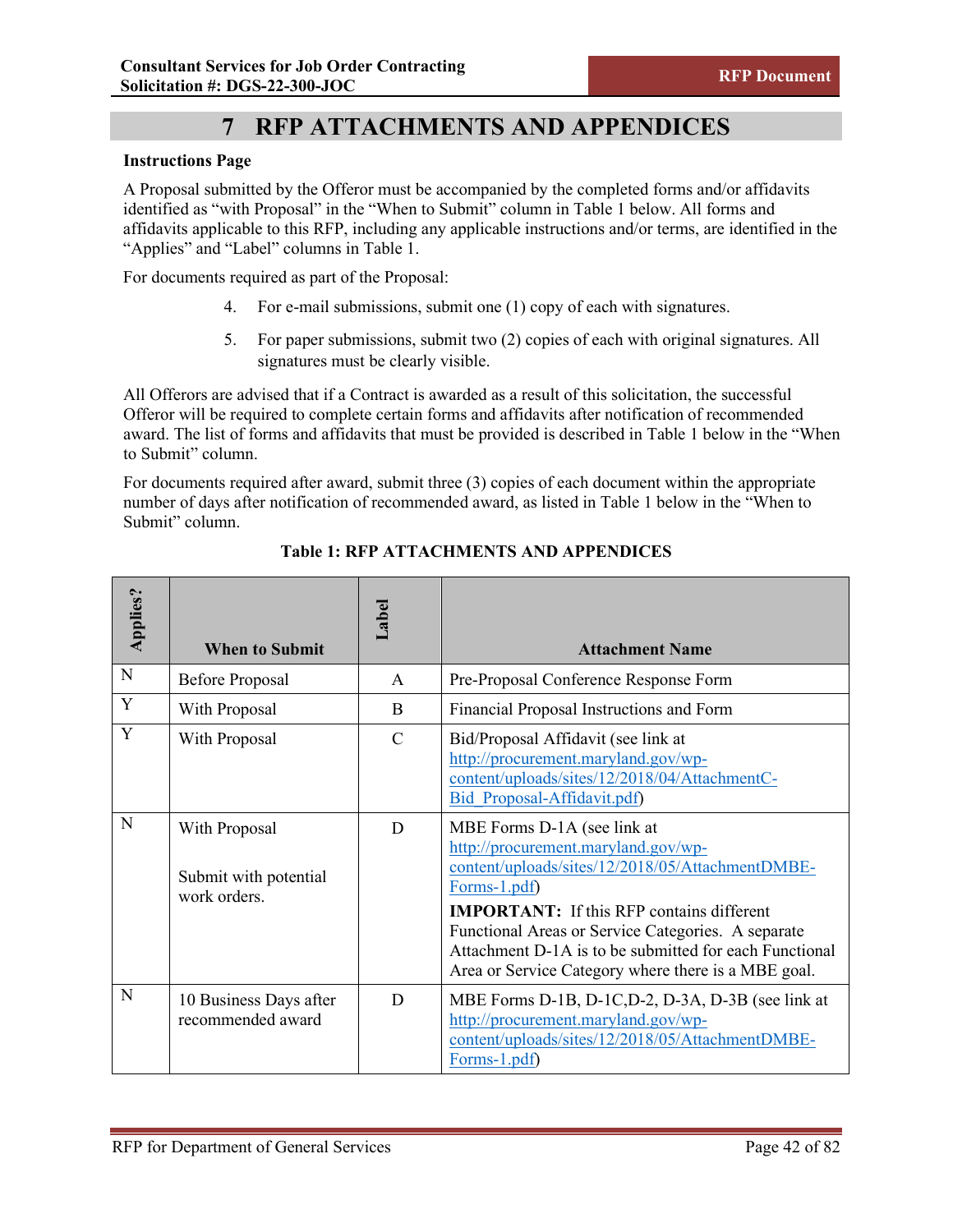# 7 RFP ATTACHMENTS AND APPENDICES

**Instructions Page**

A Proposal submitted by the Offeror must be accompanied by the completed forms and/or affidavits identified as "with Proposal" in the "When to Submit" column in Table 1 below. All forms and affidavits applicable to this RFP, including any applicable instructions and/or terms, are identified in the "Applies" and "Label" columns in Table 1.

For documents required as part of the Proposal:

4. For e-mail submissions, submit one (1) copy of each with signatures.
5. For paper submissions, submit two (2) copies of each with original signatures. All signatures must be clearly visible.

All Offerors are advised that if a Contract is awarded as a result of this solicitation, the successful Offeror will be required to complete certain forms and affidavits after notification of recommended award. The list of forms and affidavits that must be provided is described in Table 1 below in the "When to Submit" column.

For documents required after award, submit three (3) copies of each document within the appropriate number of days after notification of recommended award, as listed in Table 1 below in the "When to Submit" column.

**Table 1: RFP ATTACHMENTS AND APPENDICES**

| Applies? | When to Submit | Label | Attachment Name |
|---|---|---|---|
| N | Before Proposal | A | Pre-Proposal Conference Response Form |
| Y | With Proposal | B | Financial Proposal Instructions and Form |
| Y | With Proposal | C | Bid/Proposal Affidavit (see link at http://procurement.maryland.gov/wp-content/uploads/sites/12/2018/04/AttachmentC-Bid_Proposal-Affidavit.pdf) |
| N | With Proposal<br><br>Submit with potential work orders. | D | MBE Forms D-1A (see link at http://procurement.maryland.gov/wp-content/uploads/sites/12/2018/05/AttachmentDMBE-Forms-1.pdf)<br>**IMPORTANT:** If this RFP contains different Functional Areas or Service Categories. A separate Attachment D-1A is to be submitted for each Functional Area or Service Category where there is a MBE goal. |
| N | 10 Business Days after recommended award | D | MBE Forms D-1B, D-1C,D-2, D-3A, D-3B (see link at http://procurement.maryland.gov/wp-content/uploads/sites/12/2018/05/AttachmentDMBE-Forms-1.pdf) |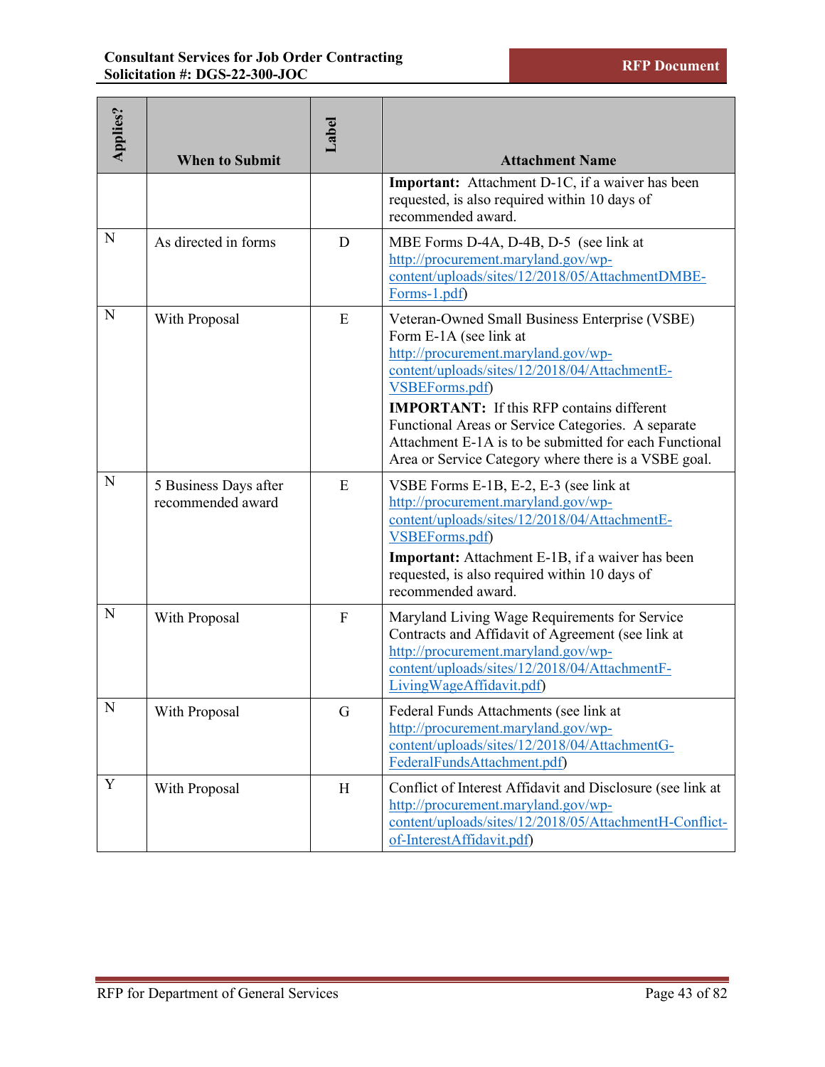| Applies? | When to Submit | Label | Attachment Name |
|---|---|---|---|
| | | | **Important:** Attachment D-1C, if a waiver has been requested, is also required within 10 days of recommended award. |
| N | As directed in forms | D | MBE Forms D-4A, D-4B, D-5 (see link at http://procurement.maryland.gov/wp-content/uploads/sites/12/2018/05/AttachmentDMBE-Forms-1.pdf) |
| N | With Proposal | E | Veteran-Owned Small Business Enterprise (VSBE) Form E-1A (see link at http://procurement.maryland.gov/wp-content/uploads/sites/12/2018/04/AttachmentE-VSBEForms.pdf)<br>**IMPORTANT:** If this RFP contains different Functional Areas or Service Categories. A separate Attachment E-1A is to be submitted for each Functional Area or Service Category where there is a VSBE goal. |
| N | 5 Business Days after recommended award | E | VSBE Forms E-1B, E-2, E-3 (see link at http://procurement.maryland.gov/wp-content/uploads/sites/12/2018/04/AttachmentE-VSBEForms.pdf)<br>**Important:** Attachment E-1B, if a waiver has been requested, is also required within 10 days of recommended award. |
| N | With Proposal | F | Maryland Living Wage Requirements for Service Contracts and Affidavit of Agreement (see link at http://procurement.maryland.gov/wp-content/uploads/sites/12/2018/04/AttachmentF-LivingWageAffidavit.pdf) |
| N | With Proposal | G | Federal Funds Attachments (see link at http://procurement.maryland.gov/wp-content/uploads/sites/12/2018/04/AttachmentG-FederalFundsAttachment.pdf) |
| Y | With Proposal | H | Conflict of Interest Affidavit and Disclosure (see link at http://procurement.maryland.gov/wp-content/uploads/sites/12/2018/05/AttachmentH-Conflict-of-InterestAffidavit.pdf) |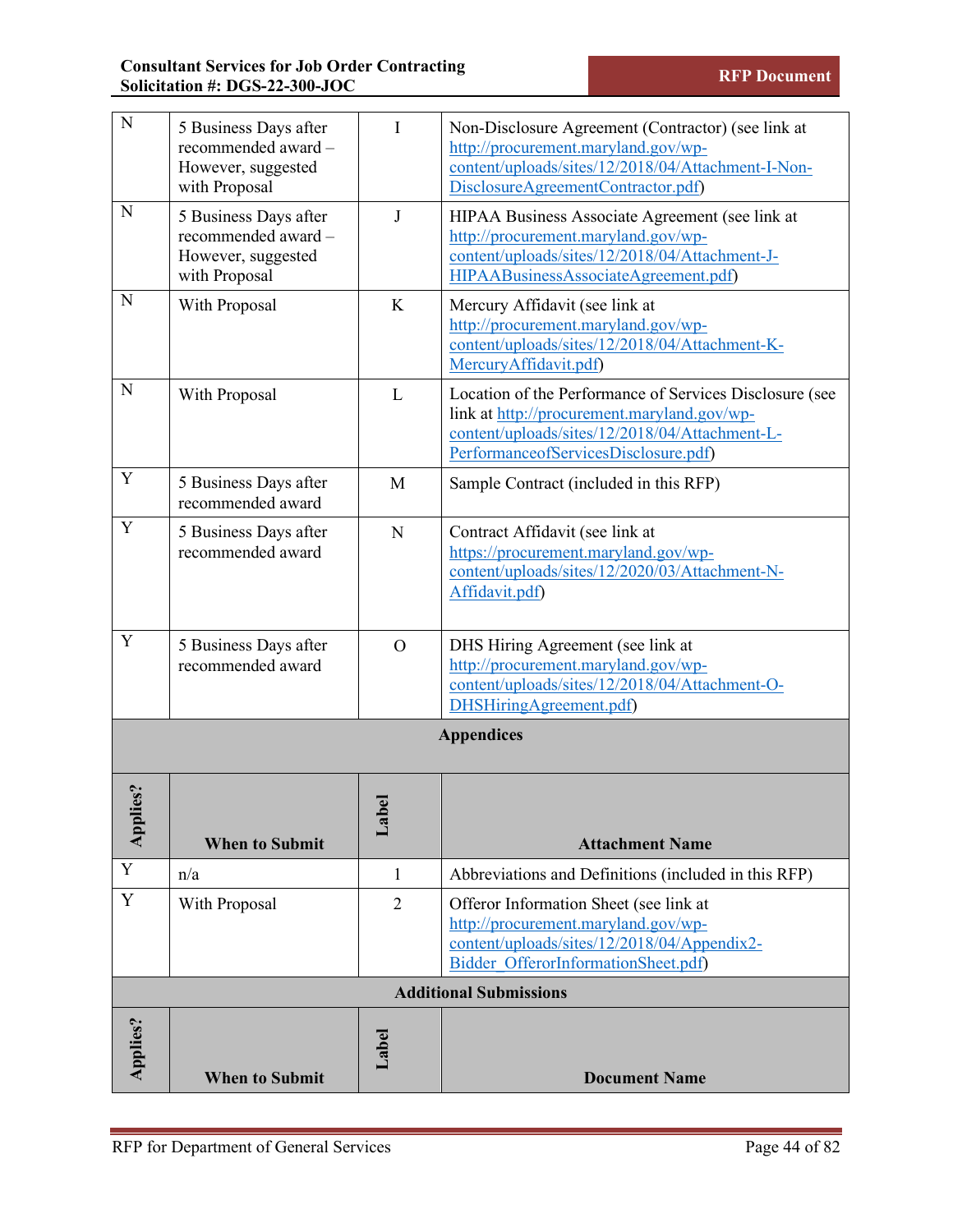| Applies? | When to Submit | Label | Attachment Name |
|---|---|---|---|
| N | 5 Business Days after recommended award – However, suggested with Proposal | I | Non-Disclosure Agreement (Contractor) (see link at http://procurement.maryland.gov/wp-content/uploads/sites/12/2018/04/Attachment-I-Non-DisclosureAgreementContractor.pdf) |
| N | 5 Business Days after recommended award – However, suggested with Proposal | J | HIPAA Business Associate Agreement (see link at http://procurement.maryland.gov/wp-content/uploads/sites/12/2018/04/Attachment-J-HIPAABusinessAssociateAgreement.pdf) |
| N | With Proposal | K | Mercury Affidavit (see link at http://procurement.maryland.gov/wp-content/uploads/sites/12/2018/04/Attachment-K-MercuryAffidavit.pdf) |
| N | With Proposal | L | Location of the Performance of Services Disclosure (see link at http://procurement.maryland.gov/wp-content/uploads/sites/12/2018/04/Attachment-L-PerformanceofServicesDisclosure.pdf) |
| Y | 5 Business Days after recommended award | M | Sample Contract (included in this RFP) |
| Y | 5 Business Days after recommended award | N | Contract Affidavit (see link at https://procurement.maryland.gov/wp-content/uploads/sites/12/2020/03/Attachment-N-Affidavit.pdf) |
| Y | 5 Business Days after recommended award | O | DHS Hiring Agreement (see link at http://procurement.maryland.gov/wp-content/uploads/sites/12/2018/04/Attachment-O-DHSHiringAgreement.pdf) |

**Appendices**

| Applies? | When to Submit | Label | Attachment Name |
|---|---|---|---|
| Y | n/a | 1 | Abbreviations and Definitions (included in this RFP) |
| Y | With Proposal | 2 | Offeror Information Sheet (see link at http://procurement.maryland.gov/wp-content/uploads/sites/12/2018/04/Appendix2-Bidder_OfferorInformationSheet.pdf) |

**Additional Submissions**

| Applies? | When to Submit | Label | Document Name |
|---|---|---|---|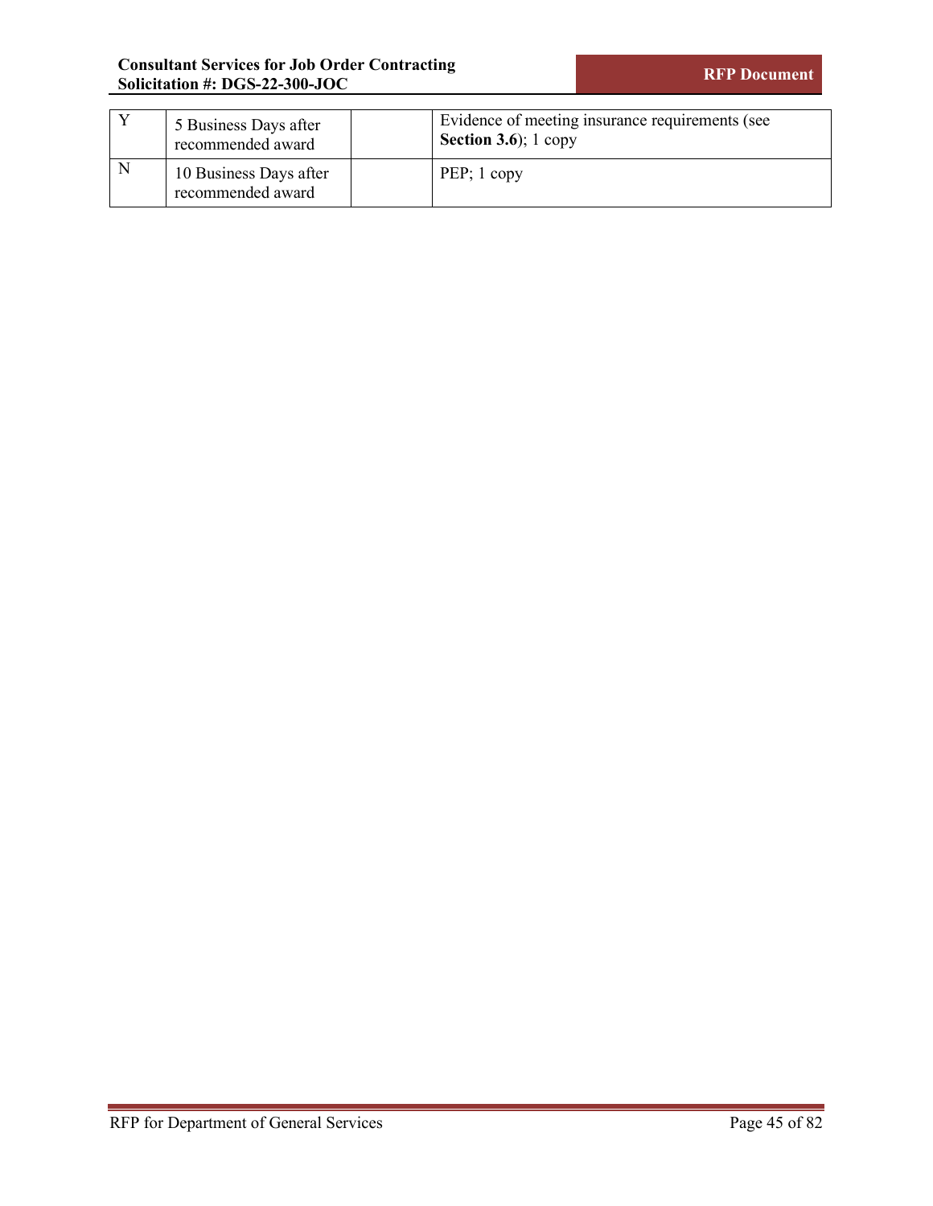| | | | |
|---|---|---|---|
| Y | 5 Business Days after recommended award | | Evidence of meeting insurance requirements (see **Section 3.6**); 1 copy |
| N | 10 Business Days after recommended award | | PEP; 1 copy |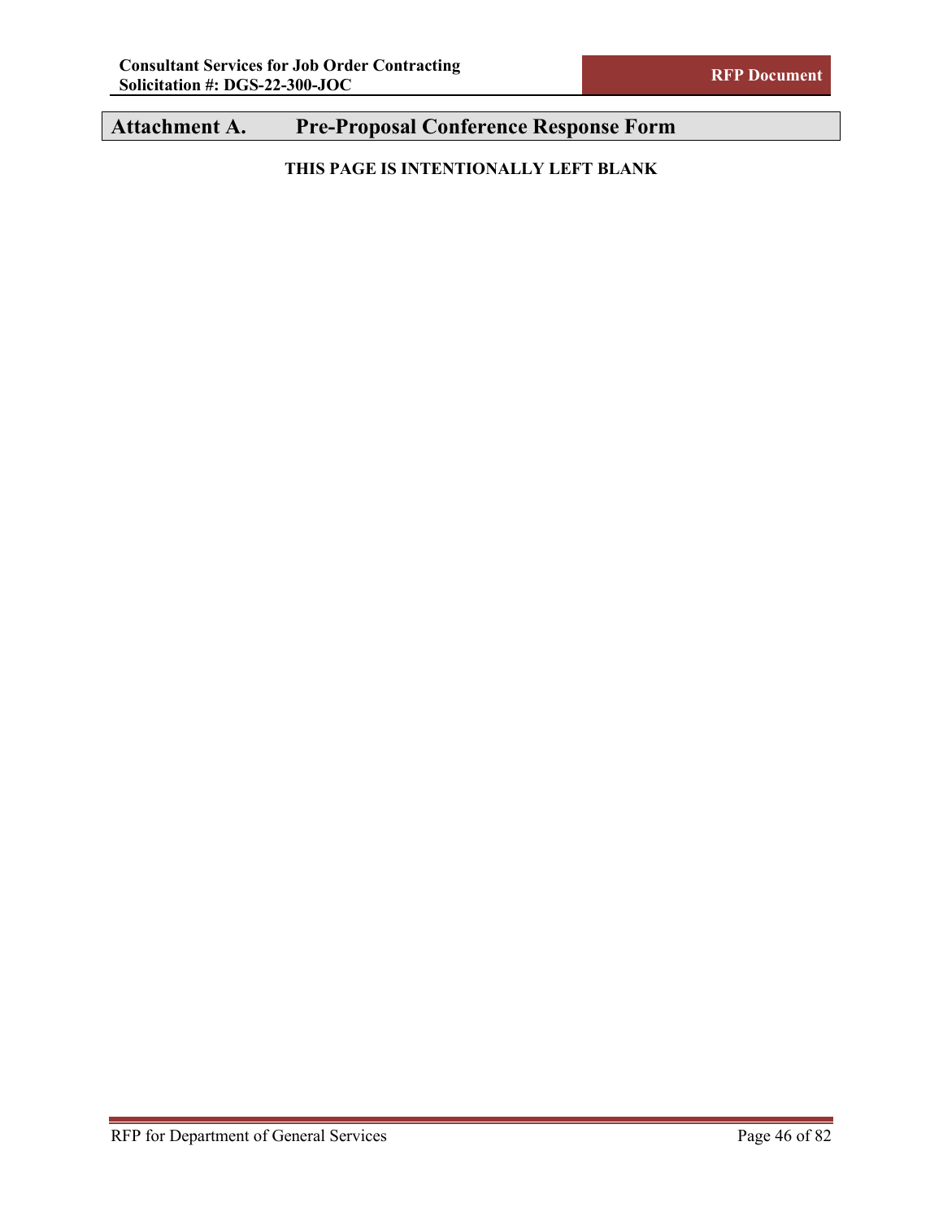# Attachment A. Pre-Proposal Conference Response Form

**THIS PAGE IS INTENTIONALLY LEFT BLANK**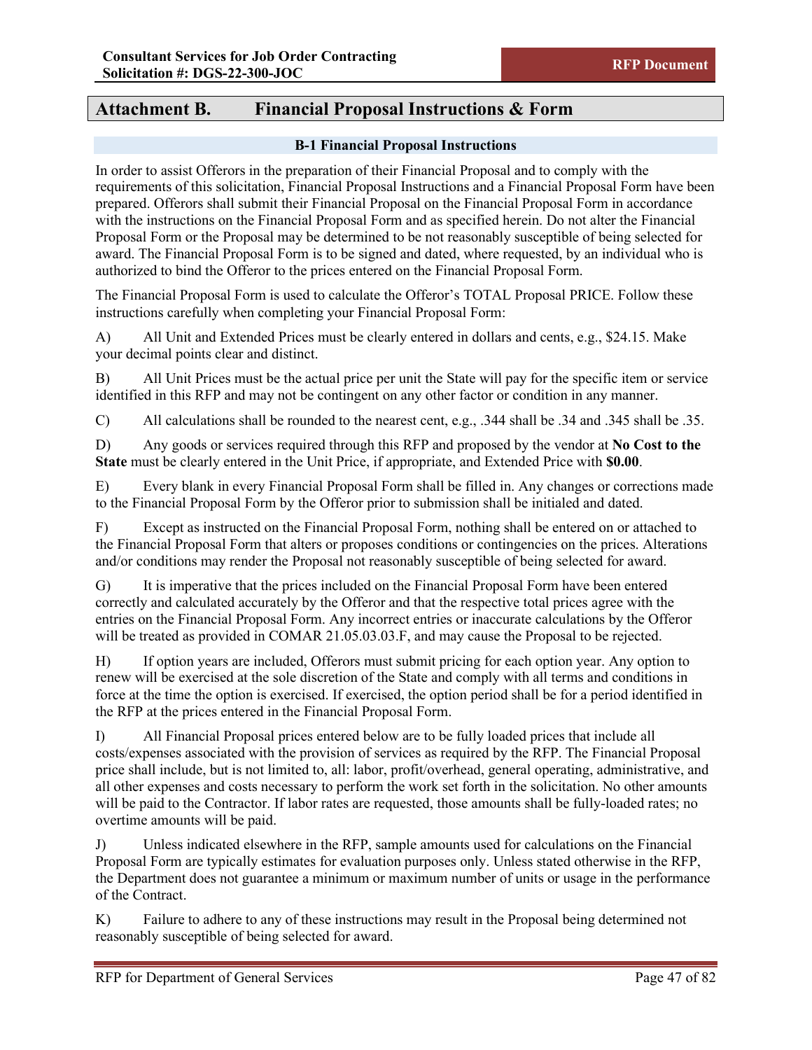# Attachment B. Financial Proposal Instructions & Form

## B-1 Financial Proposal Instructions

In order to assist Offerors in the preparation of their Financial Proposal and to comply with the requirements of this solicitation, Financial Proposal Instructions and a Financial Proposal Form have been prepared. Offerors shall submit their Financial Proposal on the Financial Proposal Form in accordance with the instructions on the Financial Proposal Form and as specified herein. Do not alter the Financial Proposal Form or the Proposal may be determined to be not reasonably susceptible of being selected for award. The Financial Proposal Form is to be signed and dated, where requested, by an individual who is authorized to bind the Offeror to the prices entered on the Financial Proposal Form.

The Financial Proposal Form is used to calculate the Offeror's TOTAL Proposal PRICE. Follow these instructions carefully when completing your Financial Proposal Form:

A) All Unit and Extended Prices must be clearly entered in dollars and cents, e.g., $24.15. Make your decimal points clear and distinct.

B) All Unit Prices must be the actual price per unit the State will pay for the specific item or service identified in this RFP and may not be contingent on any other factor or condition in any manner.

C) All calculations shall be rounded to the nearest cent, e.g., .344 shall be .34 and .345 shall be .35.

D) Any goods or services required through this RFP and proposed by the vendor at **No Cost to the State** must be clearly entered in the Unit Price, if appropriate, and Extended Price with **$0.00**.

E) Every blank in every Financial Proposal Form shall be filled in. Any changes or corrections made to the Financial Proposal Form by the Offeror prior to submission shall be initialed and dated.

F) Except as instructed on the Financial Proposal Form, nothing shall be entered on or attached to the Financial Proposal Form that alters or proposes conditions or contingencies on the prices. Alterations and/or conditions may render the Proposal not reasonably susceptible of being selected for award.

G) It is imperative that the prices included on the Financial Proposal Form have been entered correctly and calculated accurately by the Offeror and that the respective total prices agree with the entries on the Financial Proposal Form. Any incorrect entries or inaccurate calculations by the Offeror will be treated as provided in COMAR 21.05.03.03.F, and may cause the Proposal to be rejected.

H) If option years are included, Offerors must submit pricing for each option year. Any option to renew will be exercised at the sole discretion of the State and comply with all terms and conditions in force at the time the option is exercised. If exercised, the option period shall be for a period identified in the RFP at the prices entered in the Financial Proposal Form.

I) All Financial Proposal prices entered below are to be fully loaded prices that include all costs/expenses associated with the provision of services as required by the RFP. The Financial Proposal price shall include, but is not limited to, all: labor, profit/overhead, general operating, administrative, and all other expenses and costs necessary to perform the work set forth in the solicitation. No other amounts will be paid to the Contractor. If labor rates are requested, those amounts shall be fully-loaded rates; no overtime amounts will be paid.

J) Unless indicated elsewhere in the RFP, sample amounts used for calculations on the Financial Proposal Form are typically estimates for evaluation purposes only. Unless stated otherwise in the RFP, the Department does not guarantee a minimum or maximum number of units or usage in the performance of the Contract.

K) Failure to adhere to any of these instructions may result in the Proposal being determined not reasonably susceptible of being selected for award.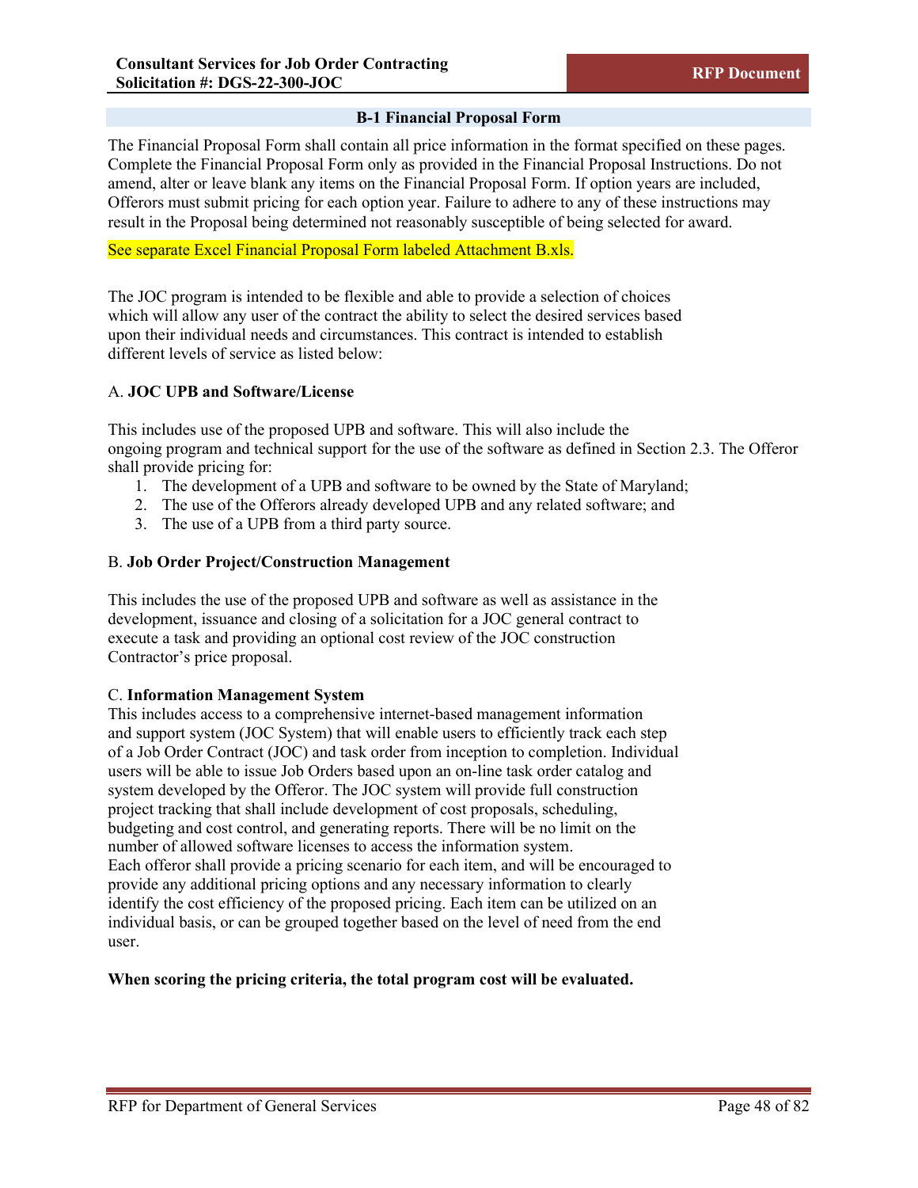## B-1 Financial Proposal Form

The Financial Proposal Form shall contain all price information in the format specified on these pages. Complete the Financial Proposal Form only as provided in the Financial Proposal Instructions. Do not amend, alter or leave blank any items on the Financial Proposal Form. If option years are included, Offerors must submit pricing for each option year. Failure to adhere to any of these instructions may result in the Proposal being determined not reasonably susceptible of being selected for award.

See separate Excel Financial Proposal Form labeled Attachment B.xls.

The JOC program is intended to be flexible and able to provide a selection of choices which will allow any user of the contract the ability to select the desired services based upon their individual needs and circumstances. This contract is intended to establish different levels of service as listed below:

A. **JOC UPB and Software/License**

This includes use of the proposed UPB and software. This will also include the ongoing program and technical support for the use of the software as defined in Section 2.3. The Offeror shall provide pricing for:

1. The development of a UPB and software to be owned by the State of Maryland;
2. The use of the Offerors already developed UPB and any related software; and
3. The use of a UPB from a third party source.

B. **Job Order Project/Construction Management**

This includes the use of the proposed UPB and software as well as assistance in the development, issuance and closing of a solicitation for a JOC general contract to execute a task and providing an optional cost review of the JOC construction Contractor's price proposal.

C. **Information Management System**

This includes access to a comprehensive internet-based management information and support system (JOC System) that will enable users to efficiently track each step of a Job Order Contract (JOC) and task order from inception to completion. Individual users will be able to issue Job Orders based upon an on-line task order catalog and system developed by the Offeror. The JOC system will provide full construction project tracking that shall include development of cost proposals, scheduling, budgeting and cost control, and generating reports. There will be no limit on the number of allowed software licenses to access the information system.
Each offeror shall provide a pricing scenario for each item, and will be encouraged to provide any additional pricing options and any necessary information to clearly identify the cost efficiency of the proposed pricing. Each item can be utilized on an individual basis, or can be grouped together based on the level of need from the end user.

**When scoring the pricing criteria, the total program cost will be evaluated.**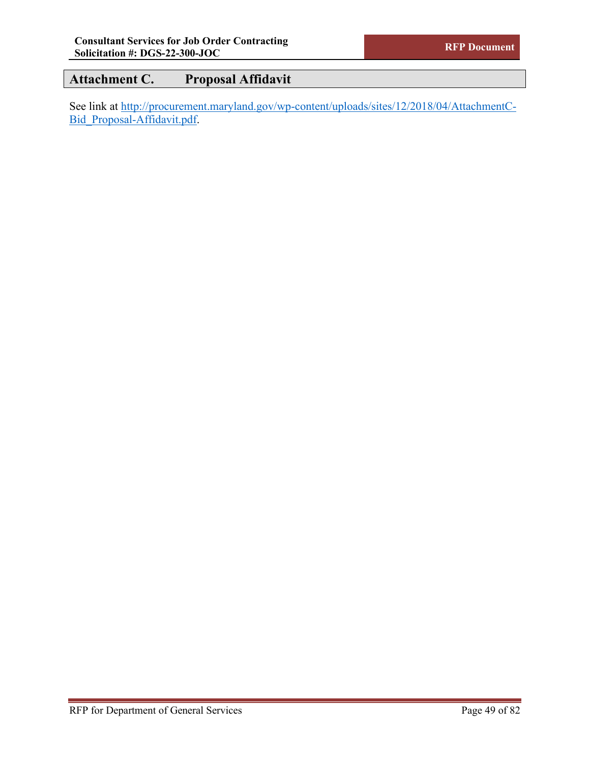## Attachment C. Proposal Affidavit

See link at [http://procurement.maryland.gov/wp-content/uploads/sites/12/2018/04/AttachmentC-Bid_Proposal-Affidavit.pdf](http://procurement.maryland.gov/wp-content/uploads/sites/12/2018/04/AttachmentC-Bid_Proposal-Affidavit.pdf).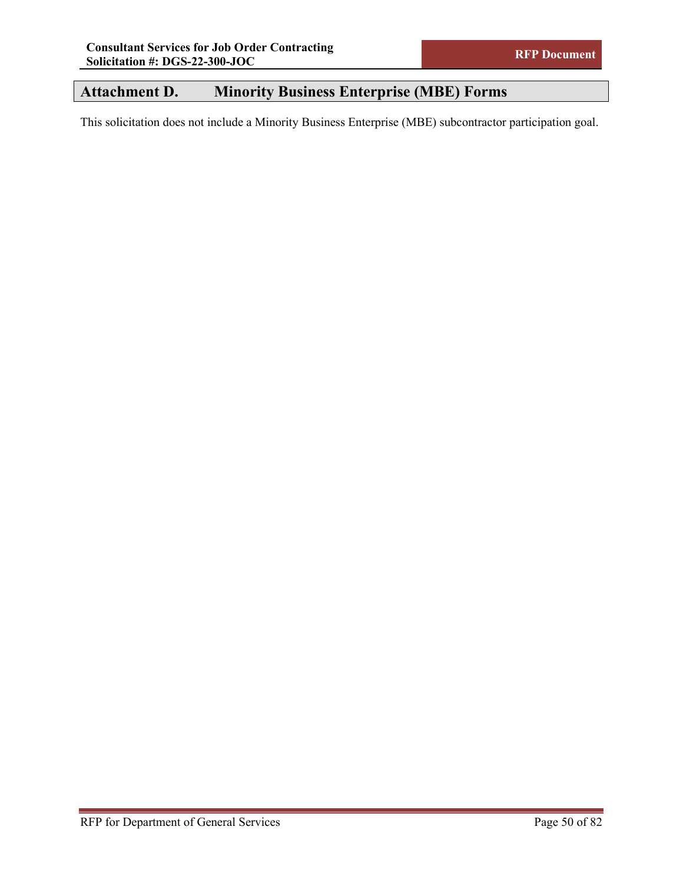# Attachment D. Minority Business Enterprise (MBE) Forms

This solicitation does not include a Minority Business Enterprise (MBE) subcontractor participation goal.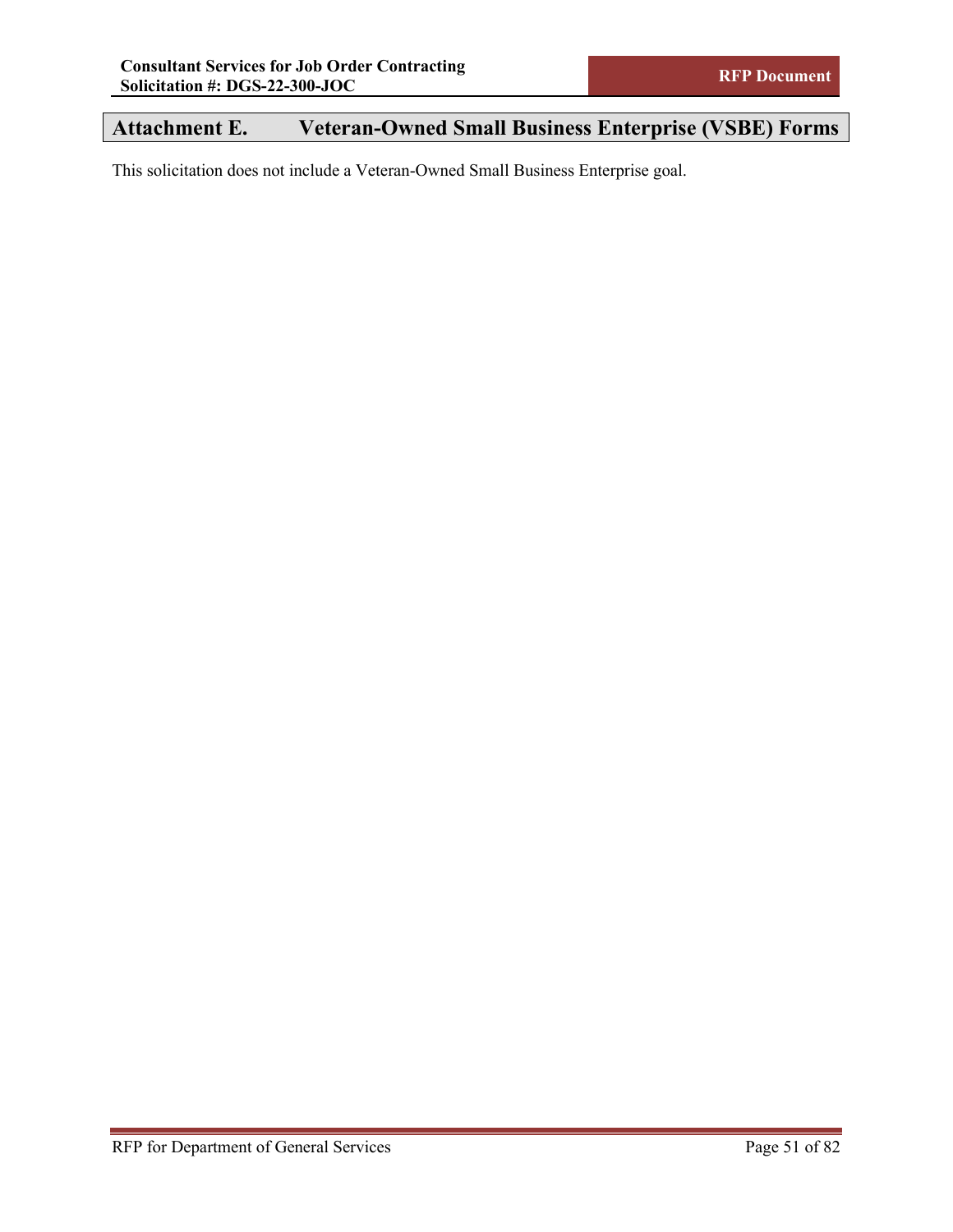# Attachment E. Veteran-Owned Small Business Enterprise (VSBE) Forms

This solicitation does not include a Veteran-Owned Small Business Enterprise goal.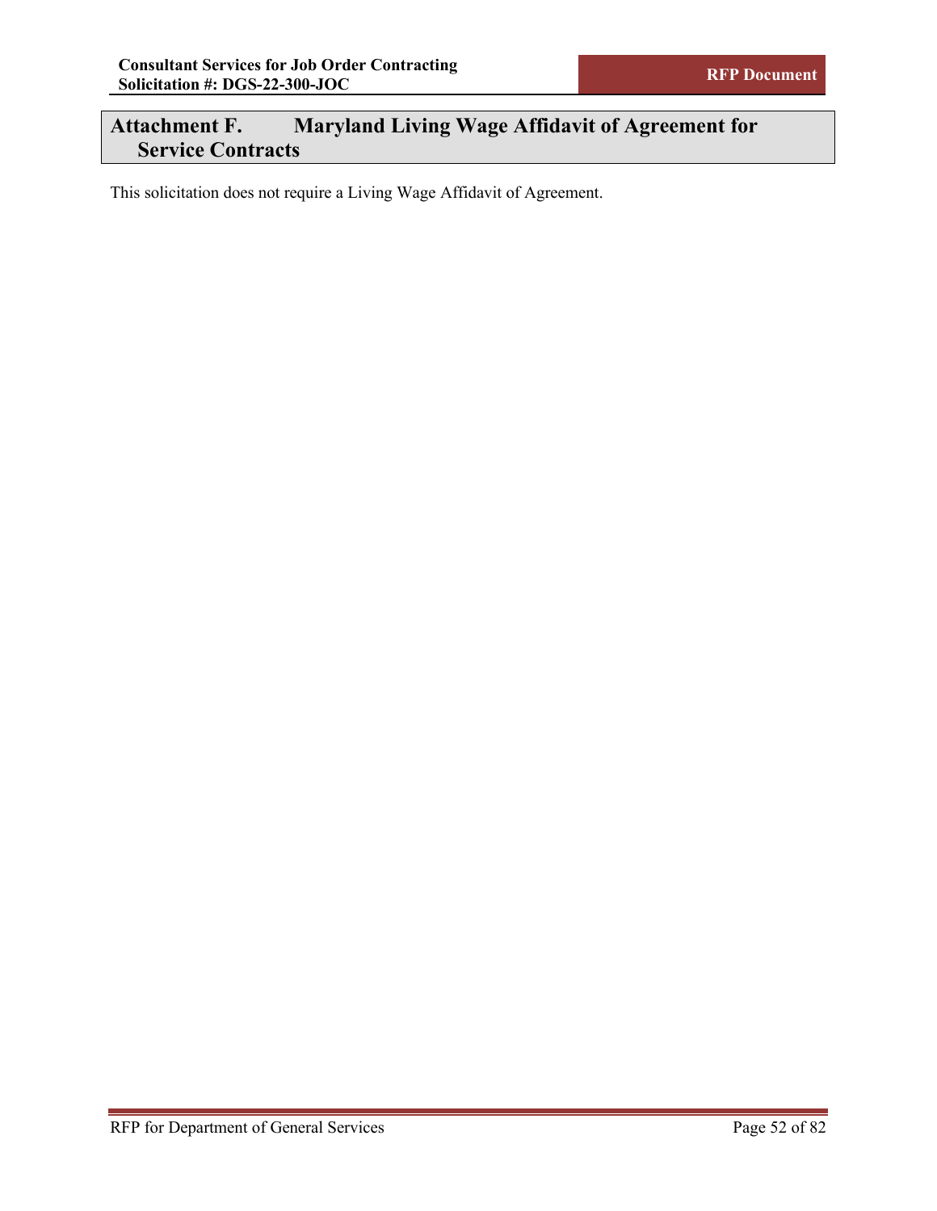# Attachment F. Maryland Living Wage Affidavit of Agreement for Service Contracts

This solicitation does not require a Living Wage Affidavit of Agreement.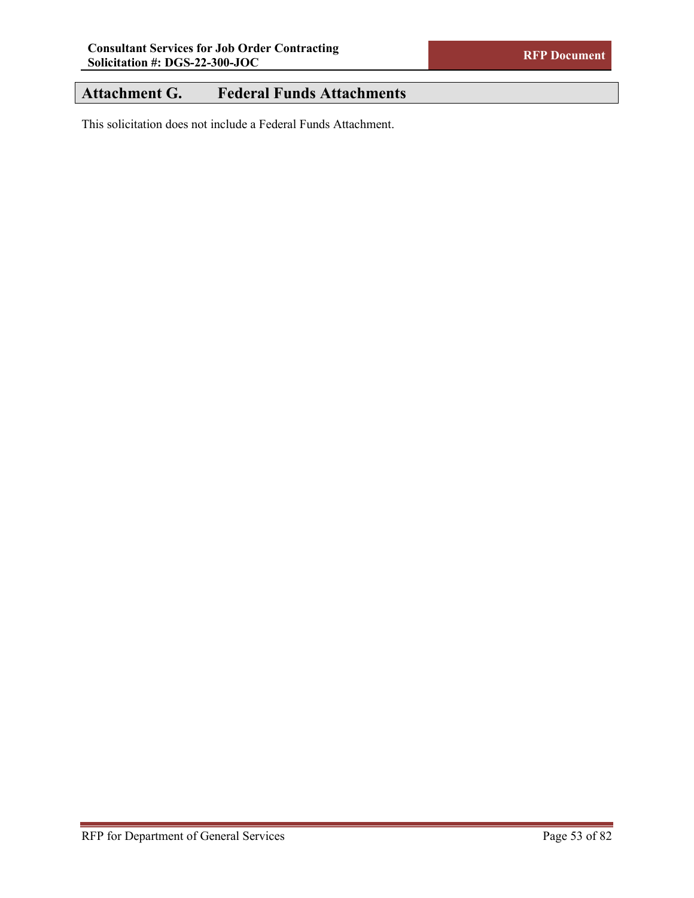# Attachment G. Federal Funds Attachments

This solicitation does not include a Federal Funds Attachment.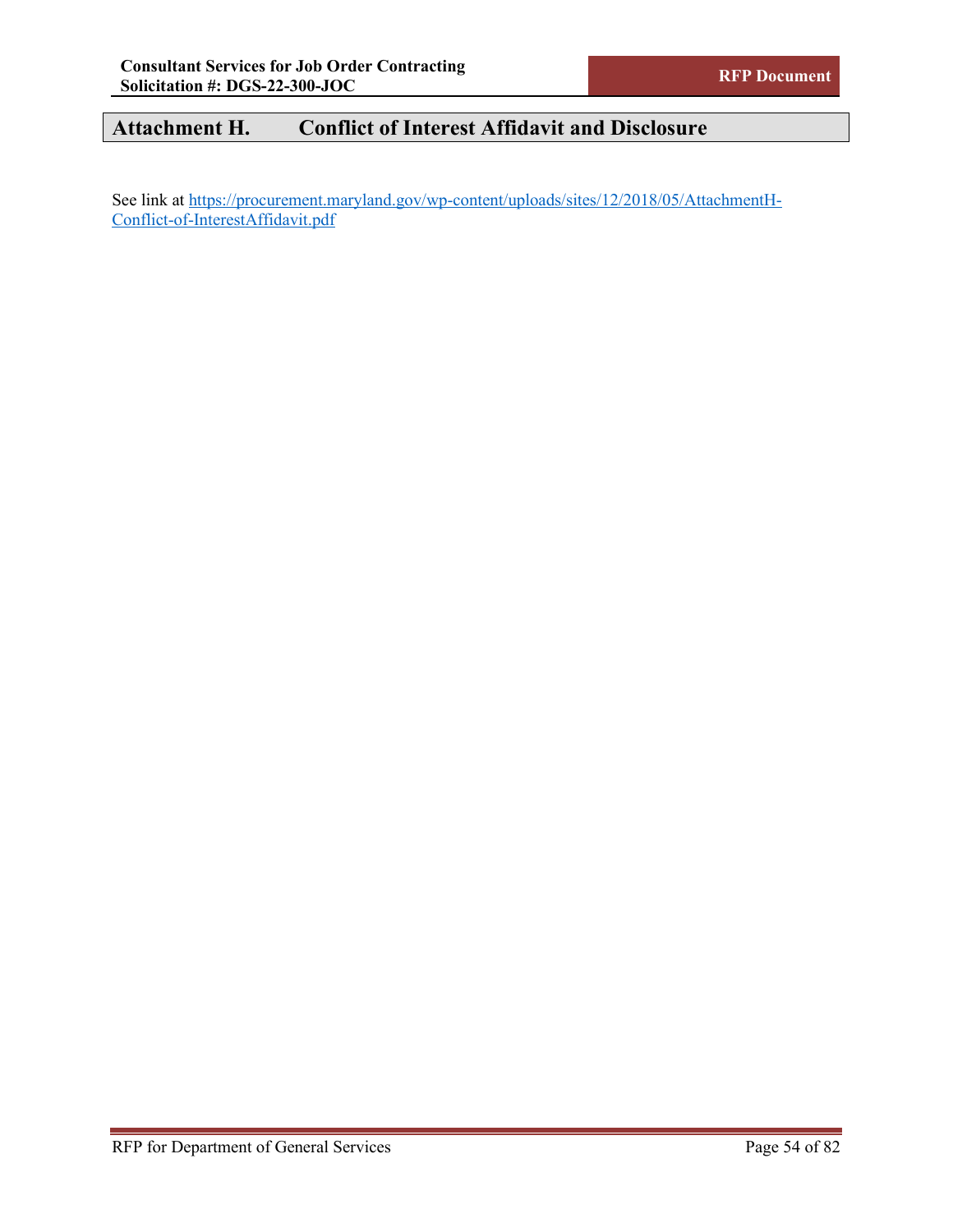# Attachment H. Conflict of Interest Affidavit and Disclosure

See link at [https://procurement.maryland.gov/wp-content/uploads/sites/12/2018/05/AttachmentH-Conflict-of-InterestAffidavit.pdf](https://procurement.maryland.gov/wp-content/uploads/sites/12/2018/05/AttachmentH-Conflict-of-InterestAffidavit.pdf)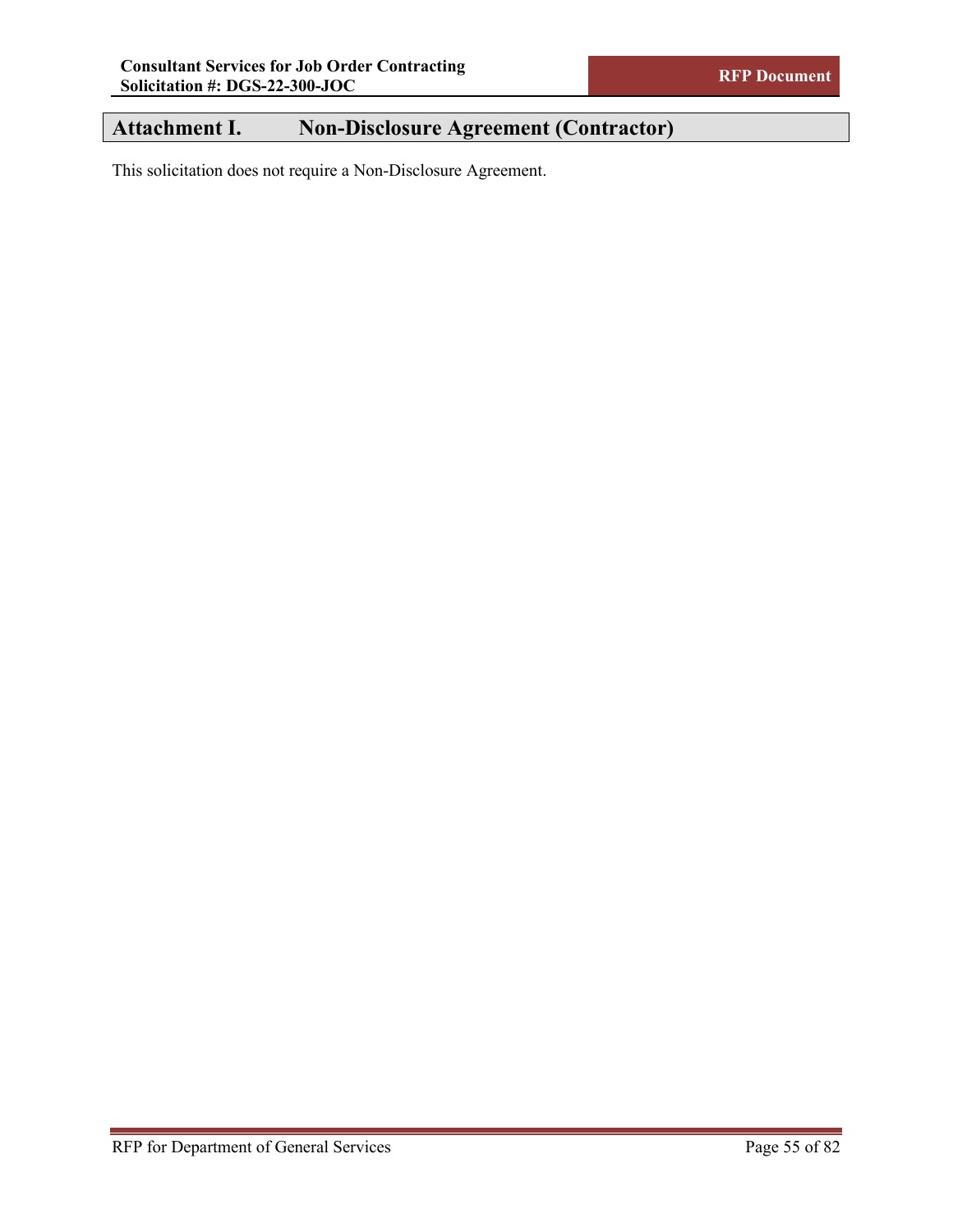## Attachment I. Non-Disclosure Agreement (Contractor)

This solicitation does not require a Non-Disclosure Agreement.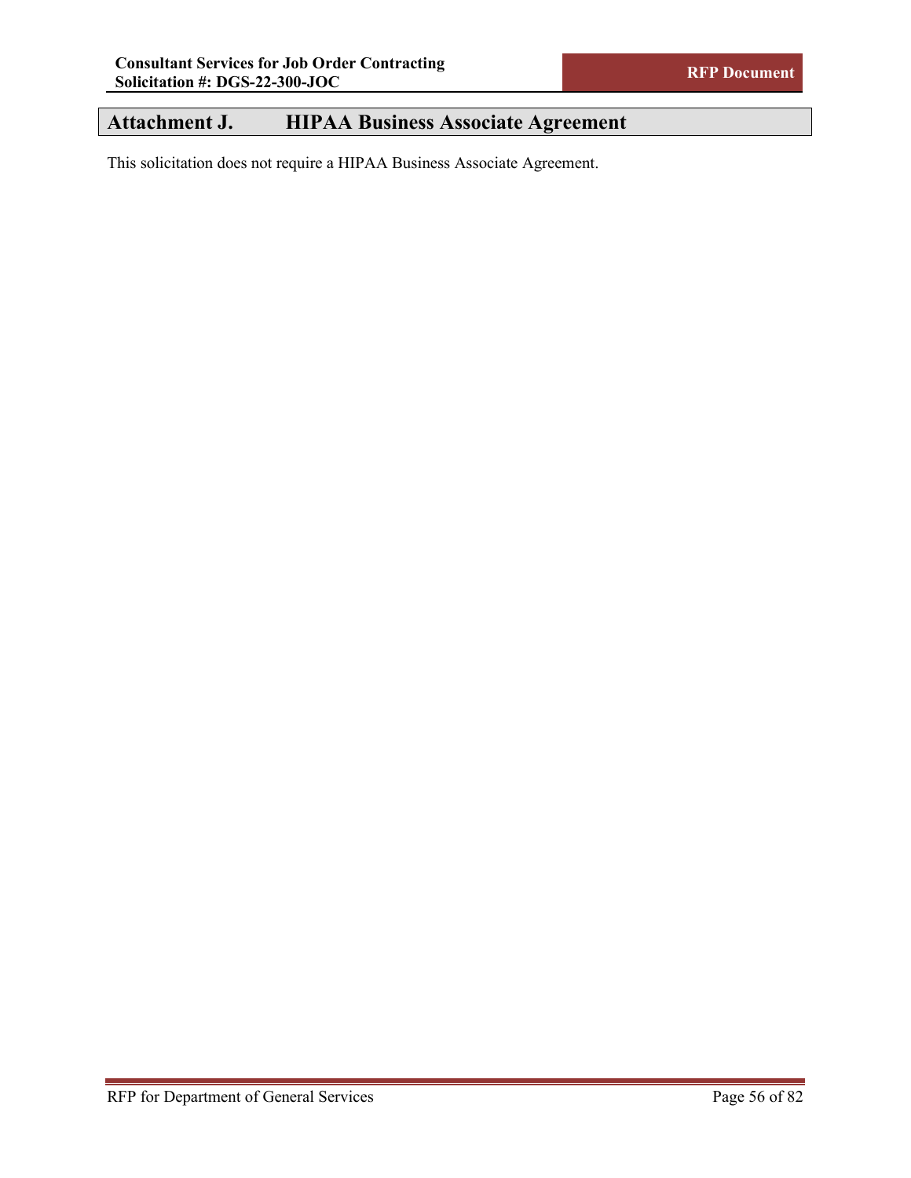## Attachment J. HIPAA Business Associate Agreement

This solicitation does not require a HIPAA Business Associate Agreement.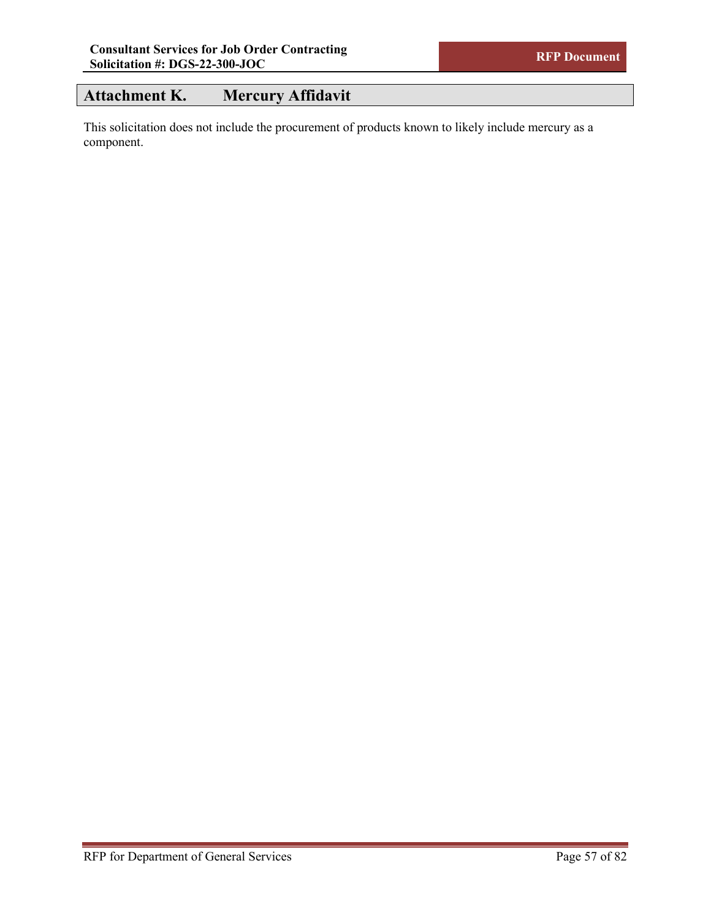# Attachment K. Mercury Affidavit

This solicitation does not include the procurement of products known to likely include mercury as a component.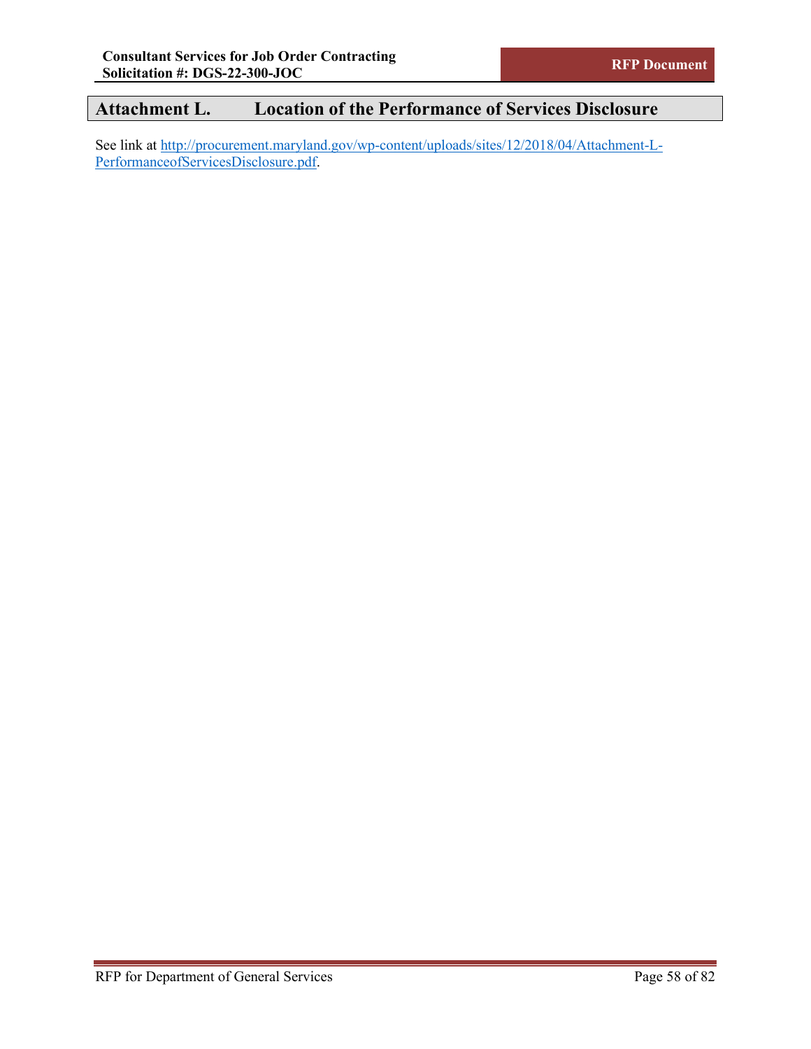# Attachment L. Location of the Performance of Services Disclosure

See link at [http://procurement.maryland.gov/wp-content/uploads/sites/12/2018/04/Attachment-L-PerformanceofServicesDisclosure.pdf](http://procurement.maryland.gov/wp-content/uploads/sites/12/2018/04/Attachment-L-PerformanceofServicesDisclosure.pdf).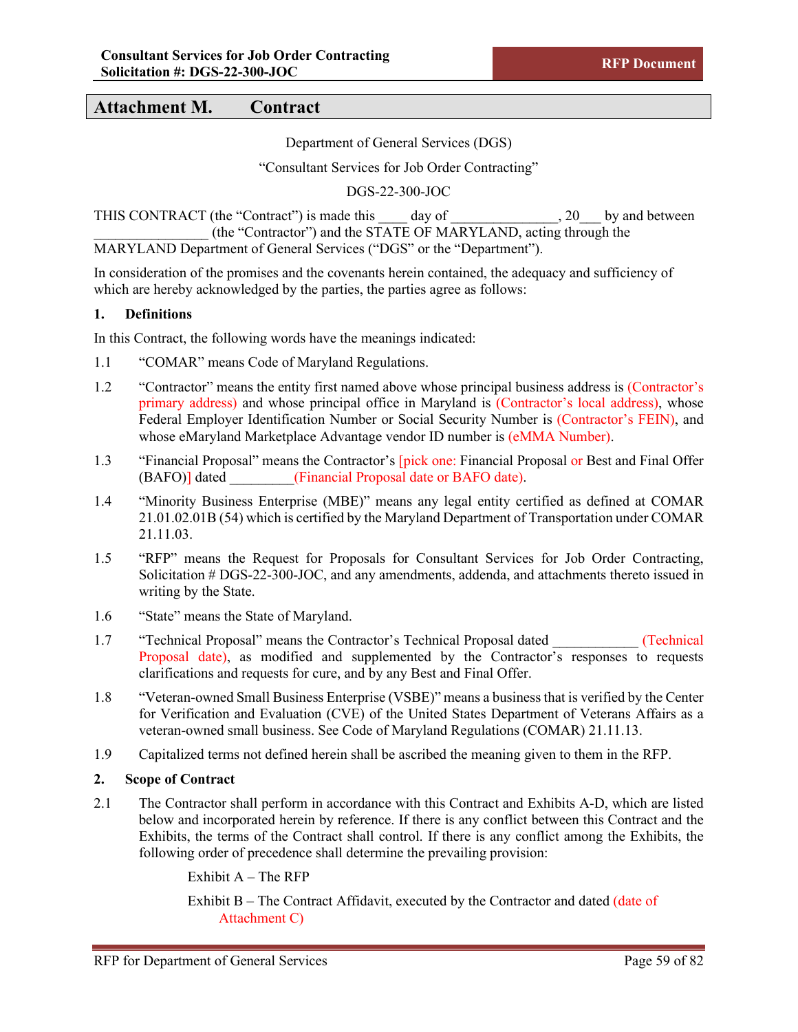## Attachment M. Contract

Department of General Services (DGS)

"Consultant Services for Job Order Contracting"

DGS-22-300-JOC

THIS CONTRACT (the "Contract") is made this ____ day of _______________, 20___ by and between ________________ (the "Contractor") and the STATE OF MARYLAND, acting through the MARYLAND Department of General Services ("DGS" or the "Department").

In consideration of the promises and the covenants herein contained, the adequacy and sufficiency of which are hereby acknowledged by the parties, the parties agree as follows:

**1. Definitions**

In this Contract, the following words have the meanings indicated:

1.1 "COMAR" means Code of Maryland Regulations.

1.2 "Contractor" means the entity first named above whose principal business address is (Contractor's primary address) and whose principal office in Maryland is (Contractor's local address), whose Federal Employer Identification Number or Social Security Number is (Contractor's FEIN), and whose eMaryland Marketplace Advantage vendor ID number is (eMMA Number).

1.3 "Financial Proposal" means the Contractor's [pick one: Financial Proposal or Best and Final Offer (BAFO)] dated _________(Financial Proposal date or BAFO date).

1.4 "Minority Business Enterprise (MBE)" means any legal entity certified as defined at COMAR 21.01.02.01B (54) which is certified by the Maryland Department of Transportation under COMAR 21.11.03.

1.5 "RFP" means the Request for Proposals for Consultant Services for Job Order Contracting, Solicitation # DGS-22-300-JOC, and any amendments, addenda, and attachments thereto issued in writing by the State.

1.6 "State" means the State of Maryland.

1.7 "Technical Proposal" means the Contractor's Technical Proposal dated ____________ (Technical Proposal date), as modified and supplemented by the Contractor's responses to requests clarifications and requests for cure, and by any Best and Final Offer.

1.8 "Veteran-owned Small Business Enterprise (VSBE)" means a business that is verified by the Center for Verification and Evaluation (CVE) of the United States Department of Veterans Affairs as a veteran-owned small business. See Code of Maryland Regulations (COMAR) 21.11.13.

1.9 Capitalized terms not defined herein shall be ascribed the meaning given to them in the RFP.

**2. Scope of Contract**

2.1 The Contractor shall perform in accordance with this Contract and Exhibits A-D, which are listed below and incorporated herein by reference. If there is any conflict between this Contract and the Exhibits, the terms of the Contract shall control. If there is any conflict among the Exhibits, the following order of precedence shall determine the prevailing provision:

Exhibit A – The RFP

Exhibit B – The Contract Affidavit, executed by the Contractor and dated (date of Attachment C)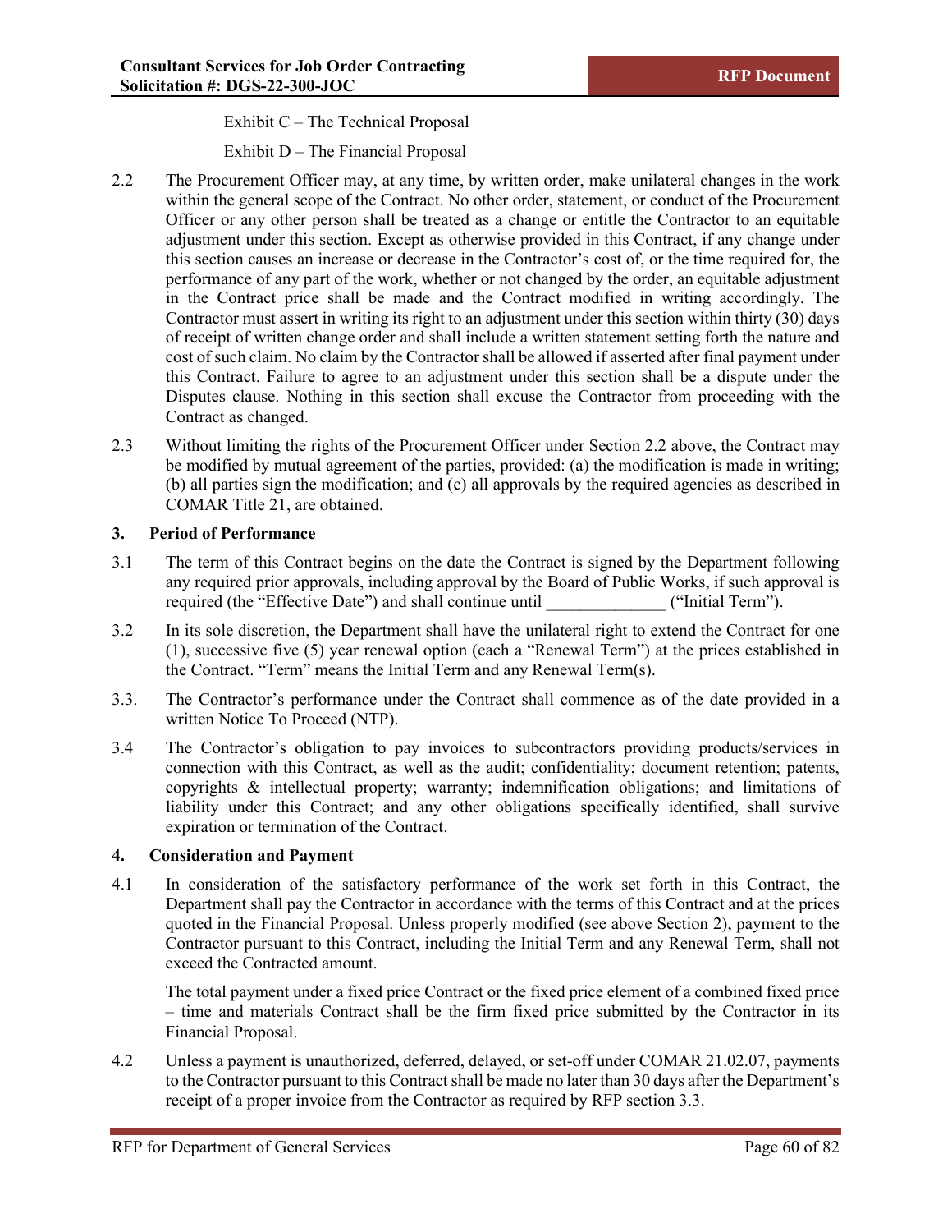Exhibit C – The Technical Proposal

Exhibit D – The Financial Proposal

2.2 The Procurement Officer may, at any time, by written order, make unilateral changes in the work within the general scope of the Contract. No other order, statement, or conduct of the Procurement Officer or any other person shall be treated as a change or entitle the Contractor to an equitable adjustment under this section. Except as otherwise provided in this Contract, if any change under this section causes an increase or decrease in the Contractor's cost of, or the time required for, the performance of any part of the work, whether or not changed by the order, an equitable adjustment in the Contract price shall be made and the Contract modified in writing accordingly. The Contractor must assert in writing its right to an adjustment under this section within thirty (30) days of receipt of written change order and shall include a written statement setting forth the nature and cost of such claim. No claim by the Contractor shall be allowed if asserted after final payment under this Contract. Failure to agree to an adjustment under this section shall be a dispute under the Disputes clause. Nothing in this section shall excuse the Contractor from proceeding with the Contract as changed.

2.3 Without limiting the rights of the Procurement Officer under Section 2.2 above, the Contract may be modified by mutual agreement of the parties, provided: (a) the modification is made in writing; (b) all parties sign the modification; and (c) all approvals by the required agencies as described in COMAR Title 21, are obtained.

**3. Period of Performance**

3.1 The term of this Contract begins on the date the Contract is signed by the Department following any required prior approvals, including approval by the Board of Public Works, if such approval is required (the "Effective Date") and shall continue until ______________ ("Initial Term").

3.2 In its sole discretion, the Department shall have the unilateral right to extend the Contract for one (1), successive five (5) year renewal option (each a "Renewal Term") at the prices established in the Contract. "Term" means the Initial Term and any Renewal Term(s).

3.3. The Contractor's performance under the Contract shall commence as of the date provided in a written Notice To Proceed (NTP).

3.4 The Contractor's obligation to pay invoices to subcontractors providing products/services in connection with this Contract, as well as the audit; confidentiality; document retention; patents, copyrights & intellectual property; warranty; indemnification obligations; and limitations of liability under this Contract; and any other obligations specifically identified, shall survive expiration or termination of the Contract.

**4. Consideration and Payment**

4.1 In consideration of the satisfactory performance of the work set forth in this Contract, the Department shall pay the Contractor in accordance with the terms of this Contract and at the prices quoted in the Financial Proposal. Unless properly modified (see above Section 2), payment to the Contractor pursuant to this Contract, including the Initial Term and any Renewal Term, shall not exceed the Contracted amount.

The total payment under a fixed price Contract or the fixed price element of a combined fixed price – time and materials Contract shall be the firm fixed price submitted by the Contractor in its Financial Proposal.

4.2 Unless a payment is unauthorized, deferred, delayed, or set-off under COMAR 21.02.07, payments to the Contractor pursuant to this Contract shall be made no later than 30 days after the Department's receipt of a proper invoice from the Contractor as required by RFP section 3.3.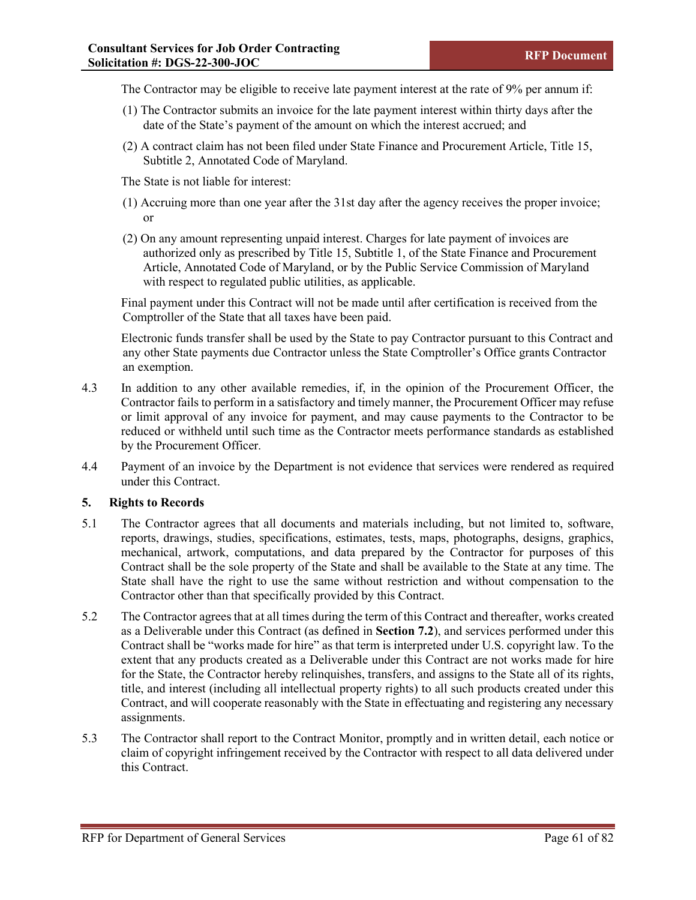The Contractor may be eligible to receive late payment interest at the rate of 9% per annum if:

(1) The Contractor submits an invoice for the late payment interest within thirty days after the date of the State's payment of the amount on which the interest accrued; and

(2) A contract claim has not been filed under State Finance and Procurement Article, Title 15, Subtitle 2, Annotated Code of Maryland.

The State is not liable for interest:

(1) Accruing more than one year after the 31st day after the agency receives the proper invoice; or

(2) On any amount representing unpaid interest. Charges for late payment of invoices are authorized only as prescribed by Title 15, Subtitle 1, of the State Finance and Procurement Article, Annotated Code of Maryland, or by the Public Service Commission of Maryland with respect to regulated public utilities, as applicable.

Final payment under this Contract will not be made until after certification is received from the Comptroller of the State that all taxes have been paid.

Electronic funds transfer shall be used by the State to pay Contractor pursuant to this Contract and any other State payments due Contractor unless the State Comptroller's Office grants Contractor an exemption.

4.3 In addition to any other available remedies, if, in the opinion of the Procurement Officer, the Contractor fails to perform in a satisfactory and timely manner, the Procurement Officer may refuse or limit approval of any invoice for payment, and may cause payments to the Contractor to be reduced or withheld until such time as the Contractor meets performance standards as established by the Procurement Officer.

4.4 Payment of an invoice by the Department is not evidence that services were rendered as required under this Contract.

**5. Rights to Records**

5.1 The Contractor agrees that all documents and materials including, but not limited to, software, reports, drawings, studies, specifications, estimates, tests, maps, photographs, designs, graphics, mechanical, artwork, computations, and data prepared by the Contractor for purposes of this Contract shall be the sole property of the State and shall be available to the State at any time. The State shall have the right to use the same without restriction and without compensation to the Contractor other than that specifically provided by this Contract.

5.2 The Contractor agrees that at all times during the term of this Contract and thereafter, works created as a Deliverable under this Contract (as defined in **Section 7.2**), and services performed under this Contract shall be "works made for hire" as that term is interpreted under U.S. copyright law. To the extent that any products created as a Deliverable under this Contract are not works made for hire for the State, the Contractor hereby relinquishes, transfers, and assigns to the State all of its rights, title, and interest (including all intellectual property rights) to all such products created under this Contract, and will cooperate reasonably with the State in effectuating and registering any necessary assignments.

5.3 The Contractor shall report to the Contract Monitor, promptly and in written detail, each notice or claim of copyright infringement received by the Contractor with respect to all data delivered under this Contract.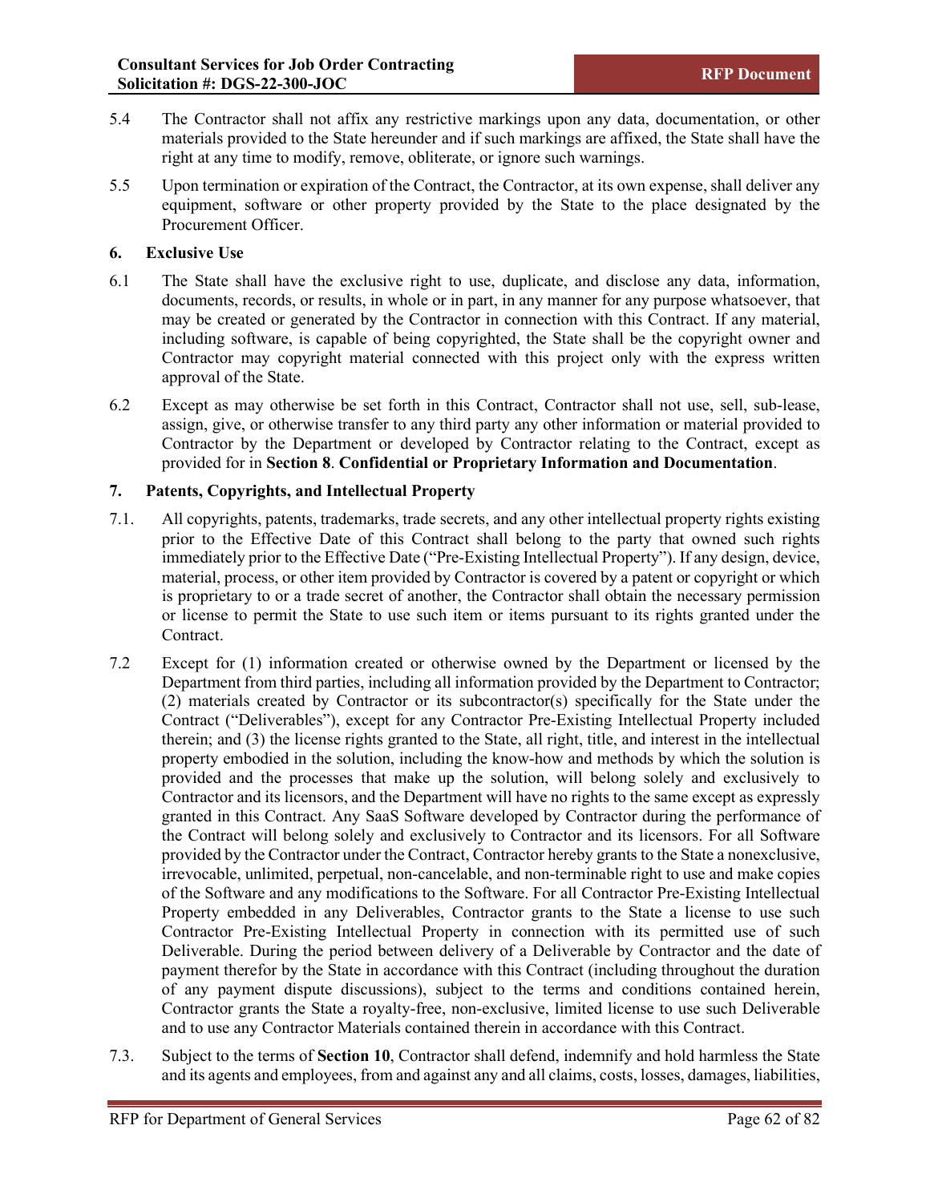5.4 The Contractor shall not affix any restrictive markings upon any data, documentation, or other materials provided to the State hereunder and if such markings are affixed, the State shall have the right at any time to modify, remove, obliterate, or ignore such warnings.

5.5 Upon termination or expiration of the Contract, the Contractor, at its own expense, shall deliver any equipment, software or other property provided by the State to the place designated by the Procurement Officer.

**6. Exclusive Use**

6.1 The State shall have the exclusive right to use, duplicate, and disclose any data, information, documents, records, or results, in whole or in part, in any manner for any purpose whatsoever, that may be created or generated by the Contractor in connection with this Contract. If any material, including software, is capable of being copyrighted, the State shall be the copyright owner and Contractor may copyright material connected with this project only with the express written approval of the State.

6.2 Except as may otherwise be set forth in this Contract, Contractor shall not use, sell, sub-lease, assign, give, or otherwise transfer to any third party any other information or material provided to Contractor by the Department or developed by Contractor relating to the Contract, except as provided for in **Section 8**. **Confidential or Proprietary Information and Documentation**.

**7. Patents, Copyrights, and Intellectual Property**

7.1. All copyrights, patents, trademarks, trade secrets, and any other intellectual property rights existing prior to the Effective Date of this Contract shall belong to the party that owned such rights immediately prior to the Effective Date ("Pre-Existing Intellectual Property"). If any design, device, material, process, or other item provided by Contractor is covered by a patent or copyright or which is proprietary to or a trade secret of another, the Contractor shall obtain the necessary permission or license to permit the State to use such item or items pursuant to its rights granted under the Contract.

7.2 Except for (1) information created or otherwise owned by the Department or licensed by the Department from third parties, including all information provided by the Department to Contractor; (2) materials created by Contractor or its subcontractor(s) specifically for the State under the Contract ("Deliverables"), except for any Contractor Pre-Existing Intellectual Property included therein; and (3) the license rights granted to the State, all right, title, and interest in the intellectual property embodied in the solution, including the know-how and methods by which the solution is provided and the processes that make up the solution, will belong solely and exclusively to Contractor and its licensors, and the Department will have no rights to the same except as expressly granted in this Contract. Any SaaS Software developed by Contractor during the performance of the Contract will belong solely and exclusively to Contractor and its licensors. For all Software provided by the Contractor under the Contract, Contractor hereby grants to the State a nonexclusive, irrevocable, unlimited, perpetual, non-cancelable, and non-terminable right to use and make copies of the Software and any modifications to the Software. For all Contractor Pre-Existing Intellectual Property embedded in any Deliverables, Contractor grants to the State a license to use such Contractor Pre-Existing Intellectual Property in connection with its permitted use of such Deliverable. During the period between delivery of a Deliverable by Contractor and the date of payment therefor by the State in accordance with this Contract (including throughout the duration of any payment dispute discussions), subject to the terms and conditions contained herein, Contractor grants the State a royalty-free, non-exclusive, limited license to use such Deliverable and to use any Contractor Materials contained therein in accordance with this Contract.

7.3. Subject to the terms of **Section 10**, Contractor shall defend, indemnify and hold harmless the State and its agents and employees, from and against any and all claims, costs, losses, damages, liabilities,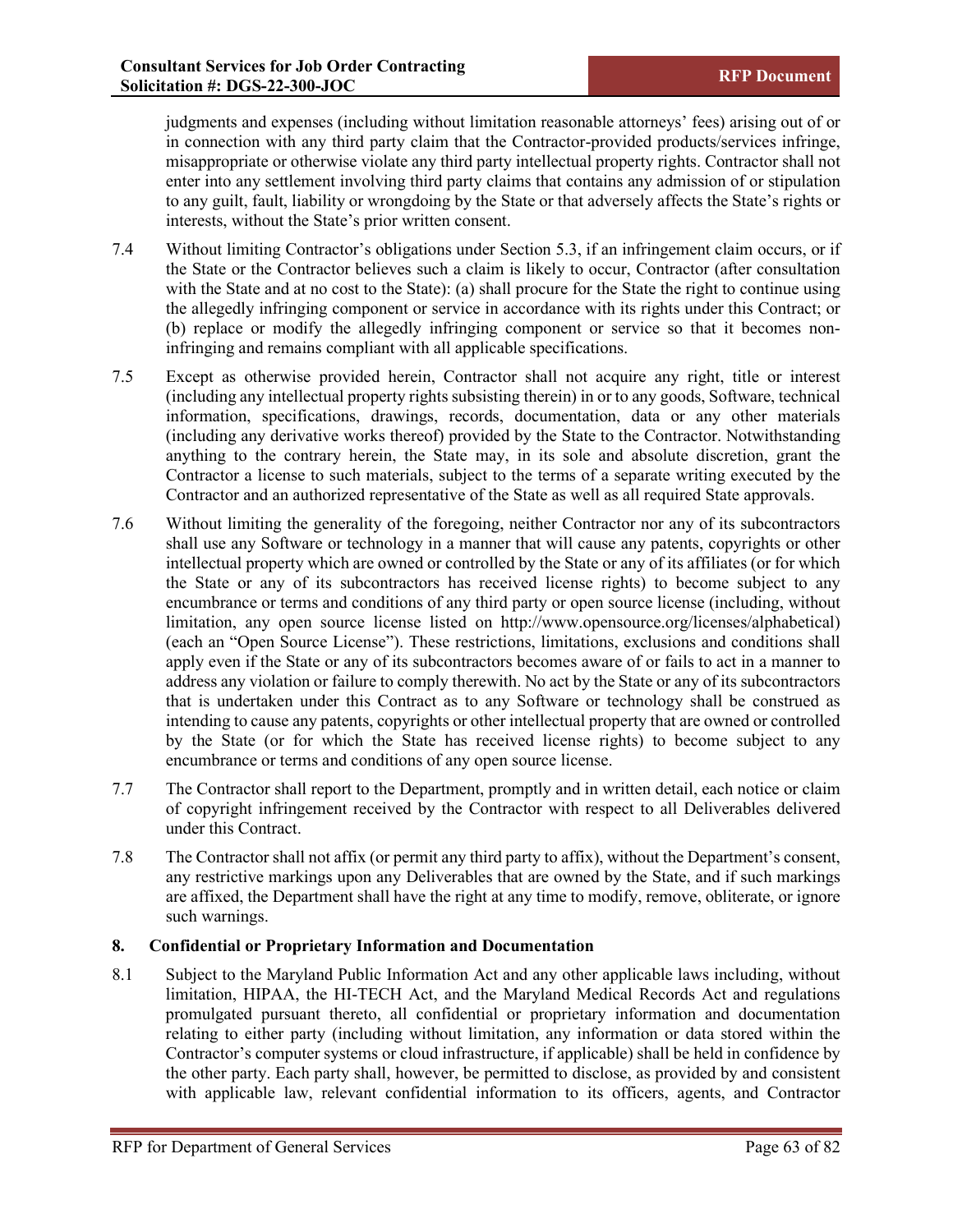judgments and expenses (including without limitation reasonable attorneys' fees) arising out of or in connection with any third party claim that the Contractor-provided products/services infringe, misappropriate or otherwise violate any third party intellectual property rights. Contractor shall not enter into any settlement involving third party claims that contains any admission of or stipulation to any guilt, fault, liability or wrongdoing by the State or that adversely affects the State's rights or interests, without the State's prior written consent.

7.4 Without limiting Contractor's obligations under Section 5.3, if an infringement claim occurs, or if the State or the Contractor believes such a claim is likely to occur, Contractor (after consultation with the State and at no cost to the State): (a) shall procure for the State the right to continue using the allegedly infringing component or service in accordance with its rights under this Contract; or (b) replace or modify the allegedly infringing component or service so that it becomes non-infringing and remains compliant with all applicable specifications.

7.5 Except as otherwise provided herein, Contractor shall not acquire any right, title or interest (including any intellectual property rights subsisting therein) in or to any goods, Software, technical information, specifications, drawings, records, documentation, data or any other materials (including any derivative works thereof) provided by the State to the Contractor. Notwithstanding anything to the contrary herein, the State may, in its sole and absolute discretion, grant the Contractor a license to such materials, subject to the terms of a separate writing executed by the Contractor and an authorized representative of the State as well as all required State approvals.

7.6 Without limiting the generality of the foregoing, neither Contractor nor any of its subcontractors shall use any Software or technology in a manner that will cause any patents, copyrights or other intellectual property which are owned or controlled by the State or any of its affiliates (or for which the State or any of its subcontractors has received license rights) to become subject to any encumbrance or terms and conditions of any third party or open source license (including, without limitation, any open source license listed on http://www.opensource.org/licenses/alphabetical) (each an "Open Source License"). These restrictions, limitations, exclusions and conditions shall apply even if the State or any of its subcontractors becomes aware of or fails to act in a manner to address any violation or failure to comply therewith. No act by the State or any of its subcontractors that is undertaken under this Contract as to any Software or technology shall be construed as intending to cause any patents, copyrights or other intellectual property that are owned or controlled by the State (or for which the State has received license rights) to become subject to any encumbrance or terms and conditions of any open source license.

7.7 The Contractor shall report to the Department, promptly and in written detail, each notice or claim of copyright infringement received by the Contractor with respect to all Deliverables delivered under this Contract.

7.8 The Contractor shall not affix (or permit any third party to affix), without the Department's consent, any restrictive markings upon any Deliverables that are owned by the State, and if such markings are affixed, the Department shall have the right at any time to modify, remove, obliterate, or ignore such warnings.

### 8. Confidential or Proprietary Information and Documentation

8.1 Subject to the Maryland Public Information Act and any other applicable laws including, without limitation, HIPAA, the HI-TECH Act, and the Maryland Medical Records Act and regulations promulgated pursuant thereto, all confidential or proprietary information and documentation relating to either party (including without limitation, any information or data stored within the Contractor's computer systems or cloud infrastructure, if applicable) shall be held in confidence by the other party. Each party shall, however, be permitted to disclose, as provided by and consistent with applicable law, relevant confidential information to its officers, agents, and Contractor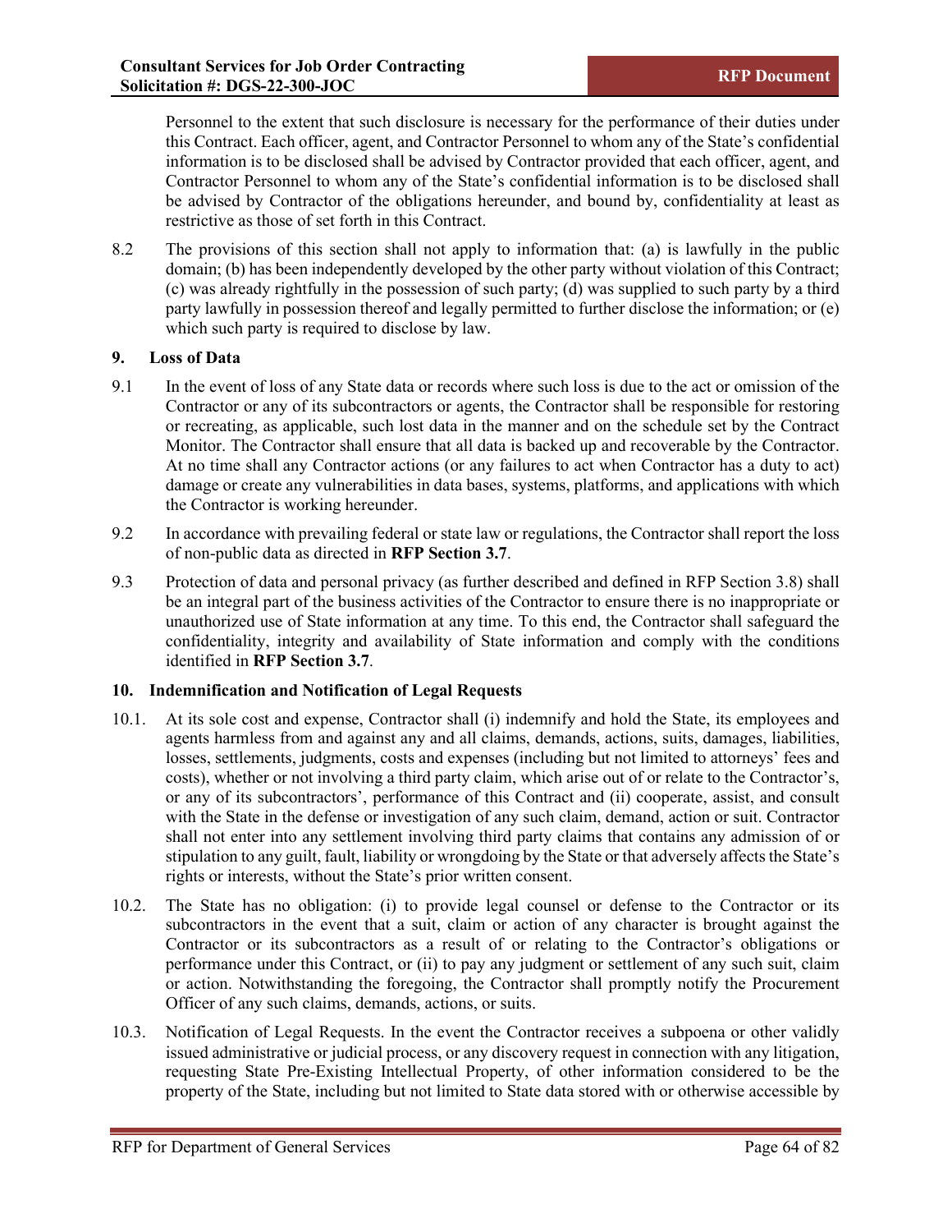Personnel to the extent that such disclosure is necessary for the performance of their duties under this Contract. Each officer, agent, and Contractor Personnel to whom any of the State's confidential information is to be disclosed shall be advised by Contractor provided that each officer, agent, and Contractor Personnel to whom any of the State's confidential information is to be disclosed shall be advised by Contractor of the obligations hereunder, and bound by, confidentiality at least as restrictive as those of set forth in this Contract.

8.2 The provisions of this section shall not apply to information that: (a) is lawfully in the public domain; (b) has been independently developed by the other party without violation of this Contract; (c) was already rightfully in the possession of such party; (d) was supplied to such party by a third party lawfully in possession thereof and legally permitted to further disclose the information; or (e) which such party is required to disclose by law.

**9. Loss of Data**

9.1 In the event of loss of any State data or records where such loss is due to the act or omission of the Contractor or any of its subcontractors or agents, the Contractor shall be responsible for restoring or recreating, as applicable, such lost data in the manner and on the schedule set by the Contract Monitor. The Contractor shall ensure that all data is backed up and recoverable by the Contractor. At no time shall any Contractor actions (or any failures to act when Contractor has a duty to act) damage or create any vulnerabilities in data bases, systems, platforms, and applications with which the Contractor is working hereunder.

9.2 In accordance with prevailing federal or state law or regulations, the Contractor shall report the loss of non-public data as directed in **RFP Section 3.7**.

9.3 Protection of data and personal privacy (as further described and defined in RFP Section 3.8) shall be an integral part of the business activities of the Contractor to ensure there is no inappropriate or unauthorized use of State information at any time. To this end, the Contractor shall safeguard the confidentiality, integrity and availability of State information and comply with the conditions identified in **RFP Section 3.7**.

**10. Indemnification and Notification of Legal Requests**

10.1. At its sole cost and expense, Contractor shall (i) indemnify and hold the State, its employees and agents harmless from and against any and all claims, demands, actions, suits, damages, liabilities, losses, settlements, judgments, costs and expenses (including but not limited to attorneys' fees and costs), whether or not involving a third party claim, which arise out of or relate to the Contractor's, or any of its subcontractors', performance of this Contract and (ii) cooperate, assist, and consult with the State in the defense or investigation of any such claim, demand, action or suit. Contractor shall not enter into any settlement involving third party claims that contains any admission of or stipulation to any guilt, fault, liability or wrongdoing by the State or that adversely affects the State's rights or interests, without the State's prior written consent.

10.2. The State has no obligation: (i) to provide legal counsel or defense to the Contractor or its subcontractors in the event that a suit, claim or action of any character is brought against the Contractor or its subcontractors as a result of or relating to the Contractor's obligations or performance under this Contract, or (ii) to pay any judgment or settlement of any such suit, claim or action. Notwithstanding the foregoing, the Contractor shall promptly notify the Procurement Officer of any such claims, demands, actions, or suits.

10.3. Notification of Legal Requests. In the event the Contractor receives a subpoena or other validly issued administrative or judicial process, or any discovery request in connection with any litigation, requesting State Pre-Existing Intellectual Property, of other information considered to be the property of the State, including but not limited to State data stored with or otherwise accessible by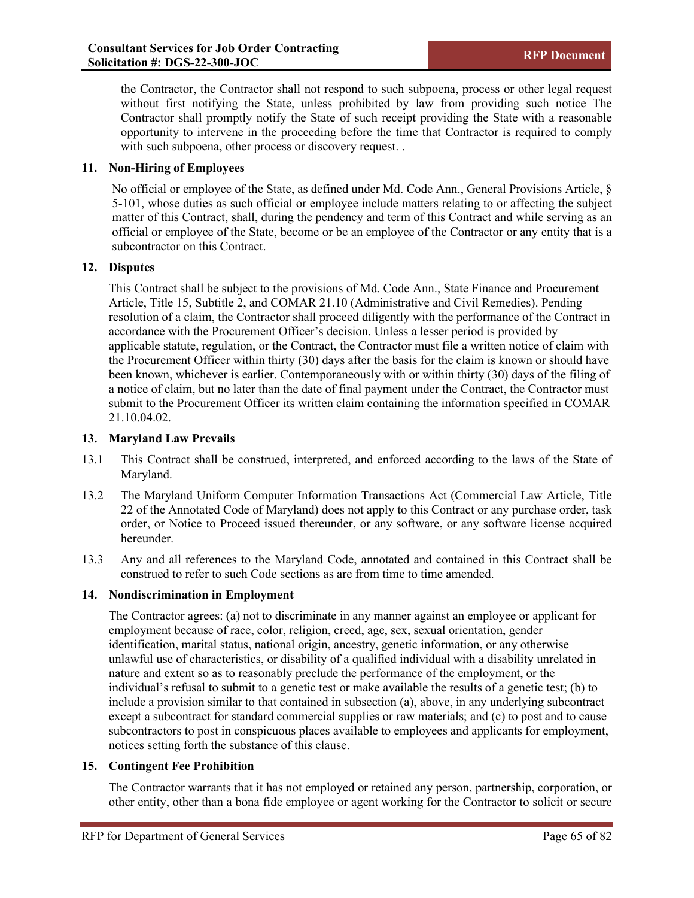the Contractor, the Contractor shall not respond to such subpoena, process or other legal request without first notifying the State, unless prohibited by law from providing such notice The Contractor shall promptly notify the State of such receipt providing the State with a reasonable opportunity to intervene in the proceeding before the time that Contractor is required to comply with such subpoena, other process or discovery request. .

### 11. Non-Hiring of Employees

No official or employee of the State, as defined under Md. Code Ann., General Provisions Article, § 5-101, whose duties as such official or employee include matters relating to or affecting the subject matter of this Contract, shall, during the pendency and term of this Contract and while serving as an official or employee of the State, become or be an employee of the Contractor or any entity that is a subcontractor on this Contract.

### 12. Disputes

This Contract shall be subject to the provisions of Md. Code Ann., State Finance and Procurement Article, Title 15, Subtitle 2, and COMAR 21.10 (Administrative and Civil Remedies). Pending resolution of a claim, the Contractor shall proceed diligently with the performance of the Contract in accordance with the Procurement Officer's decision. Unless a lesser period is provided by applicable statute, regulation, or the Contract, the Contractor must file a written notice of claim with the Procurement Officer within thirty (30) days after the basis for the claim is known or should have been known, whichever is earlier. Contemporaneously with or within thirty (30) days of the filing of a notice of claim, but no later than the date of final payment under the Contract, the Contractor must submit to the Procurement Officer its written claim containing the information specified in COMAR 21.10.04.02.

### 13. Maryland Law Prevails

13.1 This Contract shall be construed, interpreted, and enforced according to the laws of the State of Maryland.

13.2 The Maryland Uniform Computer Information Transactions Act (Commercial Law Article, Title 22 of the Annotated Code of Maryland) does not apply to this Contract or any purchase order, task order, or Notice to Proceed issued thereunder, or any software, or any software license acquired hereunder.

13.3 Any and all references to the Maryland Code, annotated and contained in this Contract shall be construed to refer to such Code sections as are from time to time amended.

### 14. Nondiscrimination in Employment

The Contractor agrees: (a) not to discriminate in any manner against an employee or applicant for employment because of race, color, religion, creed, age, sex, sexual orientation, gender identification, marital status, national origin, ancestry, genetic information, or any otherwise unlawful use of characteristics, or disability of a qualified individual with a disability unrelated in nature and extent so as to reasonably preclude the performance of the employment, or the individual's refusal to submit to a genetic test or make available the results of a genetic test; (b) to include a provision similar to that contained in subsection (a), above, in any underlying subcontract except a subcontract for standard commercial supplies or raw materials; and (c) to post and to cause subcontractors to post in conspicuous places available to employees and applicants for employment, notices setting forth the substance of this clause.

### 15. Contingent Fee Prohibition

The Contractor warrants that it has not employed or retained any person, partnership, corporation, or other entity, other than a bona fide employee or agent working for the Contractor to solicit or secure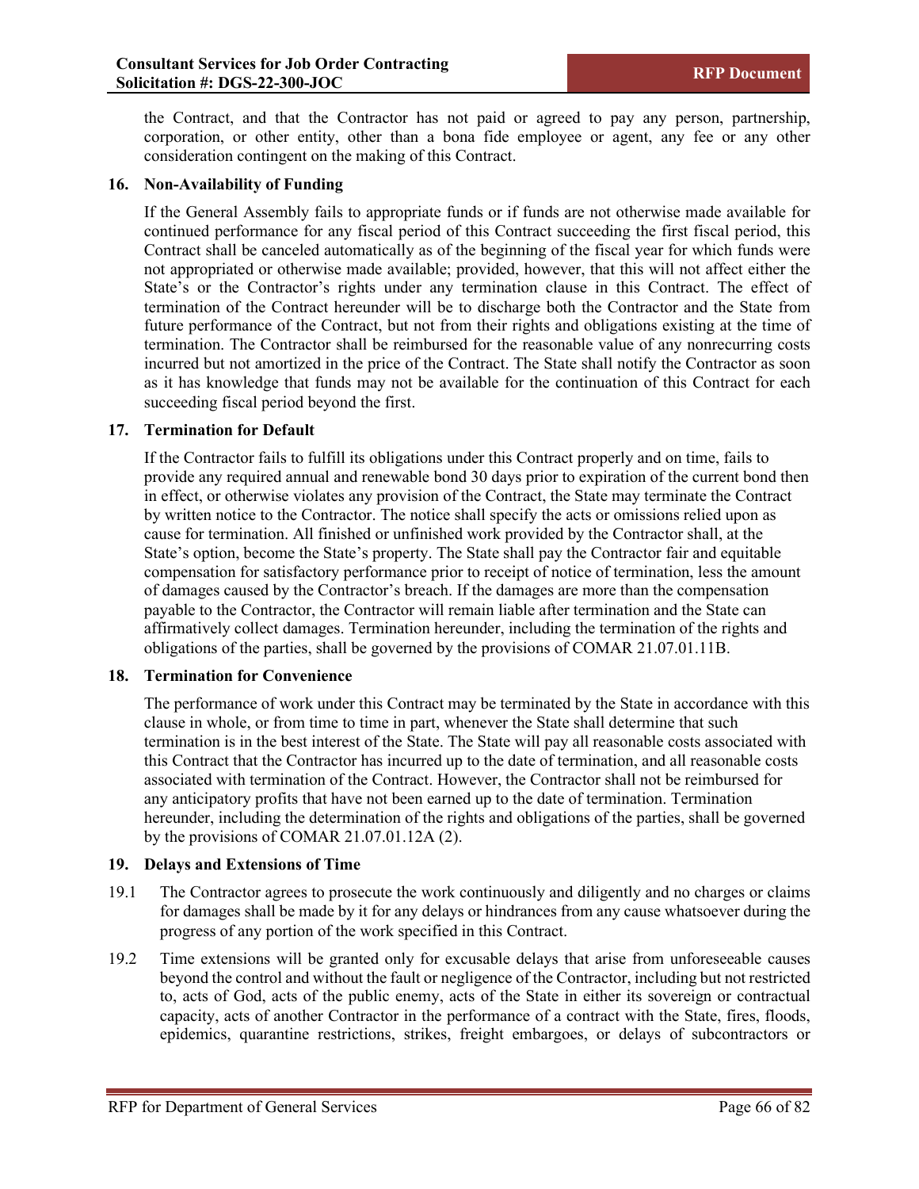the Contract, and that the Contractor has not paid or agreed to pay any person, partnership, corporation, or other entity, other than a bona fide employee or agent, any fee or any other consideration contingent on the making of this Contract.

**16. Non-Availability of Funding**

If the General Assembly fails to appropriate funds or if funds are not otherwise made available for continued performance for any fiscal period of this Contract succeeding the first fiscal period, this Contract shall be canceled automatically as of the beginning of the fiscal year for which funds were not appropriated or otherwise made available; provided, however, that this will not affect either the State's or the Contractor's rights under any termination clause in this Contract. The effect of termination of the Contract hereunder will be to discharge both the Contractor and the State from future performance of the Contract, but not from their rights and obligations existing at the time of termination. The Contractor shall be reimbursed for the reasonable value of any nonrecurring costs incurred but not amortized in the price of the Contract. The State shall notify the Contractor as soon as it has knowledge that funds may not be available for the continuation of this Contract for each succeeding fiscal period beyond the first.

**17. Termination for Default**

If the Contractor fails to fulfill its obligations under this Contract properly and on time, fails to provide any required annual and renewable bond 30 days prior to expiration of the current bond then in effect, or otherwise violates any provision of the Contract, the State may terminate the Contract by written notice to the Contractor. The notice shall specify the acts or omissions relied upon as cause for termination. All finished or unfinished work provided by the Contractor shall, at the State's option, become the State's property. The State shall pay the Contractor fair and equitable compensation for satisfactory performance prior to receipt of notice of termination, less the amount of damages caused by the Contractor's breach. If the damages are more than the compensation payable to the Contractor, the Contractor will remain liable after termination and the State can affirmatively collect damages. Termination hereunder, including the termination of the rights and obligations of the parties, shall be governed by the provisions of COMAR 21.07.01.11B.

**18. Termination for Convenience**

The performance of work under this Contract may be terminated by the State in accordance with this clause in whole, or from time to time in part, whenever the State shall determine that such termination is in the best interest of the State. The State will pay all reasonable costs associated with this Contract that the Contractor has incurred up to the date of termination, and all reasonable costs associated with termination of the Contract. However, the Contractor shall not be reimbursed for any anticipatory profits that have not been earned up to the date of termination. Termination hereunder, including the determination of the rights and obligations of the parties, shall be governed by the provisions of COMAR 21.07.01.12A (2).

**19. Delays and Extensions of Time**

19.1 The Contractor agrees to prosecute the work continuously and diligently and no charges or claims for damages shall be made by it for any delays or hindrances from any cause whatsoever during the progress of any portion of the work specified in this Contract.

19.2 Time extensions will be granted only for excusable delays that arise from unforeseeable causes beyond the control and without the fault or negligence of the Contractor, including but not restricted to, acts of God, acts of the public enemy, acts of the State in either its sovereign or contractual capacity, acts of another Contractor in the performance of a contract with the State, fires, floods, epidemics, quarantine restrictions, strikes, freight embargoes, or delays of subcontractors or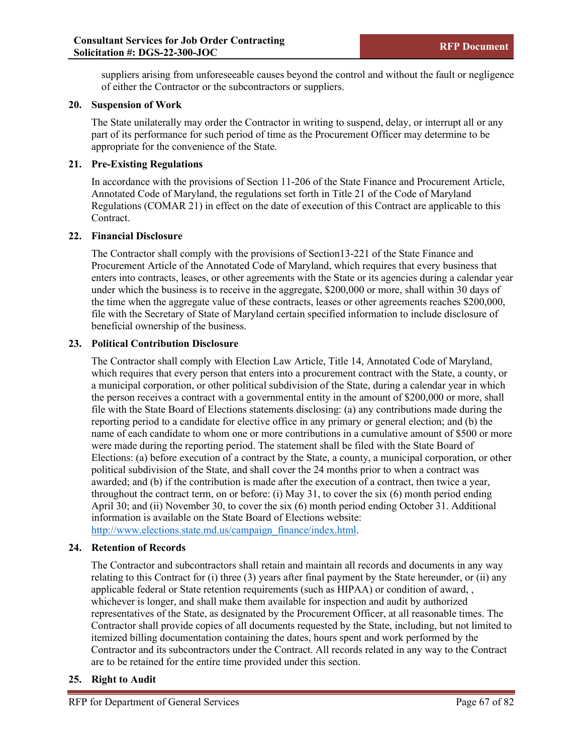suppliers arising from unforeseeable causes beyond the control and without the fault or negligence of either the Contractor or the subcontractors or suppliers.

**20. Suspension of Work**

The State unilaterally may order the Contractor in writing to suspend, delay, or interrupt all or any part of its performance for such period of time as the Procurement Officer may determine to be appropriate for the convenience of the State.

**21. Pre-Existing Regulations**

In accordance with the provisions of Section 11-206 of the State Finance and Procurement Article, Annotated Code of Maryland, the regulations set forth in Title 21 of the Code of Maryland Regulations (COMAR 21) in effect on the date of execution of this Contract are applicable to this Contract.

**22. Financial Disclosure**

The Contractor shall comply with the provisions of Section13-221 of the State Finance and Procurement Article of the Annotated Code of Maryland, which requires that every business that enters into contracts, leases, or other agreements with the State or its agencies during a calendar year under which the business is to receive in the aggregate, $200,000 or more, shall within 30 days of the time when the aggregate value of these contracts, leases or other agreements reaches $200,000, file with the Secretary of State of Maryland certain specified information to include disclosure of beneficial ownership of the business.

**23. Political Contribution Disclosure**

The Contractor shall comply with Election Law Article, Title 14, Annotated Code of Maryland, which requires that every person that enters into a procurement contract with the State, a county, or a municipal corporation, or other political subdivision of the State, during a calendar year in which the person receives a contract with a governmental entity in the amount of $200,000 or more, shall file with the State Board of Elections statements disclosing: (a) any contributions made during the reporting period to a candidate for elective office in any primary or general election; and (b) the name of each candidate to whom one or more contributions in a cumulative amount of $500 or more were made during the reporting period. The statement shall be filed with the State Board of Elections: (a) before execution of a contract by the State, a county, a municipal corporation, or other political subdivision of the State, and shall cover the 24 months prior to when a contract was awarded; and (b) if the contribution is made after the execution of a contract, then twice a year, throughout the contract term, on or before: (i) May 31, to cover the six (6) month period ending April 30; and (ii) November 30, to cover the six (6) month period ending October 31. Additional information is available on the State Board of Elections website: [http://www.elections.state.md.us/campaign_finance/index.html](http://www.elections.state.md.us/campaign_finance/index.html).

**24. Retention of Records**

The Contractor and subcontractors shall retain and maintain all records and documents in any way relating to this Contract for (i) three (3) years after final payment by the State hereunder, or (ii) any applicable federal or State retention requirements (such as HIPAA) or condition of award, , whichever is longer, and shall make them available for inspection and audit by authorized representatives of the State, as designated by the Procurement Officer, at all reasonable times. The Contractor shall provide copies of all documents requested by the State, including, but not limited to itemized billing documentation containing the dates, hours spent and work performed by the Contractor and its subcontractors under the Contract. All records related in any way to the Contract are to be retained for the entire time provided under this section.

**25. Right to Audit**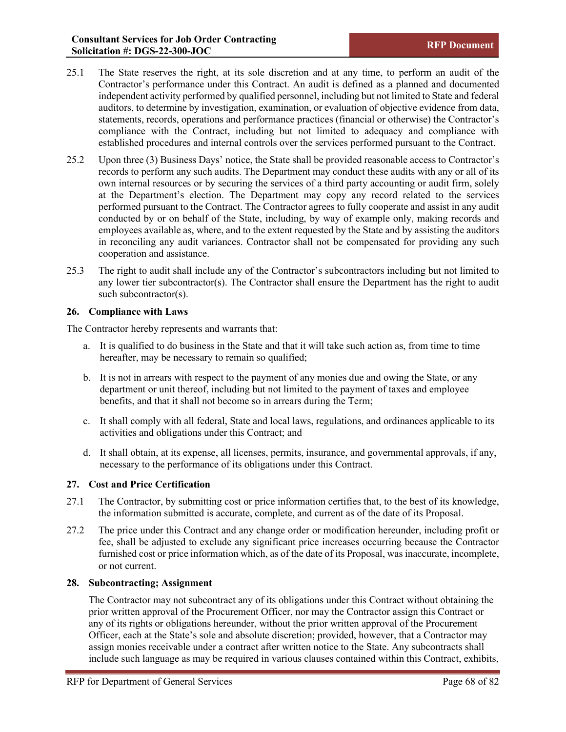25.1 The State reserves the right, at its sole discretion and at any time, to perform an audit of the Contractor's performance under this Contract. An audit is defined as a planned and documented independent activity performed by qualified personnel, including but not limited to State and federal auditors, to determine by investigation, examination, or evaluation of objective evidence from data, statements, records, operations and performance practices (financial or otherwise) the Contractor's compliance with the Contract, including but not limited to adequacy and compliance with established procedures and internal controls over the services performed pursuant to the Contract.

25.2 Upon three (3) Business Days' notice, the State shall be provided reasonable access to Contractor's records to perform any such audits. The Department may conduct these audits with any or all of its own internal resources or by securing the services of a third party accounting or audit firm, solely at the Department's election. The Department may copy any record related to the services performed pursuant to the Contract. The Contractor agrees to fully cooperate and assist in any audit conducted by or on behalf of the State, including, by way of example only, making records and employees available as, where, and to the extent requested by the State and by assisting the auditors in reconciling any audit variances. Contractor shall not be compensated for providing any such cooperation and assistance.

25.3 The right to audit shall include any of the Contractor's subcontractors including but not limited to any lower tier subcontractor(s). The Contractor shall ensure the Department has the right to audit such subcontractor(s).

### 26. Compliance with Laws

The Contractor hereby represents and warrants that:

a. It is qualified to do business in the State and that it will take such action as, from time to time hereafter, may be necessary to remain so qualified;

b. It is not in arrears with respect to the payment of any monies due and owing the State, or any department or unit thereof, including but not limited to the payment of taxes and employee benefits, and that it shall not become so in arrears during the Term;

c. It shall comply with all federal, State and local laws, regulations, and ordinances applicable to its activities and obligations under this Contract; and

d. It shall obtain, at its expense, all licenses, permits, insurance, and governmental approvals, if any, necessary to the performance of its obligations under this Contract.

### 27. Cost and Price Certification

27.1 The Contractor, by submitting cost or price information certifies that, to the best of its knowledge, the information submitted is accurate, complete, and current as of the date of its Proposal.

27.2 The price under this Contract and any change order or modification hereunder, including profit or fee, shall be adjusted to exclude any significant price increases occurring because the Contractor furnished cost or price information which, as of the date of its Proposal, was inaccurate, incomplete, or not current.

### 28. Subcontracting; Assignment

The Contractor may not subcontract any of its obligations under this Contract without obtaining the prior written approval of the Procurement Officer, nor may the Contractor assign this Contract or any of its rights or obligations hereunder, without the prior written approval of the Procurement Officer, each at the State's sole and absolute discretion; provided, however, that a Contractor may assign monies receivable under a contract after written notice to the State. Any subcontracts shall include such language as may be required in various clauses contained within this Contract, exhibits,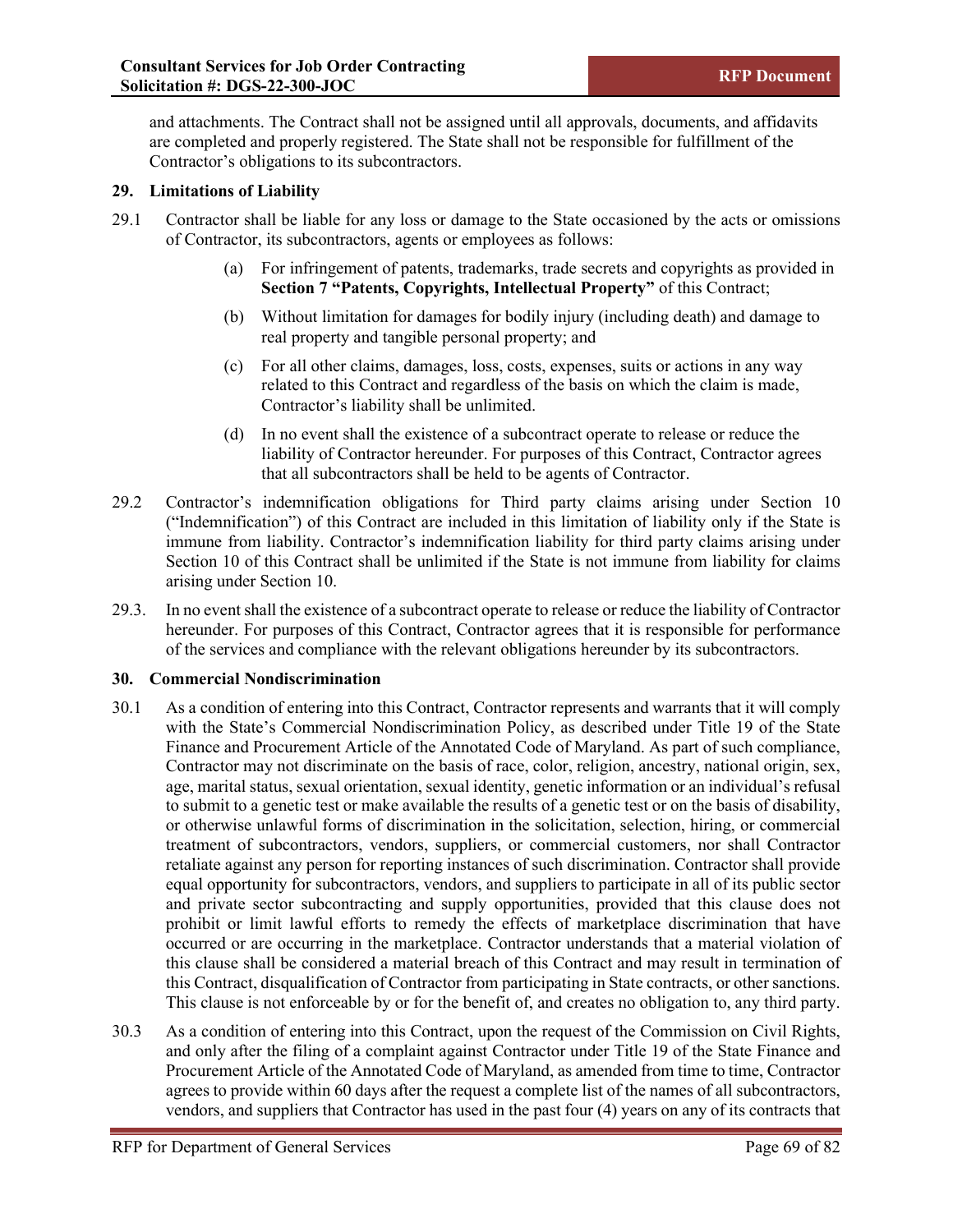and attachments. The Contract shall not be assigned until all approvals, documents, and affidavits are completed and properly registered. The State shall not be responsible for fulfillment of the Contractor's obligations to its subcontractors.

**29. Limitations of Liability**

29.1 Contractor shall be liable for any loss or damage to the State occasioned by the acts or omissions of Contractor, its subcontractors, agents or employees as follows:

(a) For infringement of patents, trademarks, trade secrets and copyrights as provided in **Section 7 "Patents, Copyrights, Intellectual Property"** of this Contract;

(b) Without limitation for damages for bodily injury (including death) and damage to real property and tangible personal property; and

(c) For all other claims, damages, loss, costs, expenses, suits or actions in any way related to this Contract and regardless of the basis on which the claim is made, Contractor's liability shall be unlimited.

(d) In no event shall the existence of a subcontract operate to release or reduce the liability of Contractor hereunder. For purposes of this Contract, Contractor agrees that all subcontractors shall be held to be agents of Contractor.

29.2 Contractor's indemnification obligations for Third party claims arising under Section 10 ("Indemnification") of this Contract are included in this limitation of liability only if the State is immune from liability. Contractor's indemnification liability for third party claims arising under Section 10 of this Contract shall be unlimited if the State is not immune from liability for claims arising under Section 10.

29.3. In no event shall the existence of a subcontract operate to release or reduce the liability of Contractor hereunder. For purposes of this Contract, Contractor agrees that it is responsible for performance of the services and compliance with the relevant obligations hereunder by its subcontractors.

**30. Commercial Nondiscrimination**

30.1 As a condition of entering into this Contract, Contractor represents and warrants that it will comply with the State's Commercial Nondiscrimination Policy, as described under Title 19 of the State Finance and Procurement Article of the Annotated Code of Maryland. As part of such compliance, Contractor may not discriminate on the basis of race, color, religion, ancestry, national origin, sex, age, marital status, sexual orientation, sexual identity, genetic information or an individual's refusal to submit to a genetic test or make available the results of a genetic test or on the basis of disability, or otherwise unlawful forms of discrimination in the solicitation, selection, hiring, or commercial treatment of subcontractors, vendors, suppliers, or commercial customers, nor shall Contractor retaliate against any person for reporting instances of such discrimination. Contractor shall provide equal opportunity for subcontractors, vendors, and suppliers to participate in all of its public sector and private sector subcontracting and supply opportunities, provided that this clause does not prohibit or limit lawful efforts to remedy the effects of marketplace discrimination that have occurred or are occurring in the marketplace. Contractor understands that a material violation of this clause shall be considered a material breach of this Contract and may result in termination of this Contract, disqualification of Contractor from participating in State contracts, or other sanctions. This clause is not enforceable by or for the benefit of, and creates no obligation to, any third party.

30.3 As a condition of entering into this Contract, upon the request of the Commission on Civil Rights, and only after the filing of a complaint against Contractor under Title 19 of the State Finance and Procurement Article of the Annotated Code of Maryland, as amended from time to time, Contractor agrees to provide within 60 days after the request a complete list of the names of all subcontractors, vendors, and suppliers that Contractor has used in the past four (4) years on any of its contracts that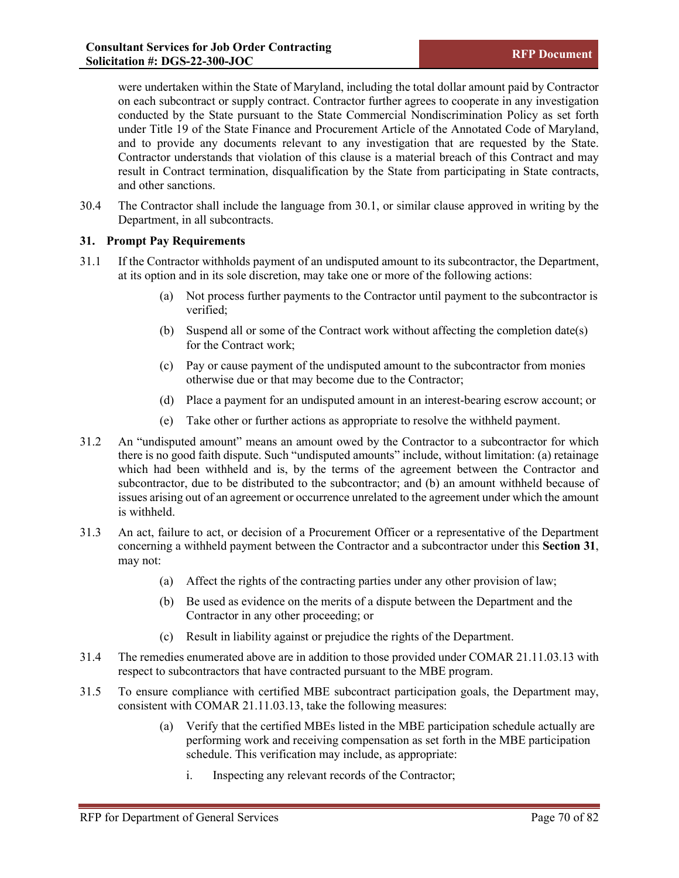were undertaken within the State of Maryland, including the total dollar amount paid by Contractor on each subcontract or supply contract. Contractor further agrees to cooperate in any investigation conducted by the State pursuant to the State Commercial Nondiscrimination Policy as set forth under Title 19 of the State Finance and Procurement Article of the Annotated Code of Maryland, and to provide any documents relevant to any investigation that are requested by the State. Contractor understands that violation of this clause is a material breach of this Contract and may result in Contract termination, disqualification by the State from participating in State contracts, and other sanctions.

30.4 The Contractor shall include the language from 30.1, or similar clause approved in writing by the Department, in all subcontracts.

### 31. Prompt Pay Requirements

31.1 If the Contractor withholds payment of an undisputed amount to its subcontractor, the Department, at its option and in its sole discretion, may take one or more of the following actions:

- (a) Not process further payments to the Contractor until payment to the subcontractor is verified;
- (b) Suspend all or some of the Contract work without affecting the completion date(s) for the Contract work;
- (c) Pay or cause payment of the undisputed amount to the subcontractor from monies otherwise due or that may become due to the Contractor;
- (d) Place a payment for an undisputed amount in an interest-bearing escrow account; or
- (e) Take other or further actions as appropriate to resolve the withheld payment.

31.2 An "undisputed amount" means an amount owed by the Contractor to a subcontractor for which there is no good faith dispute. Such "undisputed amounts" include, without limitation: (a) retainage which had been withheld and is, by the terms of the agreement between the Contractor and subcontractor, due to be distributed to the subcontractor; and (b) an amount withheld because of issues arising out of an agreement or occurrence unrelated to the agreement under which the amount is withheld.

31.3 An act, failure to act, or decision of a Procurement Officer or a representative of the Department concerning a withheld payment between the Contractor and a subcontractor under this **Section 31**, may not:

- (a) Affect the rights of the contracting parties under any other provision of law;
- (b) Be used as evidence on the merits of a dispute between the Department and the Contractor in any other proceeding; or
- (c) Result in liability against or prejudice the rights of the Department.

31.4 The remedies enumerated above are in addition to those provided under COMAR 21.11.03.13 with respect to subcontractors that have contracted pursuant to the MBE program.

31.5 To ensure compliance with certified MBE subcontract participation goals, the Department may, consistent with COMAR 21.11.03.13, take the following measures:

- (a) Verify that the certified MBEs listed in the MBE participation schedule actually are performing work and receiving compensation as set forth in the MBE participation schedule. This verification may include, as appropriate:
  - i. Inspecting any relevant records of the Contractor;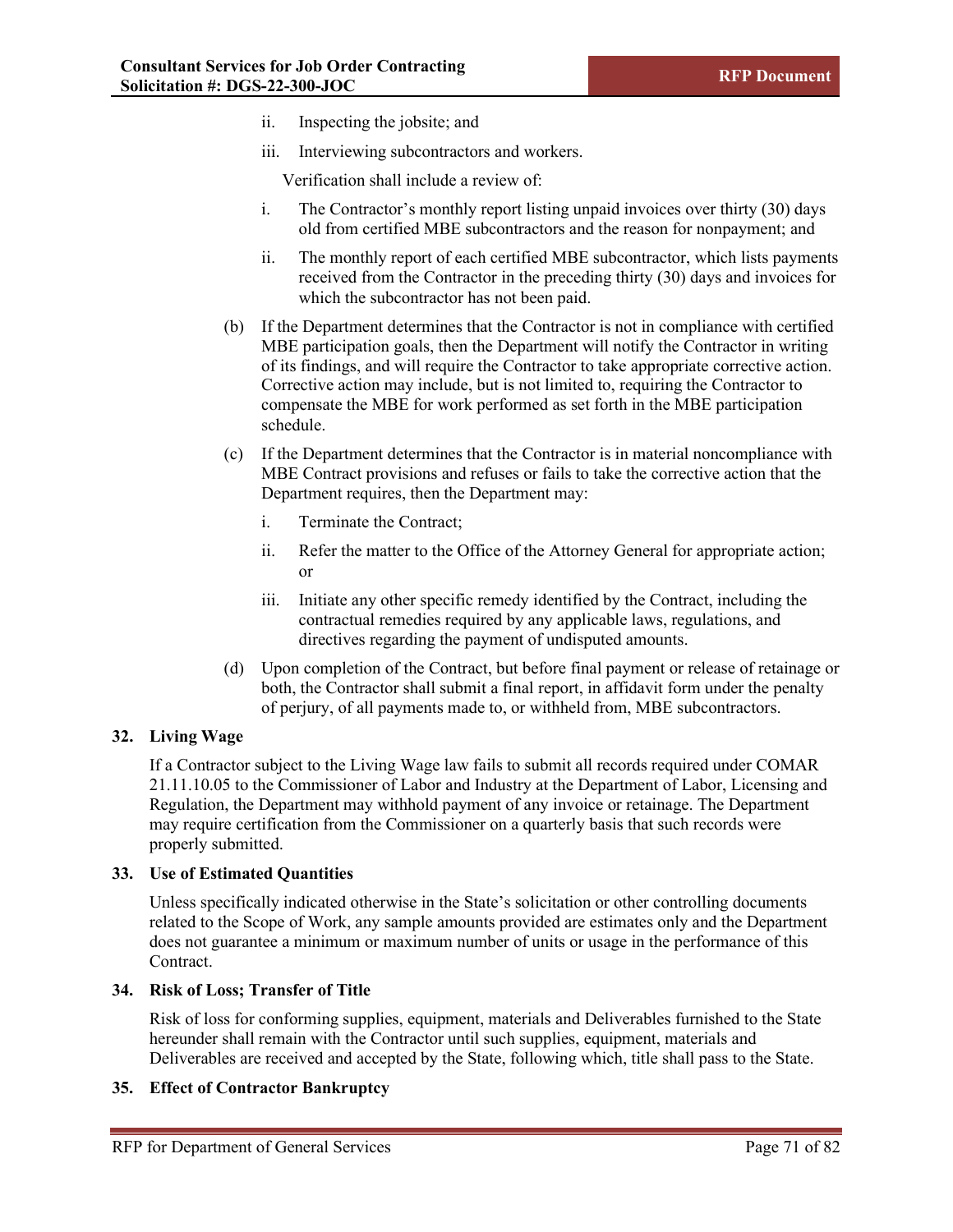ii. Inspecting the jobsite; and

iii. Interviewing subcontractors and workers.

Verification shall include a review of:

i. The Contractor's monthly report listing unpaid invoices over thirty (30) days old from certified MBE subcontractors and the reason for nonpayment; and

ii. The monthly report of each certified MBE subcontractor, which lists payments received from the Contractor in the preceding thirty (30) days and invoices for which the subcontractor has not been paid.

(b) If the Department determines that the Contractor is not in compliance with certified MBE participation goals, then the Department will notify the Contractor in writing of its findings, and will require the Contractor to take appropriate corrective action. Corrective action may include, but is not limited to, requiring the Contractor to compensate the MBE for work performed as set forth in the MBE participation schedule.

(c) If the Department determines that the Contractor is in material noncompliance with MBE Contract provisions and refuses or fails to take the corrective action that the Department requires, then the Department may:

i. Terminate the Contract;

ii. Refer the matter to the Office of the Attorney General for appropriate action; or

iii. Initiate any other specific remedy identified by the Contract, including the contractual remedies required by any applicable laws, regulations, and directives regarding the payment of undisputed amounts.

(d) Upon completion of the Contract, but before final payment or release of retainage or both, the Contractor shall submit a final report, in affidavit form under the penalty of perjury, of all payments made to, or withheld from, MBE subcontractors.

## 32. Living Wage

If a Contractor subject to the Living Wage law fails to submit all records required under COMAR 21.11.10.05 to the Commissioner of Labor and Industry at the Department of Labor, Licensing and Regulation, the Department may withhold payment of any invoice or retainage. The Department may require certification from the Commissioner on a quarterly basis that such records were properly submitted.

## 33. Use of Estimated Quantities

Unless specifically indicated otherwise in the State's solicitation or other controlling documents related to the Scope of Work, any sample amounts provided are estimates only and the Department does not guarantee a minimum or maximum number of units or usage in the performance of this Contract.

## 34. Risk of Loss; Transfer of Title

Risk of loss for conforming supplies, equipment, materials and Deliverables furnished to the State hereunder shall remain with the Contractor until such supplies, equipment, materials and Deliverables are received and accepted by the State, following which, title shall pass to the State.

## 35. Effect of Contractor Bankruptcy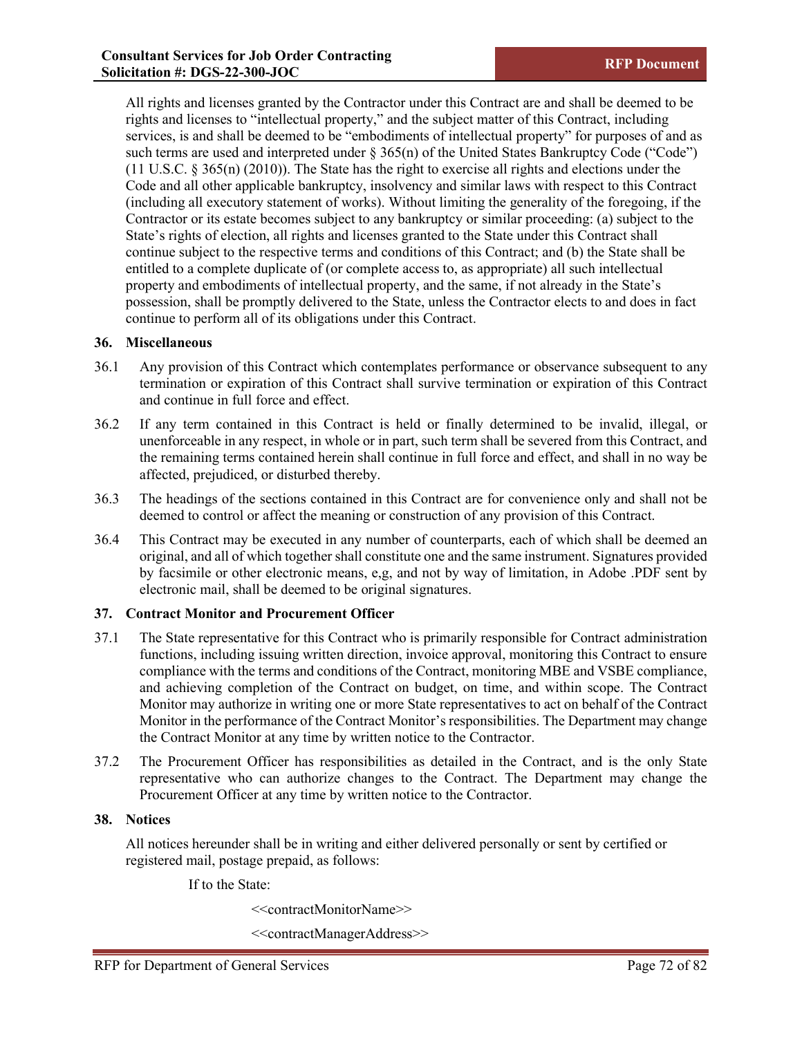All rights and licenses granted by the Contractor under this Contract are and shall be deemed to be rights and licenses to "intellectual property," and the subject matter of this Contract, including services, is and shall be deemed to be "embodiments of intellectual property" for purposes of and as such terms are used and interpreted under § 365(n) of the United States Bankruptcy Code ("Code") (11 U.S.C. § 365(n) (2010)). The State has the right to exercise all rights and elections under the Code and all other applicable bankruptcy, insolvency and similar laws with respect to this Contract (including all executory statement of works). Without limiting the generality of the foregoing, if the Contractor or its estate becomes subject to any bankruptcy or similar proceeding: (a) subject to the State's rights of election, all rights and licenses granted to the State under this Contract shall continue subject to the respective terms and conditions of this Contract; and (b) the State shall be entitled to a complete duplicate of (or complete access to, as appropriate) all such intellectual property and embodiments of intellectual property, and the same, if not already in the State's possession, shall be promptly delivered to the State, unless the Contractor elects to and does in fact continue to perform all of its obligations under this Contract.

**36. Miscellaneous**

36.1 Any provision of this Contract which contemplates performance or observance subsequent to any termination or expiration of this Contract shall survive termination or expiration of this Contract and continue in full force and effect.

36.2 If any term contained in this Contract is held or finally determined to be invalid, illegal, or unenforceable in any respect, in whole or in part, such term shall be severed from this Contract, and the remaining terms contained herein shall continue in full force and effect, and shall in no way be affected, prejudiced, or disturbed thereby.

36.3 The headings of the sections contained in this Contract are for convenience only and shall not be deemed to control or affect the meaning or construction of any provision of this Contract.

36.4 This Contract may be executed in any number of counterparts, each of which shall be deemed an original, and all of which together shall constitute one and the same instrument. Signatures provided by facsimile or other electronic means, e,g, and not by way of limitation, in Adobe .PDF sent by electronic mail, shall be deemed to be original signatures.

**37. Contract Monitor and Procurement Officer**

37.1 The State representative for this Contract who is primarily responsible for Contract administration functions, including issuing written direction, invoice approval, monitoring this Contract to ensure compliance with the terms and conditions of the Contract, monitoring MBE and VSBE compliance, and achieving completion of the Contract on budget, on time, and within scope. The Contract Monitor may authorize in writing one or more State representatives to act on behalf of the Contract Monitor in the performance of the Contract Monitor's responsibilities. The Department may change the Contract Monitor at any time by written notice to the Contractor.

37.2 The Procurement Officer has responsibilities as detailed in the Contract, and is the only State representative who can authorize changes to the Contract. The Department may change the Procurement Officer at any time by written notice to the Contractor.

**38. Notices**

All notices hereunder shall be in writing and either delivered personally or sent by certified or registered mail, postage prepaid, as follows:

If to the State:

<<contractMonitorName>>

<<contractManagerAddress>>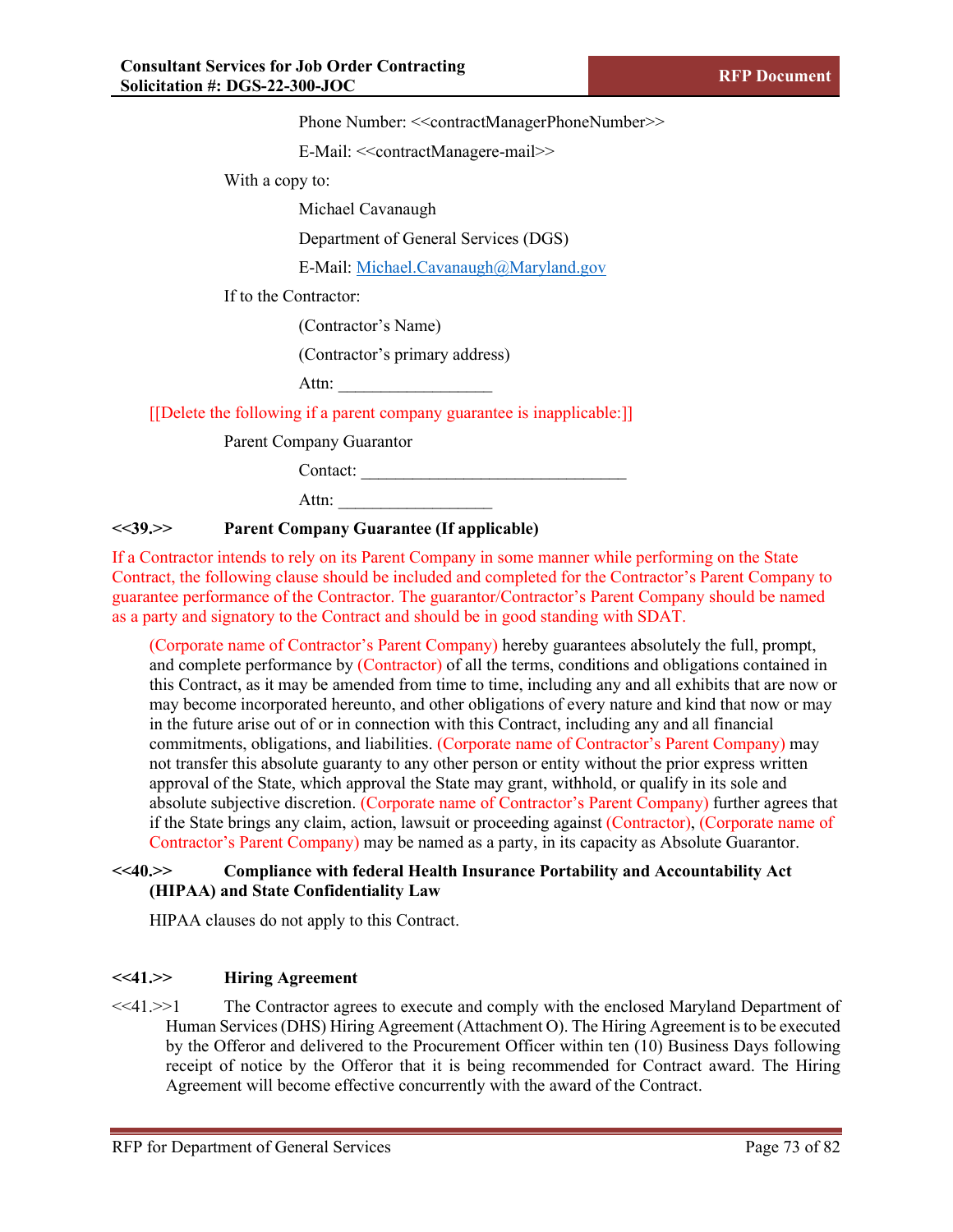Phone Number: <<contractManagerPhoneNumber>>

E-Mail: <<contractManagere-mail>>

With a copy to:

Michael Cavanaugh

Department of General Services (DGS)

E-Mail: Michael.Cavanaugh@Maryland.gov

If to the Contractor:

(Contractor's Name)

(Contractor's primary address)

Attn: __________________

[[Delete the following if a parent company guarantee is inapplicable:]]

Parent Company Guarantor

Contact: _______________________________

Attn: __________________

### <<39.>> Parent Company Guarantee (If applicable)

If a Contractor intends to rely on its Parent Company in some manner while performing on the State Contract, the following clause should be included and completed for the Contractor's Parent Company to guarantee performance of the Contractor. The guarantor/Contractor's Parent Company should be named as a party and signatory to the Contract and should be in good standing with SDAT.

(Corporate name of Contractor's Parent Company) hereby guarantees absolutely the full, prompt, and complete performance by (Contractor) of all the terms, conditions and obligations contained in this Contract, as it may be amended from time to time, including any and all exhibits that are now or may become incorporated hereunto, and other obligations of every nature and kind that now or may in the future arise out of or in connection with this Contract, including any and all financial commitments, obligations, and liabilities. (Corporate name of Contractor's Parent Company) may not transfer this absolute guaranty to any other person or entity without the prior express written approval of the State, which approval the State may grant, withhold, or qualify in its sole and absolute subjective discretion. (Corporate name of Contractor's Parent Company) further agrees that if the State brings any claim, action, lawsuit or proceeding against (Contractor), (Corporate name of Contractor's Parent Company) may be named as a party, in its capacity as Absolute Guarantor.

### <<40.>> Compliance with federal Health Insurance Portability and Accountability Act (HIPAA) and State Confidentiality Law

HIPAA clauses do not apply to this Contract.

### <<41.>> Hiring Agreement

<<41.>>1 The Contractor agrees to execute and comply with the enclosed Maryland Department of Human Services (DHS) Hiring Agreement (Attachment O). The Hiring Agreement is to be executed by the Offeror and delivered to the Procurement Officer within ten (10) Business Days following receipt of notice by the Offeror that it is being recommended for Contract award. The Hiring Agreement will become effective concurrently with the award of the Contract.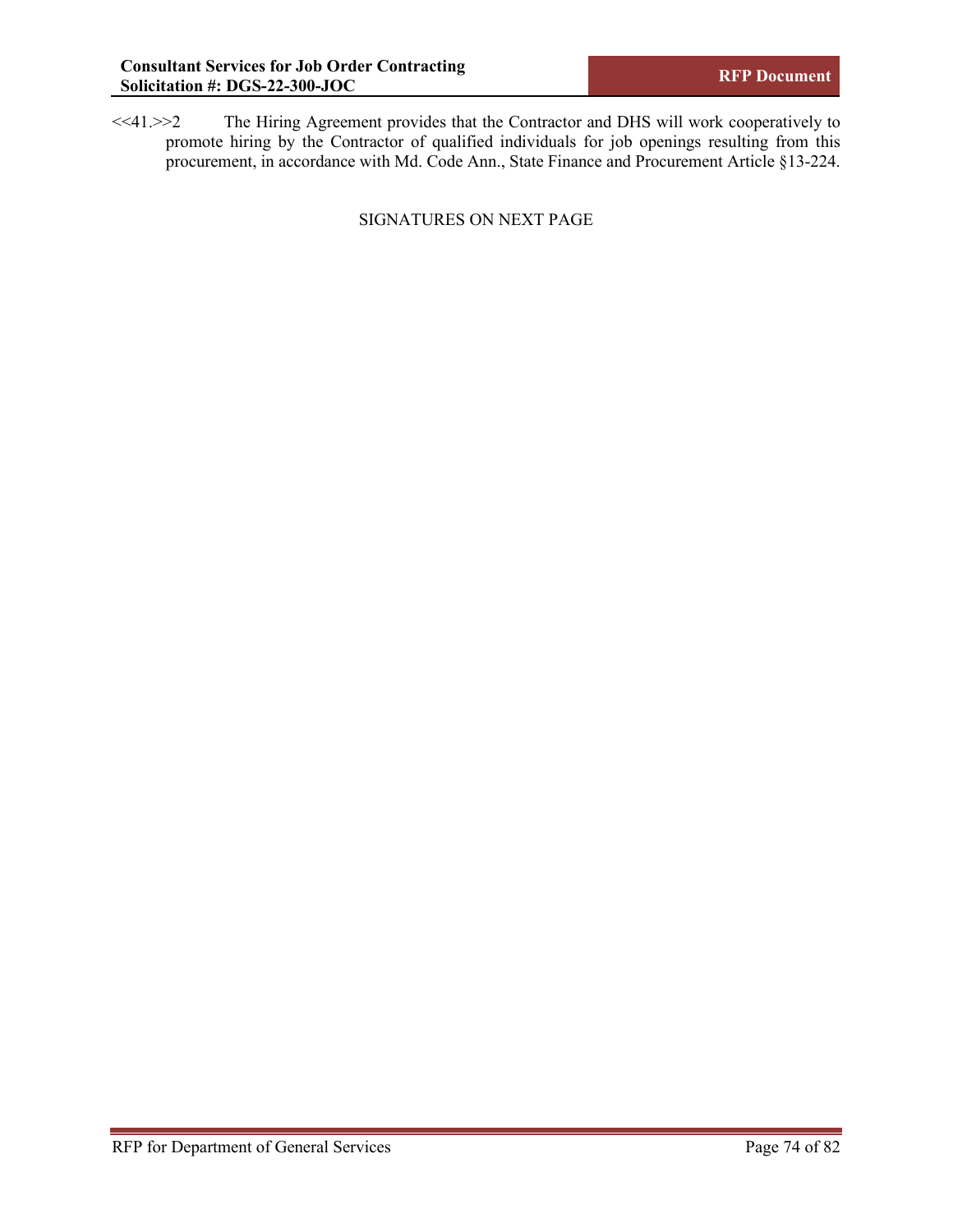<<41.>>2 The Hiring Agreement provides that the Contractor and DHS will work cooperatively to promote hiring by the Contractor of qualified individuals for job openings resulting from this procurement, in accordance with Md. Code Ann., State Finance and Procurement Article §13-224.

SIGNATURES ON NEXT PAGE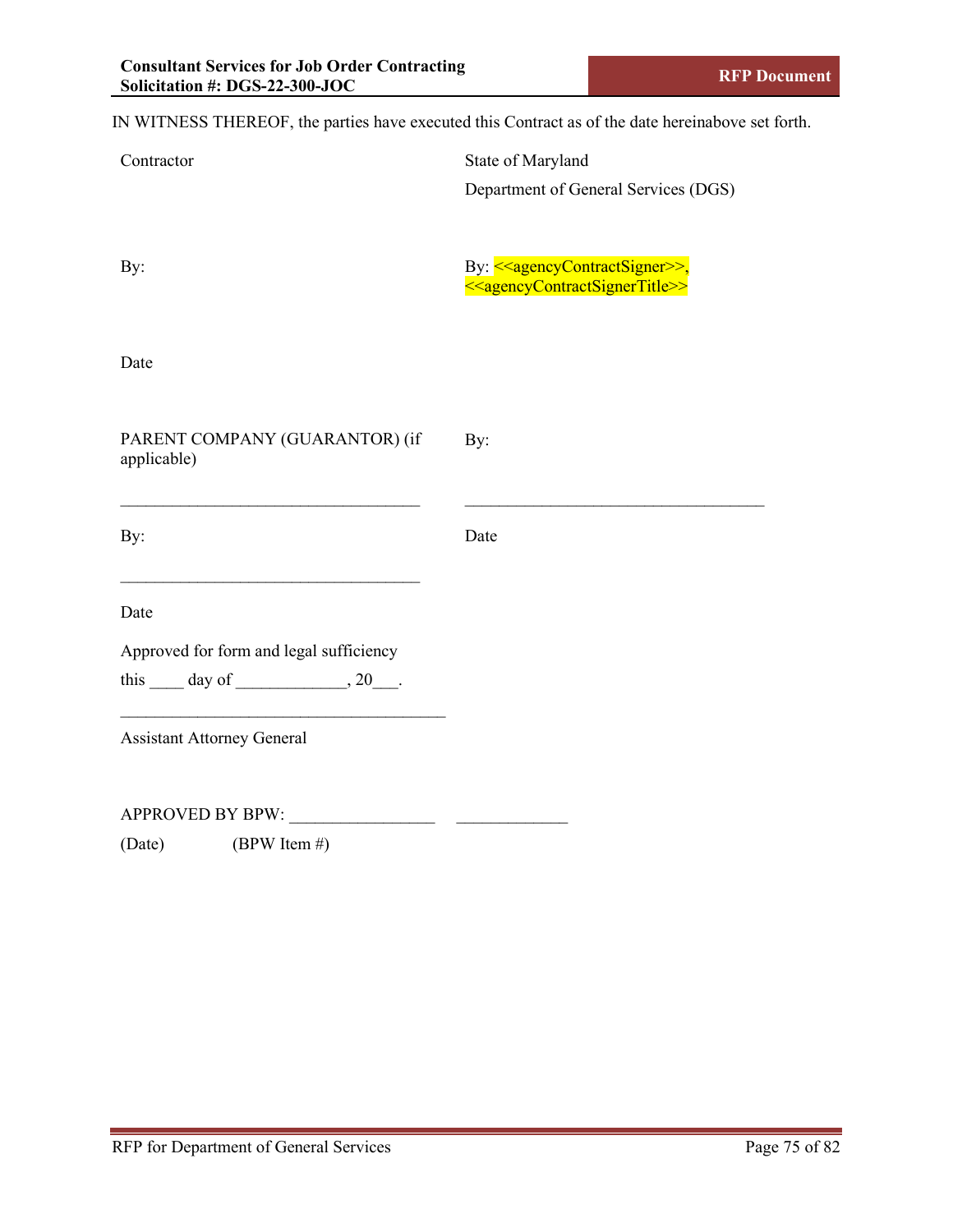IN WITNESS THEREOF, the parties have executed this Contract as of the date hereinabove set forth.

| Contractor | State of Maryland<br>Department of General Services (DGS) |
|---|---|
| By: | By: <<agencyContractSigner>>, <<agencyContractSignerTitle>> |
| Date | |
| PARENT COMPANY (GUARANTOR) (if applicable) | By: |
| ___________________________________ | ___________________________________ |
| By: | Date |
| ___________________________________ | |
| Date | |

Approved for form and legal sufficiency

this ____ day of _____________, 20___.

______________________________________

Assistant Attorney General

APPROVED BY BPW: _________________ _____________

(Date) (BPW Item #)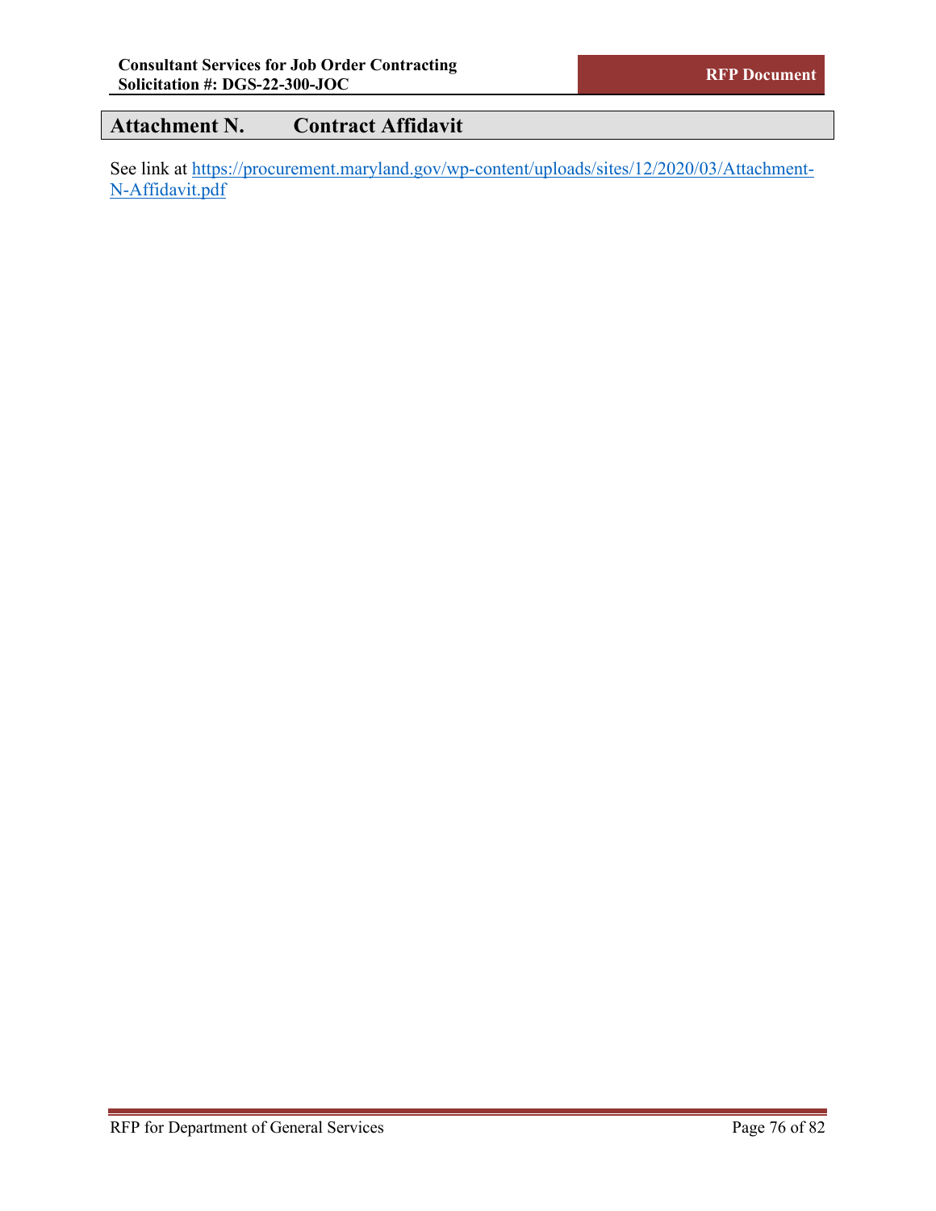# Attachment N. Contract Affidavit

See link at [https://procurement.maryland.gov/wp-content/uploads/sites/12/2020/03/Attachment-N-Affidavit.pdf](https://procurement.maryland.gov/wp-content/uploads/sites/12/2020/03/Attachment-N-Affidavit.pdf)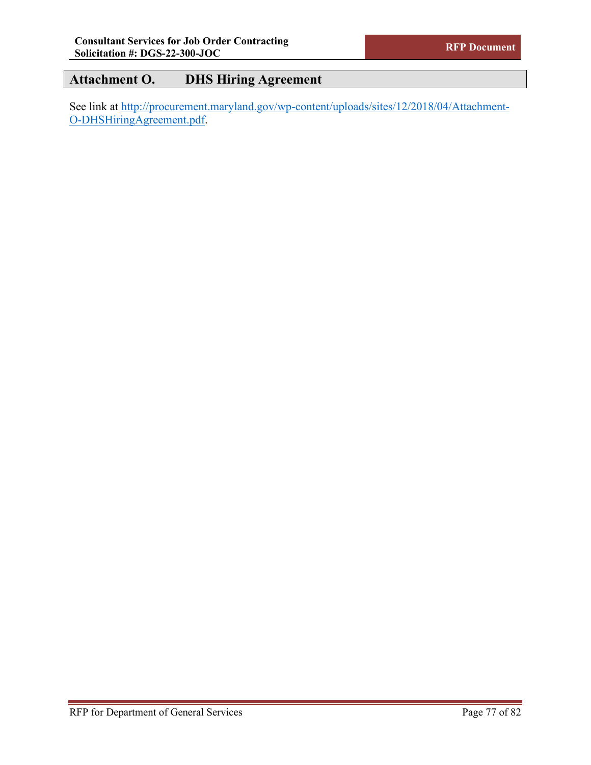## Attachment O. DHS Hiring Agreement

See link at [http://procurement.maryland.gov/wp-content/uploads/sites/12/2018/04/Attachment-O-DHSHiringAgreement.pdf](http://procurement.maryland.gov/wp-content/uploads/sites/12/2018/04/Attachment-O-DHSHiringAgreement.pdf).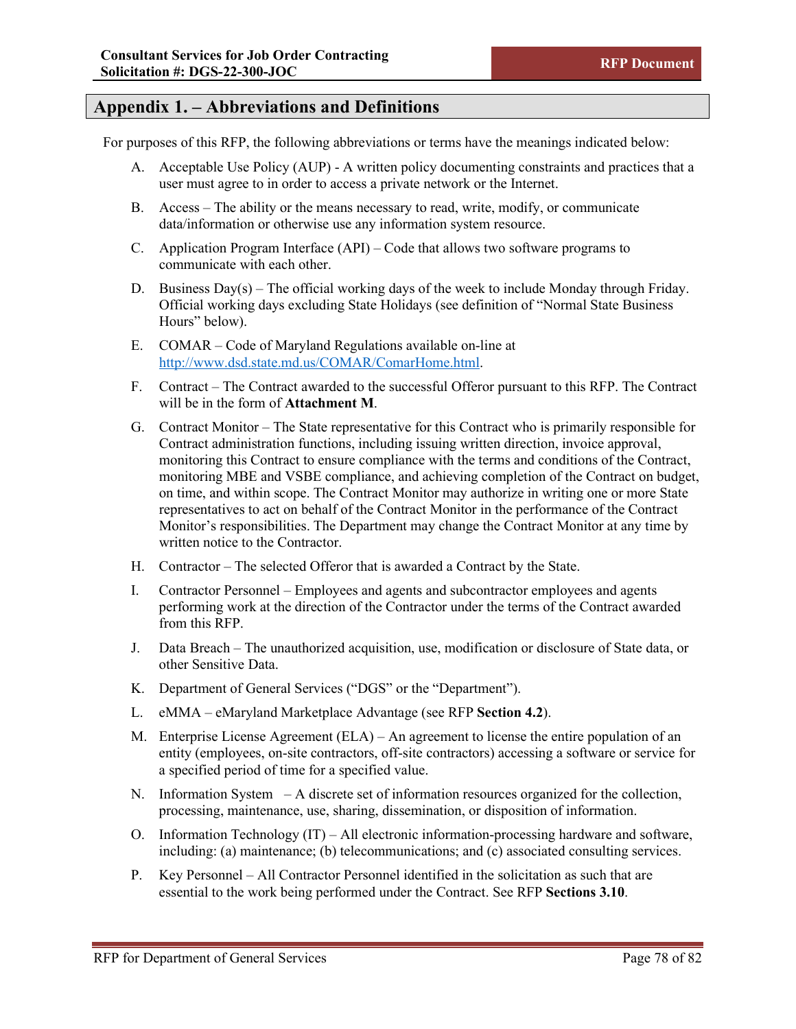## Appendix 1. – Abbreviations and Definitions

For purposes of this RFP, the following abbreviations or terms have the meanings indicated below:

A. Acceptable Use Policy (AUP) - A written policy documenting constraints and practices that a user must agree to in order to access a private network or the Internet.

B. Access – The ability or the means necessary to read, write, modify, or communicate data/information or otherwise use any information system resource.

C. Application Program Interface (API) – Code that allows two software programs to communicate with each other.

D. Business Day(s) – The official working days of the week to include Monday through Friday. Official working days excluding State Holidays (see definition of "Normal State Business Hours" below).

E. COMAR – Code of Maryland Regulations available on-line at http://www.dsd.state.md.us/COMAR/ComarHome.html.

F. Contract – The Contract awarded to the successful Offeror pursuant to this RFP. The Contract will be in the form of **Attachment M**.

G. Contract Monitor – The State representative for this Contract who is primarily responsible for Contract administration functions, including issuing written direction, invoice approval, monitoring this Contract to ensure compliance with the terms and conditions of the Contract, monitoring MBE and VSBE compliance, and achieving completion of the Contract on budget, on time, and within scope. The Contract Monitor may authorize in writing one or more State representatives to act on behalf of the Contract Monitor in the performance of the Contract Monitor's responsibilities. The Department may change the Contract Monitor at any time by written notice to the Contractor.

H. Contractor – The selected Offeror that is awarded a Contract by the State.

I. Contractor Personnel – Employees and agents and subcontractor employees and agents performing work at the direction of the Contractor under the terms of the Contract awarded from this RFP.

J. Data Breach – The unauthorized acquisition, use, modification or disclosure of State data, or other Sensitive Data.

K. Department of General Services ("DGS" or the "Department").

L. eMMA – eMaryland Marketplace Advantage (see RFP **Section 4.2**).

M. Enterprise License Agreement (ELA) – An agreement to license the entire population of an entity (employees, on-site contractors, off-site contractors) accessing a software or service for a specified period of time for a specified value.

N. Information System – A discrete set of information resources organized for the collection, processing, maintenance, use, sharing, dissemination, or disposition of information.

O. Information Technology (IT) – All electronic information-processing hardware and software, including: (a) maintenance; (b) telecommunications; and (c) associated consulting services.

P. Key Personnel – All Contractor Personnel identified in the solicitation as such that are essential to the work being performed under the Contract. See RFP **Sections 3.10**.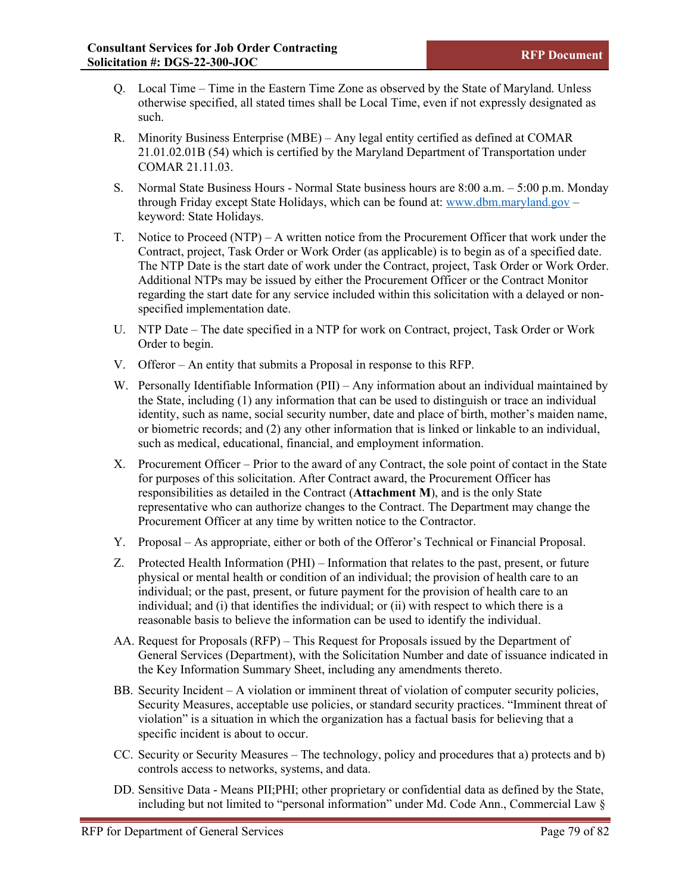Q. Local Time – Time in the Eastern Time Zone as observed by the State of Maryland. Unless otherwise specified, all stated times shall be Local Time, even if not expressly designated as such.

R. Minority Business Enterprise (MBE) – Any legal entity certified as defined at COMAR 21.01.02.01B (54) which is certified by the Maryland Department of Transportation under COMAR 21.11.03.

S. Normal State Business Hours - Normal State business hours are 8:00 a.m. – 5:00 p.m. Monday through Friday except State Holidays, which can be found at: [www.dbm.maryland.gov](http://www.dbm.maryland.gov) – keyword: State Holidays.

T. Notice to Proceed (NTP) – A written notice from the Procurement Officer that work under the Contract, project, Task Order or Work Order (as applicable) is to begin as of a specified date. The NTP Date is the start date of work under the Contract, project, Task Order or Work Order. Additional NTPs may be issued by either the Procurement Officer or the Contract Monitor regarding the start date for any service included within this solicitation with a delayed or non-specified implementation date.

U. NTP Date – The date specified in a NTP for work on Contract, project, Task Order or Work Order to begin.

V. Offeror – An entity that submits a Proposal in response to this RFP.

W. Personally Identifiable Information (PII) – Any information about an individual maintained by the State, including (1) any information that can be used to distinguish or trace an individual identity, such as name, social security number, date and place of birth, mother's maiden name, or biometric records; and (2) any other information that is linked or linkable to an individual, such as medical, educational, financial, and employment information.

X. Procurement Officer – Prior to the award of any Contract, the sole point of contact in the State for purposes of this solicitation. After Contract award, the Procurement Officer has responsibilities as detailed in the Contract (**Attachment M**), and is the only State representative who can authorize changes to the Contract. The Department may change the Procurement Officer at any time by written notice to the Contractor.

Y. Proposal – As appropriate, either or both of the Offeror's Technical or Financial Proposal.

Z. Protected Health Information (PHI) – Information that relates to the past, present, or future physical or mental health or condition of an individual; the provision of health care to an individual; or the past, present, or future payment for the provision of health care to an individual; and (i) that identifies the individual; or (ii) with respect to which there is a reasonable basis to believe the information can be used to identify the individual.

AA. Request for Proposals (RFP) – This Request for Proposals issued by the Department of General Services (Department), with the Solicitation Number and date of issuance indicated in the Key Information Summary Sheet, including any amendments thereto.

BB. Security Incident – A violation or imminent threat of violation of computer security policies, Security Measures, acceptable use policies, or standard security practices. "Imminent threat of violation" is a situation in which the organization has a factual basis for believing that a specific incident is about to occur.

CC. Security or Security Measures – The technology, policy and procedures that a) protects and b) controls access to networks, systems, and data.

DD. Sensitive Data - Means PII;PHI; other proprietary or confidential data as defined by the State, including but not limited to "personal information" under Md. Code Ann., Commercial Law §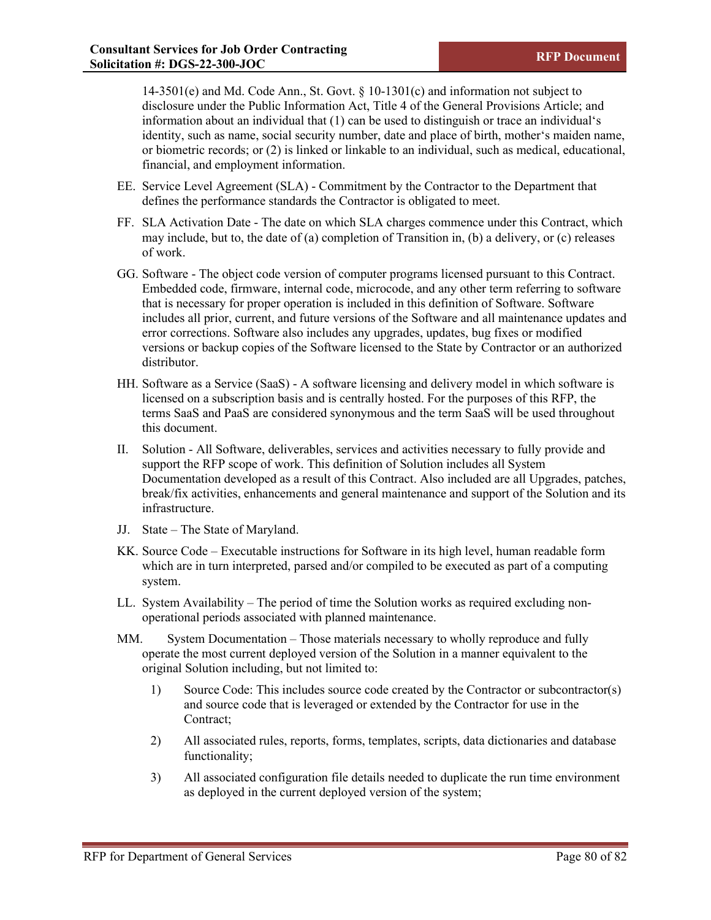14-3501(e) and Md. Code Ann., St. Govt. § 10-1301(c) and information not subject to disclosure under the Public Information Act, Title 4 of the General Provisions Article; and information about an individual that (1) can be used to distinguish or trace an individual's identity, such as name, social security number, date and place of birth, mother's maiden name, or biometric records; or (2) is linked or linkable to an individual, such as medical, educational, financial, and employment information.

EE. Service Level Agreement (SLA) - Commitment by the Contractor to the Department that defines the performance standards the Contractor is obligated to meet.

FF. SLA Activation Date - The date on which SLA charges commence under this Contract, which may include, but to, the date of (a) completion of Transition in, (b) a delivery, or (c) releases of work.

GG. Software - The object code version of computer programs licensed pursuant to this Contract. Embedded code, firmware, internal code, microcode, and any other term referring to software that is necessary for proper operation is included in this definition of Software. Software includes all prior, current, and future versions of the Software and all maintenance updates and error corrections. Software also includes any upgrades, updates, bug fixes or modified versions or backup copies of the Software licensed to the State by Contractor or an authorized distributor.

HH. Software as a Service (SaaS) - A software licensing and delivery model in which software is licensed on a subscription basis and is centrally hosted. For the purposes of this RFP, the terms SaaS and PaaS are considered synonymous and the term SaaS will be used throughout this document.

II. Solution - All Software, deliverables, services and activities necessary to fully provide and support the RFP scope of work. This definition of Solution includes all System Documentation developed as a result of this Contract. Also included are all Upgrades, patches, break/fix activities, enhancements and general maintenance and support of the Solution and its infrastructure.

JJ. State – The State of Maryland.

KK. Source Code – Executable instructions for Software in its high level, human readable form which are in turn interpreted, parsed and/or compiled to be executed as part of a computing system.

LL. System Availability – The period of time the Solution works as required excluding non-operational periods associated with planned maintenance.

MM. System Documentation – Those materials necessary to wholly reproduce and fully operate the most current deployed version of the Solution in a manner equivalent to the original Solution including, but not limited to:

1) Source Code: This includes source code created by the Contractor or subcontractor(s) and source code that is leveraged or extended by the Contractor for use in the Contract;

2) All associated rules, reports, forms, templates, scripts, data dictionaries and database functionality;

3) All associated configuration file details needed to duplicate the run time environment as deployed in the current deployed version of the system;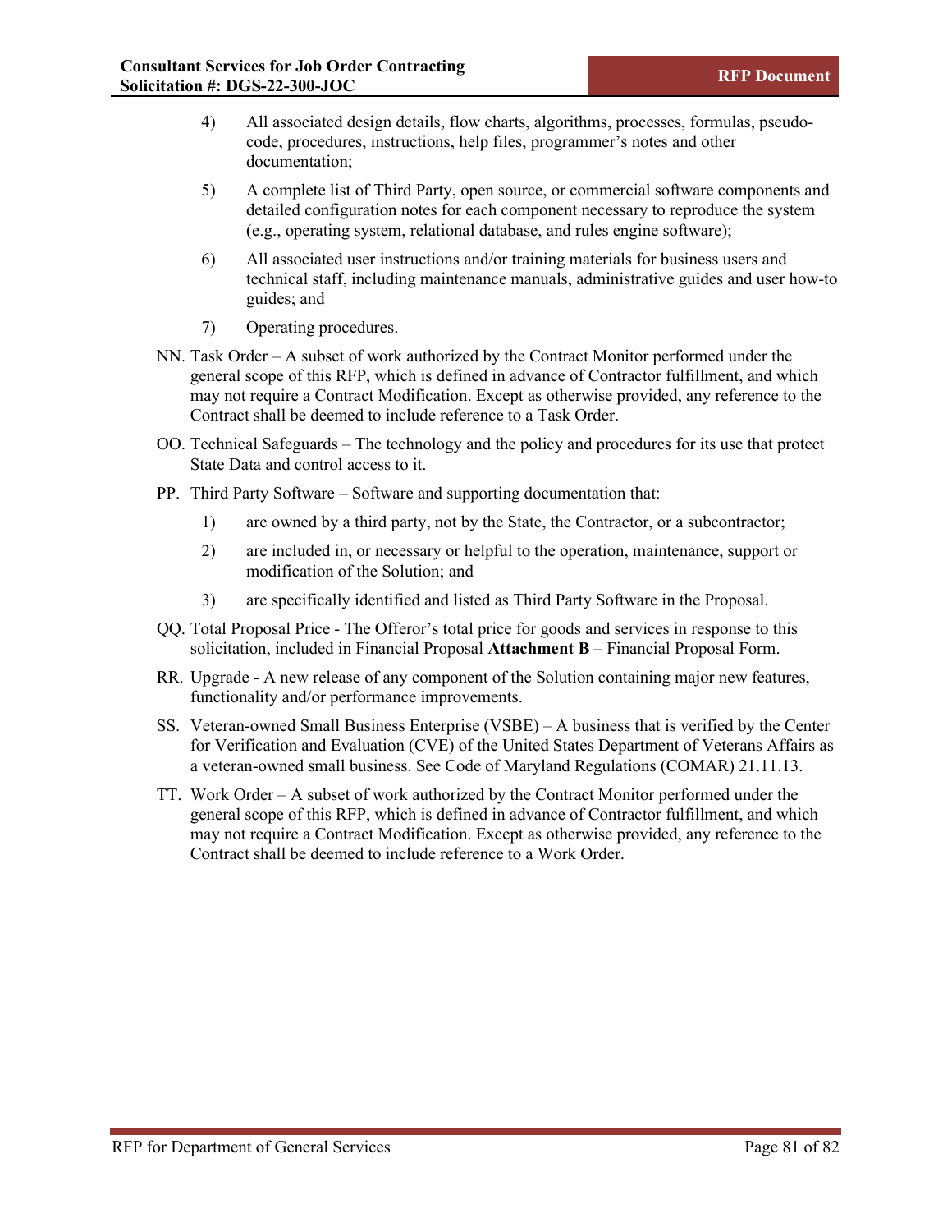4) All associated design details, flow charts, algorithms, processes, formulas, pseudo-code, procedures, instructions, help files, programmer's notes and other documentation;

5) A complete list of Third Party, open source, or commercial software components and detailed configuration notes for each component necessary to reproduce the system (e.g., operating system, relational database, and rules engine software);

6) All associated user instructions and/or training materials for business users and technical staff, including maintenance manuals, administrative guides and user how-to guides; and

7) Operating procedures.

NN. Task Order – A subset of work authorized by the Contract Monitor performed under the general scope of this RFP, which is defined in advance of Contractor fulfillment, and which may not require a Contract Modification. Except as otherwise provided, any reference to the Contract shall be deemed to include reference to a Task Order.

OO. Technical Safeguards – The technology and the policy and procedures for its use that protect State Data and control access to it.

PP. Third Party Software – Software and supporting documentation that:

1) are owned by a third party, not by the State, the Contractor, or a subcontractor;

2) are included in, or necessary or helpful to the operation, maintenance, support or modification of the Solution; and

3) are specifically identified and listed as Third Party Software in the Proposal.

QQ. Total Proposal Price - The Offeror's total price for goods and services in response to this solicitation, included in Financial Proposal **Attachment B** – Financial Proposal Form.

RR. Upgrade - A new release of any component of the Solution containing major new features, functionality and/or performance improvements.

SS. Veteran-owned Small Business Enterprise (VSBE) – A business that is verified by the Center for Verification and Evaluation (CVE) of the United States Department of Veterans Affairs as a veteran-owned small business. See Code of Maryland Regulations (COMAR) 21.11.13.

TT. Work Order – A subset of work authorized by the Contract Monitor performed under the general scope of this RFP, which is defined in advance of Contractor fulfillment, and which may not require a Contract Modification. Except as otherwise provided, any reference to the Contract shall be deemed to include reference to a Work Order.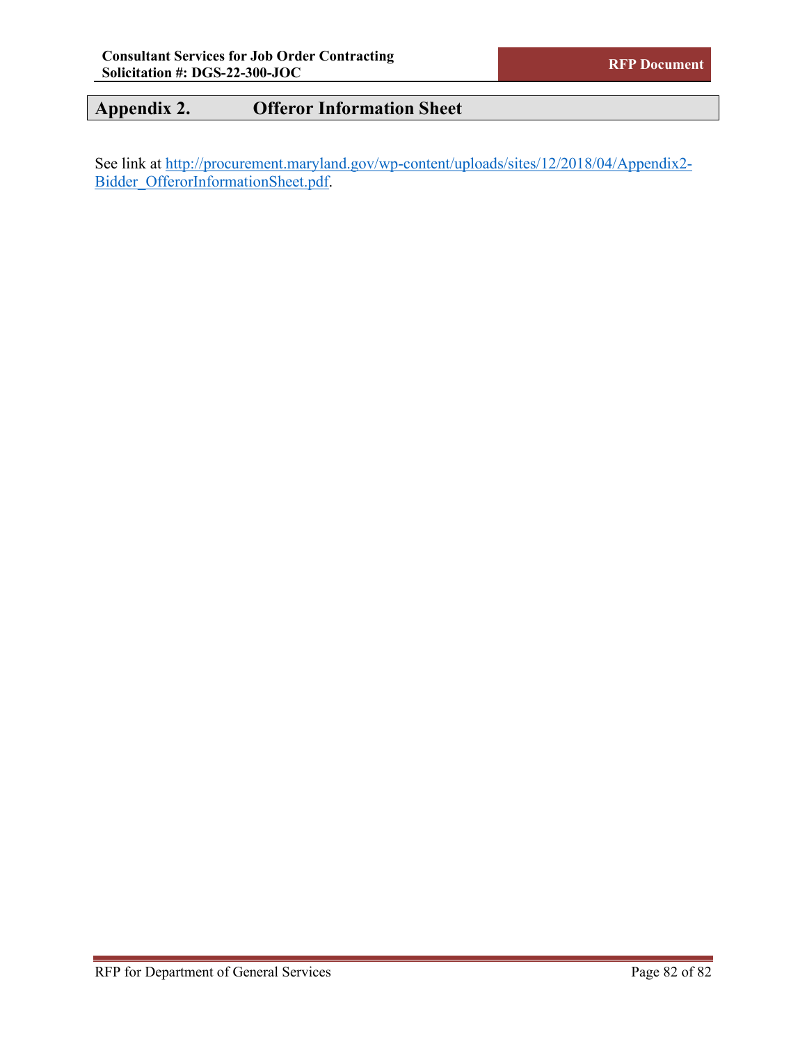## Appendix 2. Offeror Information Sheet

See link at [http://procurement.maryland.gov/wp-content/uploads/sites/12/2018/04/Appendix2-Bidder_OfferorInformationSheet.pdf](http://procurement.maryland.gov/wp-content/uploads/sites/12/2018/04/Appendix2-Bidder_OfferorInformationSheet.pdf).